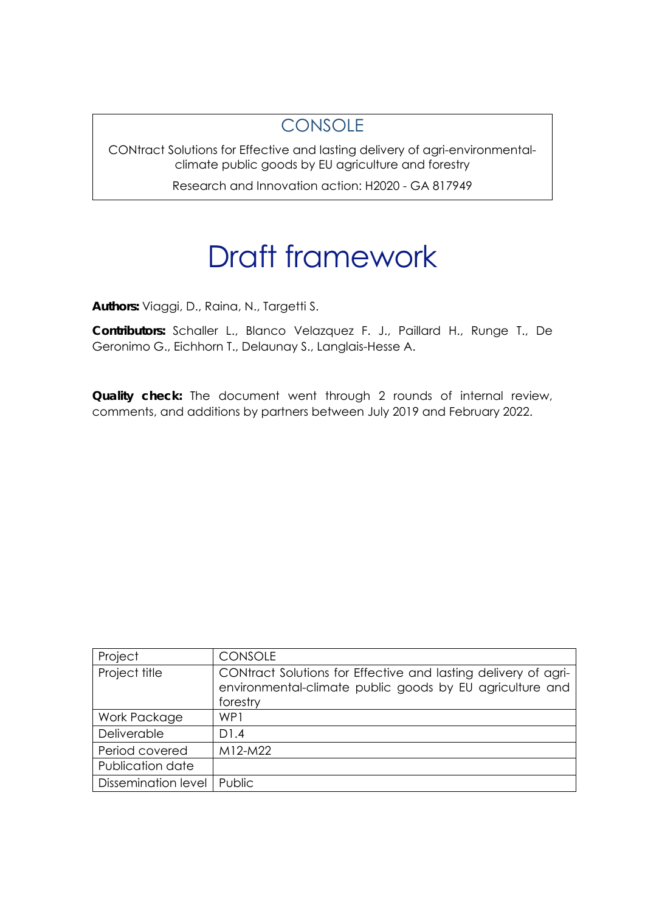CONSOLE

CONtract Solutions for Effective and lasting delivery of agri-environmental-climate public goods by EU agriculture and forestry

Research and Innovation action: H2020 - GA 817949

# Draft framework

**Authors:** Viaggi, D., Raina, N., Targetti S.

**Contributors:** Schaller L., Blanco Velazquez F. J., Paillard H., Runge T., De Geronimo G., Eichhorn T., Delaunay S., Langlais-Hesse A.

**Quality check:** The document went through 2 rounds of internal review, comments, and additions by partners between July 2019 and February 2022.

| Project | CONSOLE |
| --- | --- |
| Project title | CONtract Solutions for Effective and lasting delivery of agri-environmental-climate public goods by EU agriculture and forestry |
| Work Package | WP1 |
| Deliverable | D1.4 |
| Period covered | M12-M22 |
| Publication date | |
| Dissemination level | Public |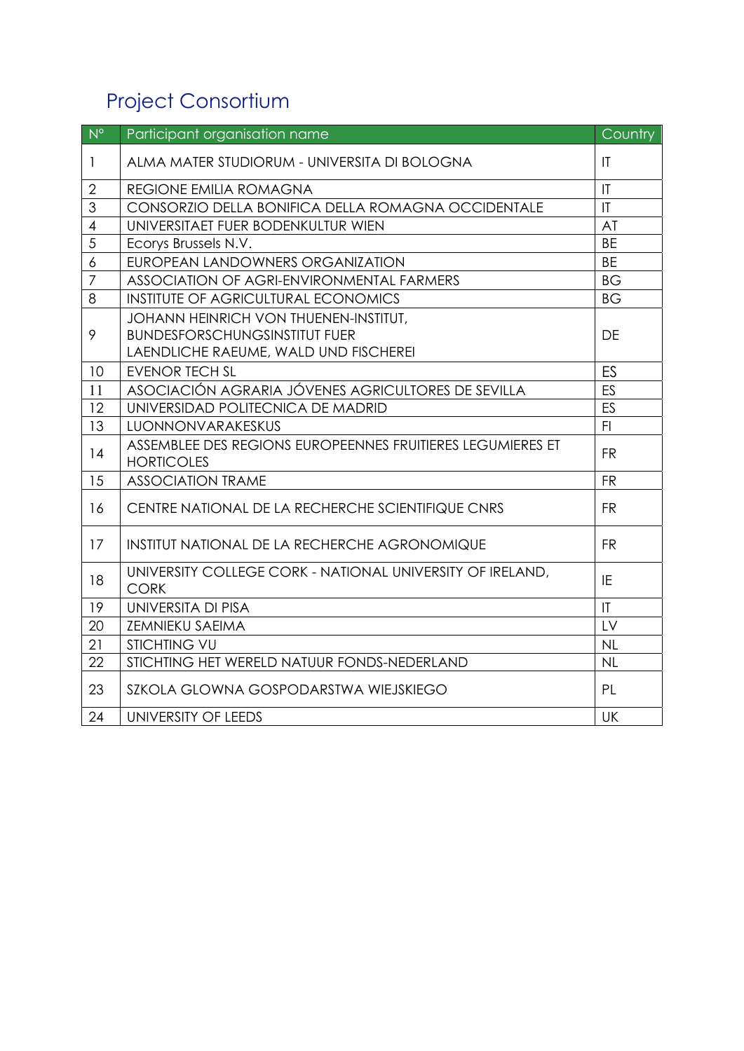# Project Consortium

| N° | Participant organisation name | Country |
|---|---|---|
| 1 | ALMA MATER STUDIORUM - UNIVERSITA DI BOLOGNA | IT |
| 2 | REGIONE EMILIA ROMAGNA | IT |
| 3 | CONSORZIO DELLA BONIFICA DELLA ROMAGNA OCCIDENTALE | IT |
| 4 | UNIVERSITAET FUER BODENKULTUR WIEN | AT |
| 5 | Ecorys Brussels N.V. | BE |
| 6 | EUROPEAN LANDOWNERS ORGANIZATION | BE |
| 7 | ASSOCIATION OF AGRI-ENVIRONMENTAL FARMERS | BG |
| 8 | INSTITUTE OF AGRICULTURAL ECONOMICS | BG |
| 9 | JOHANN HEINRICH VON THUENEN-INSTITUT, BUNDESFORSCHUNGSINSTITUT FUER LAENDLICHE RAEUME, WALD UND FISCHEREI | DE |
| 10 | EVENOR TECH SL | ES |
| 11 | ASOCIACIÓN AGRARIA JÓVENES AGRICULTORES DE SEVILLA | ES |
| 12 | UNIVERSIDAD POLITECNICA DE MADRID | ES |
| 13 | LUONNONVARAKESKUS | FI |
| 14 | ASSEMBLEE DES REGIONS EUROPEENNES FRUITIERES LEGUMIERES ET HORTICOLES | FR |
| 15 | ASSOCIATION TRAME | FR |
| 16 | CENTRE NATIONAL DE LA RECHERCHE SCIENTIFIQUE CNRS | FR |
| 17 | INSTITUT NATIONAL DE LA RECHERCHE AGRONOMIQUE | FR |
| 18 | UNIVERSITY COLLEGE CORK - NATIONAL UNIVERSITY OF IRELAND, CORK | IE |
| 19 | UNIVERSITA DI PISA | IT |
| 20 | ZEMNIEKU SAEIMA | LV |
| 21 | STICHTING VU | NL |
| 22 | STICHTING HET WERELD NATUUR FONDS-NEDERLAND | NL |
| 23 | SZKOLA GLOWNA GOSPODARSTWA WIEJSKIEGO | PL |
| 24 | UNIVERSITY OF LEEDS | UK |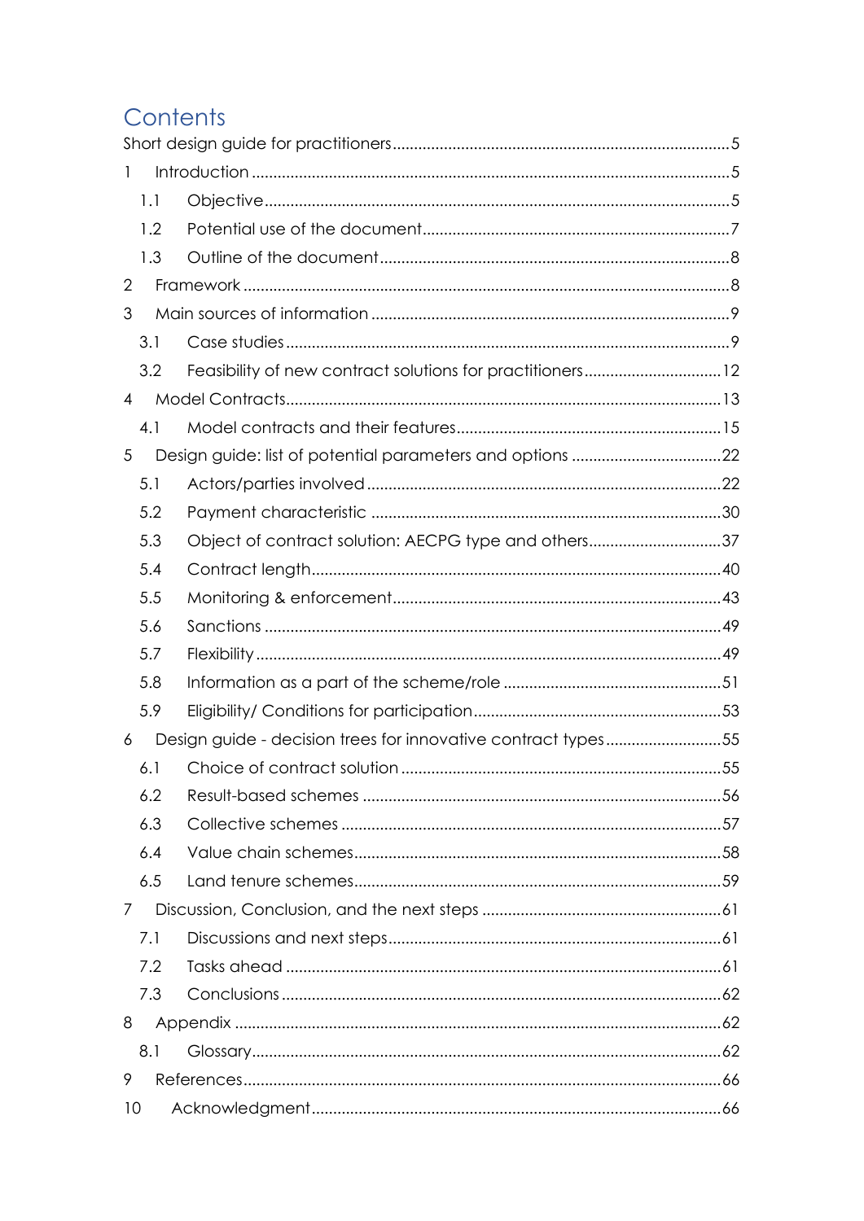# Contents

Short design guide for practitioners .......... 5

1 Introduction .......... 5

- 1.1 Objective .......... 5
- 1.2 Potential use of the document .......... 7
- 1.3 Outline of the document .......... 8

2 Framework .......... 8

3 Main sources of information .......... 9

- 3.1 Case studies .......... 9
- 3.2 Feasibility of new contract solutions for practitioners .......... 12

4 Model Contracts .......... 13

- 4.1 Model contracts and their features .......... 15

5 Design guide: list of potential parameters and options .......... 22

- 5.1 Actors/parties involved .......... 22
- 5.2 Payment characteristic .......... 30
- 5.3 Object of contract solution: AECPG type and others .......... 37
- 5.4 Contract length .......... 40
- 5.5 Monitoring & enforcement .......... 43
- 5.6 Sanctions .......... 49
- 5.7 Flexibility .......... 49
- 5.8 Information as a part of the scheme/role .......... 51
- 5.9 Eligibility/ Conditions for participation .......... 53

6 Design guide - decision trees for innovative contract types .......... 55

- 6.1 Choice of contract solution .......... 55
- 6.2 Result-based schemes .......... 56
- 6.3 Collective schemes .......... 57
- 6.4 Value chain schemes .......... 58
- 6.5 Land tenure schemes .......... 59

7 Discussion, Conclusion, and the next steps .......... 61

- 7.1 Discussions and next steps .......... 61
- 7.2 Tasks ahead .......... 61
- 7.3 Conclusions .......... 62

8 Appendix .......... 62

- 8.1 Glossary .......... 62

9 References .......... 66

10 Acknowledgment .......... 66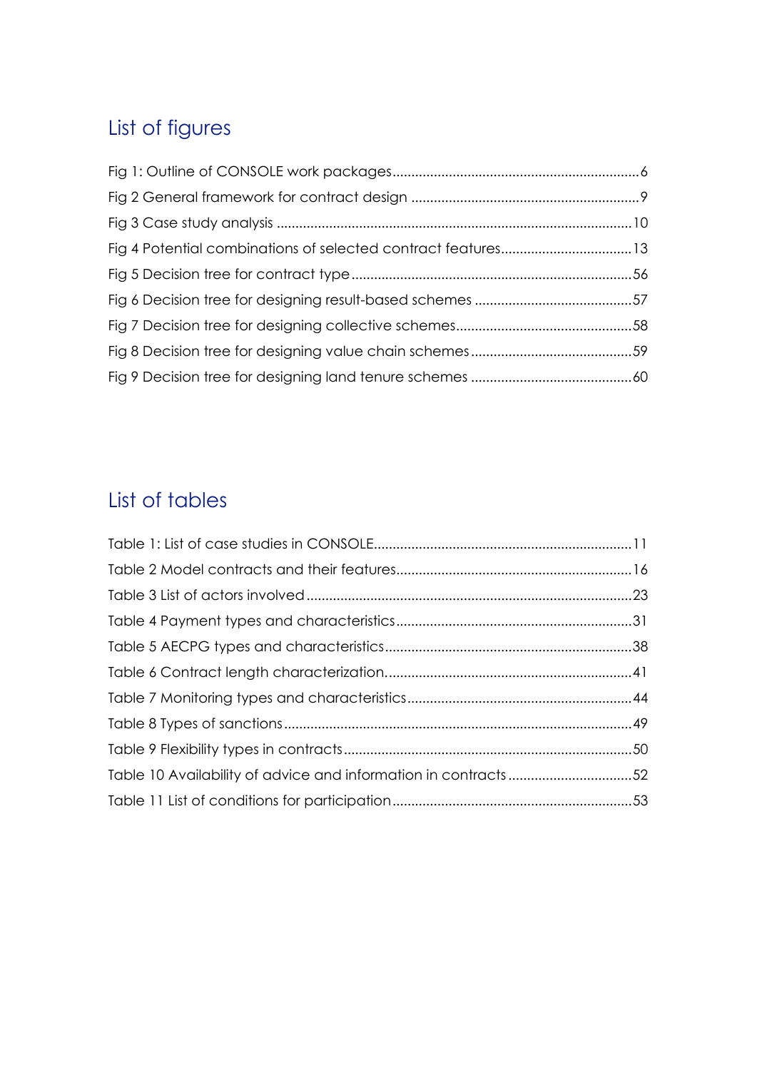## List of figures

Fig 1: Outline of CONSOLE work packages .....6
Fig 2 General framework for contract design .....9
Fig 3 Case study analysis .....10
Fig 4 Potential combinations of selected contract features .....13
Fig 5 Decision tree for contract type .....56
Fig 6 Decision tree for designing result-based schemes .....57
Fig 7 Decision tree for designing collective schemes .....58
Fig 8 Decision tree for designing value chain schemes .....59
Fig 9 Decision tree for designing land tenure schemes .....60

## List of tables

Table 1: List of case studies in CONSOLE .....11
Table 2 Model contracts and their features .....16
Table 3 List of actors involved .....23
Table 4 Payment types and characteristics .....31
Table 5 AECPG types and characteristics .....38
Table 6 Contract length characterization. .....41
Table 7 Monitoring types and characteristics .....44
Table 8 Types of sanctions .....49
Table 9 Flexibility types in contracts .....50
Table 10 Availability of advice and information in contracts .....52
Table 11 List of conditions for participation .....53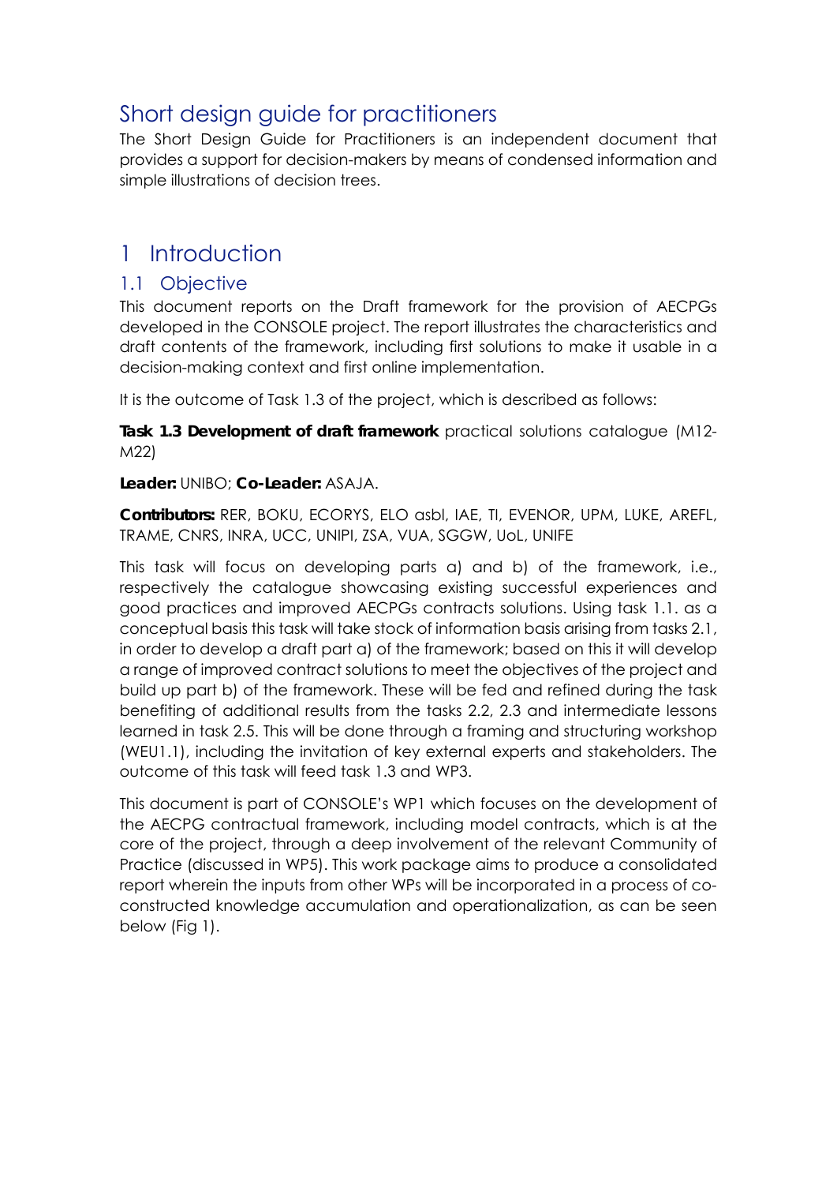## Short design guide for practitioners

The Short Design Guide for Practitioners is an independent document that provides a support for decision-makers by means of condensed information and simple illustrations of decision trees.

# 1 Introduction

## 1.1 Objective

This document reports on the Draft framework for the provision of AECPGs developed in the CONSOLE project. The report illustrates the characteristics and draft contents of the framework, including first solutions to make it usable in a decision-making context and first online implementation.

It is the outcome of Task 1.3 of the project, which is described as follows:

**Task 1.3 Development of draft framework** practical solutions catalogue (M12-M22)

**Leader:** UNIBO; **Co-Leader:** ASAJA.

**Contributors:** RER, BOKU, ECORYS, ELO asbl, IAE, TI, EVENOR, UPM, LUKE, AREFL, TRAME, CNRS, INRA, UCC, UNIPI, ZSA, VUA, SGGW, UoL, UNIFE

This task will focus on developing parts a) and b) of the framework, i.e., respectively the catalogue showcasing existing successful experiences and good practices and improved AECPGs contracts solutions. Using task 1.1. as a conceptual basis this task will take stock of information basis arising from tasks 2.1, in order to develop a draft part a) of the framework; based on this it will develop a range of improved contract solutions to meet the objectives of the project and build up part b) of the framework. These will be fed and refined during the task benefiting of additional results from the tasks 2.2, 2.3 and intermediate lessons learned in task 2.5. This will be done through a framing and structuring workshop (WEU1.1), including the invitation of key external experts and stakeholders. The outcome of this task will feed task 1.3 and WP3.

This document is part of CONSOLE's WP1 which focuses on the development of the AECPG contractual framework, including model contracts, which is at the core of the project, through a deep involvement of the relevant Community of Practice (discussed in WP5). This work package aims to produce a consolidated report wherein the inputs from other WPs will be incorporated in a process of co-constructed knowledge accumulation and operationalization, as can be seen below (Fig 1).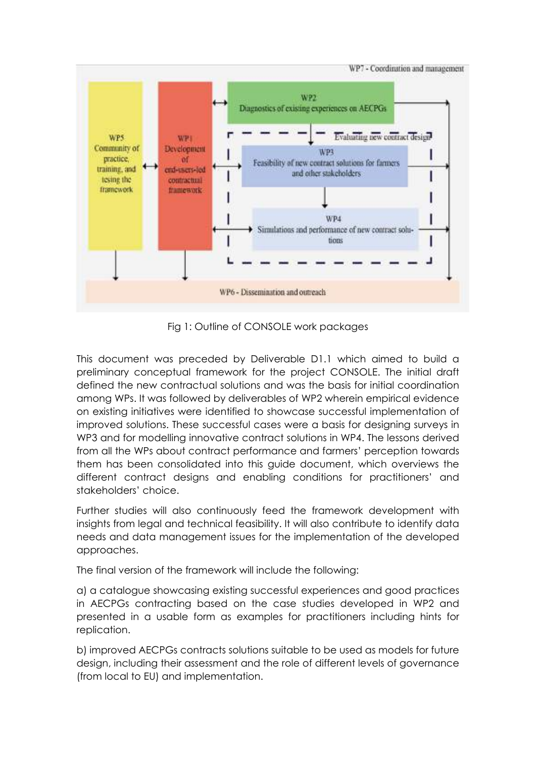Fig 1: Outline of CONSOLE work packages

This document was preceded by Deliverable D1.1 which aimed to build a preliminary conceptual framework for the project CONSOLE. The initial draft defined the new contractual solutions and was the basis for initial coordination among WPs. It was followed by deliverables of WP2 wherein empirical evidence on existing initiatives were identified to showcase successful implementation of improved solutions. These successful cases were a basis for designing surveys in WP3 and for modelling innovative contract solutions in WP4. The lessons derived from all the WPs about contract performance and farmers' perception towards them has been consolidated into this guide document, which overviews the different contract designs and enabling conditions for practitioners' and stakeholders' choice.

Further studies will also continuously feed the framework development with insights from legal and technical feasibility. It will also contribute to identify data needs and data management issues for the implementation of the developed approaches.

The final version of the framework will include the following:

a) a catalogue showcasing existing successful experiences and good practices in AECPGs contracting based on the case studies developed in WP2 and presented in a usable form as examples for practitioners including hints for replication.

b) improved AECPGs contracts solutions suitable to be used as models for future design, including their assessment and the role of different levels of governance (from local to EU) and implementation.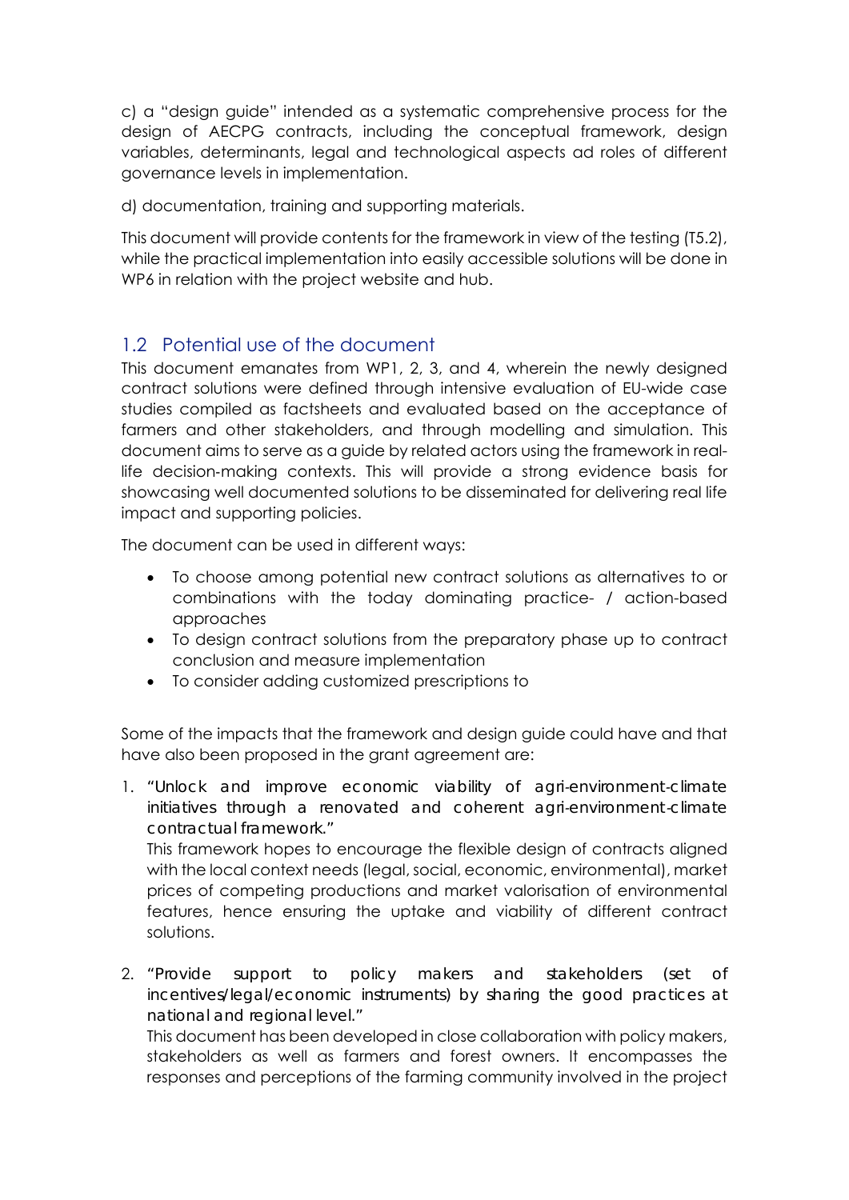c) a "design guide" intended as a systematic comprehensive process for the design of AECPG contracts, including the conceptual framework, design variables, determinants, legal and technological aspects ad roles of different governance levels in implementation.

d) documentation, training and supporting materials.

This document will provide contents for the framework in view of the testing (T5.2), while the practical implementation into easily accessible solutions will be done in WP6 in relation with the project website and hub.

## 1.2 Potential use of the document

This document emanates from WP1, 2, 3, and 4, wherein the newly designed contract solutions were defined through intensive evaluation of EU-wide case studies compiled as factsheets and evaluated based on the acceptance of farmers and other stakeholders, and through modelling and simulation. This document aims to serve as a guide by related actors using the framework in real-life decision-making contexts. This will provide a strong evidence basis for showcasing well documented solutions to be disseminated for delivering real life impact and supporting policies.

The document can be used in different ways:

- To choose among potential new contract solutions as alternatives to or combinations with the today dominating practice- / action-based approaches
- To design contract solutions from the preparatory phase up to contract conclusion and measure implementation
- To consider adding customized prescriptions to

Some of the impacts that the framework and design guide could have and that have also been proposed in the grant agreement are:

1. *"Unlock and improve economic viability of agri-environment-climate initiatives through a renovated and coherent agri-environment-climate contractual framework."*
   This framework hopes to encourage the flexible design of contracts aligned with the local context needs (legal, social, economic, environmental), market prices of competing productions and market valorisation of environmental features, hence ensuring the uptake and viability of different contract solutions.

2. *"Provide support to policy makers and stakeholders (set of incentives/legal/economic instruments) by sharing the good practices at national and regional level."*
   This document has been developed in close collaboration with policy makers, stakeholders as well as farmers and forest owners. It encompasses the responses and perceptions of the farming community involved in the project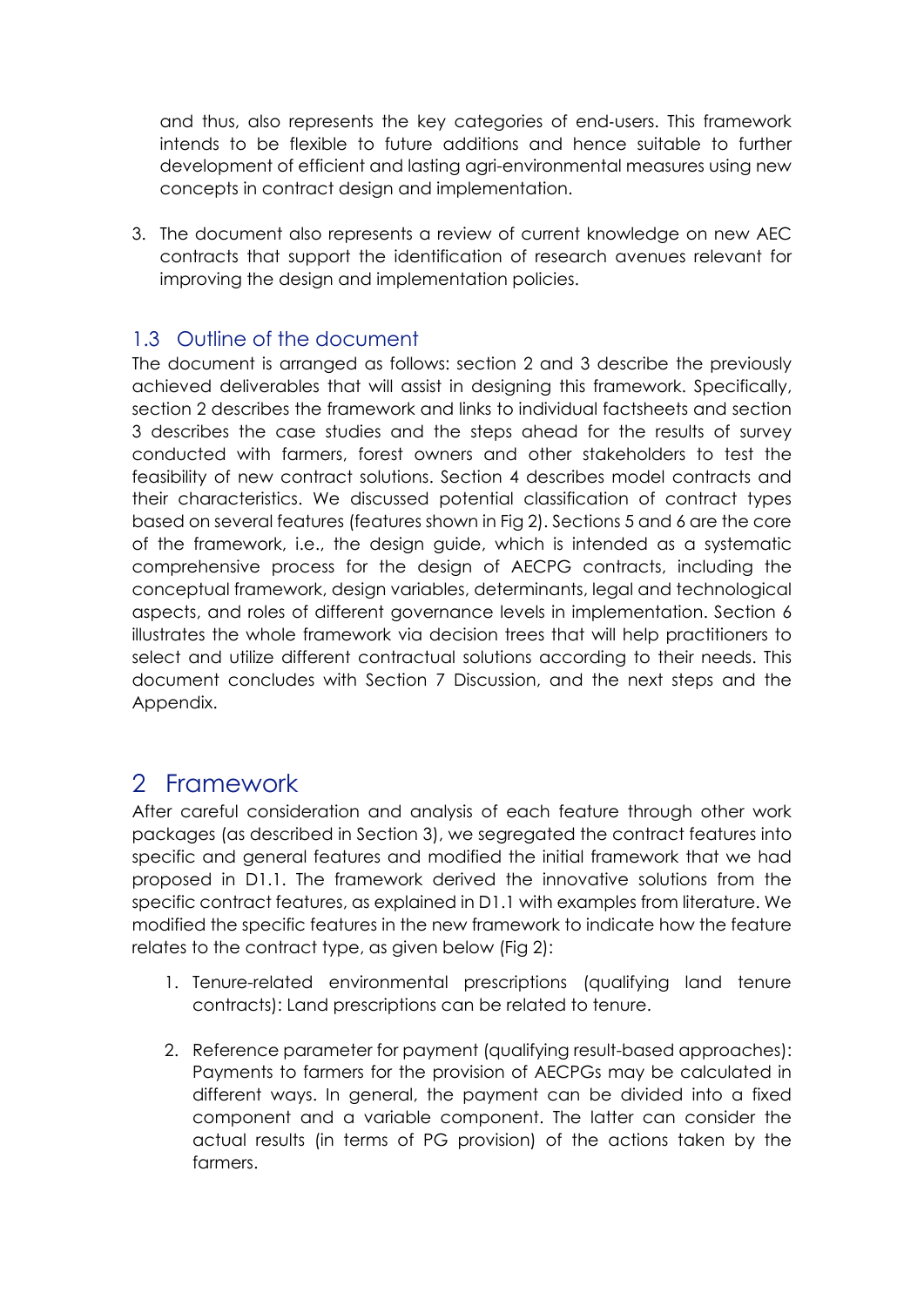and thus, also represents the key categories of end-users. This framework intends to be flexible to future additions and hence suitable to further development of efficient and lasting agri-environmental measures using new concepts in contract design and implementation.

3. The document also represents a review of current knowledge on new AEC contracts that support the identification of research avenues relevant for improving the design and implementation policies.

## 1.3 Outline of the document

The document is arranged as follows: section 2 and 3 describe the previously achieved deliverables that will assist in designing this framework. Specifically, section 2 describes the framework and links to individual factsheets and section 3 describes the case studies and the steps ahead for the results of survey conducted with farmers, forest owners and other stakeholders to test the feasibility of new contract solutions. Section 4 describes model contracts and their characteristics. We discussed potential classification of contract types based on several features (features shown in Fig 2). Sections 5 and 6 are the core of the framework, i.e., the design guide, which is intended as a systematic comprehensive process for the design of AECPG contracts, including the conceptual framework, design variables, determinants, legal and technological aspects, and roles of different governance levels in implementation. Section 6 illustrates the whole framework via decision trees that will help practitioners to select and utilize different contractual solutions according to their needs. This document concludes with Section 7 Discussion, and the next steps and the Appendix.

# 2 Framework

After careful consideration and analysis of each feature through other work packages (as described in Section 3), we segregated the contract features into specific and general features and modified the initial framework that we had proposed in D1.1. The framework derived the innovative solutions from the specific contract features, as explained in D1.1 with examples from literature. We modified the specific features in the new framework to indicate how the feature relates to the contract type, as given below (Fig 2):

1. Tenure-related environmental prescriptions (qualifying land tenure contracts): Land prescriptions can be related to tenure.

2. Reference parameter for payment (qualifying result-based approaches): Payments to farmers for the provision of AECPGs may be calculated in different ways. In general, the payment can be divided into a fixed component and a variable component. The latter can consider the actual results (in terms of PG provision) of the actions taken by the farmers.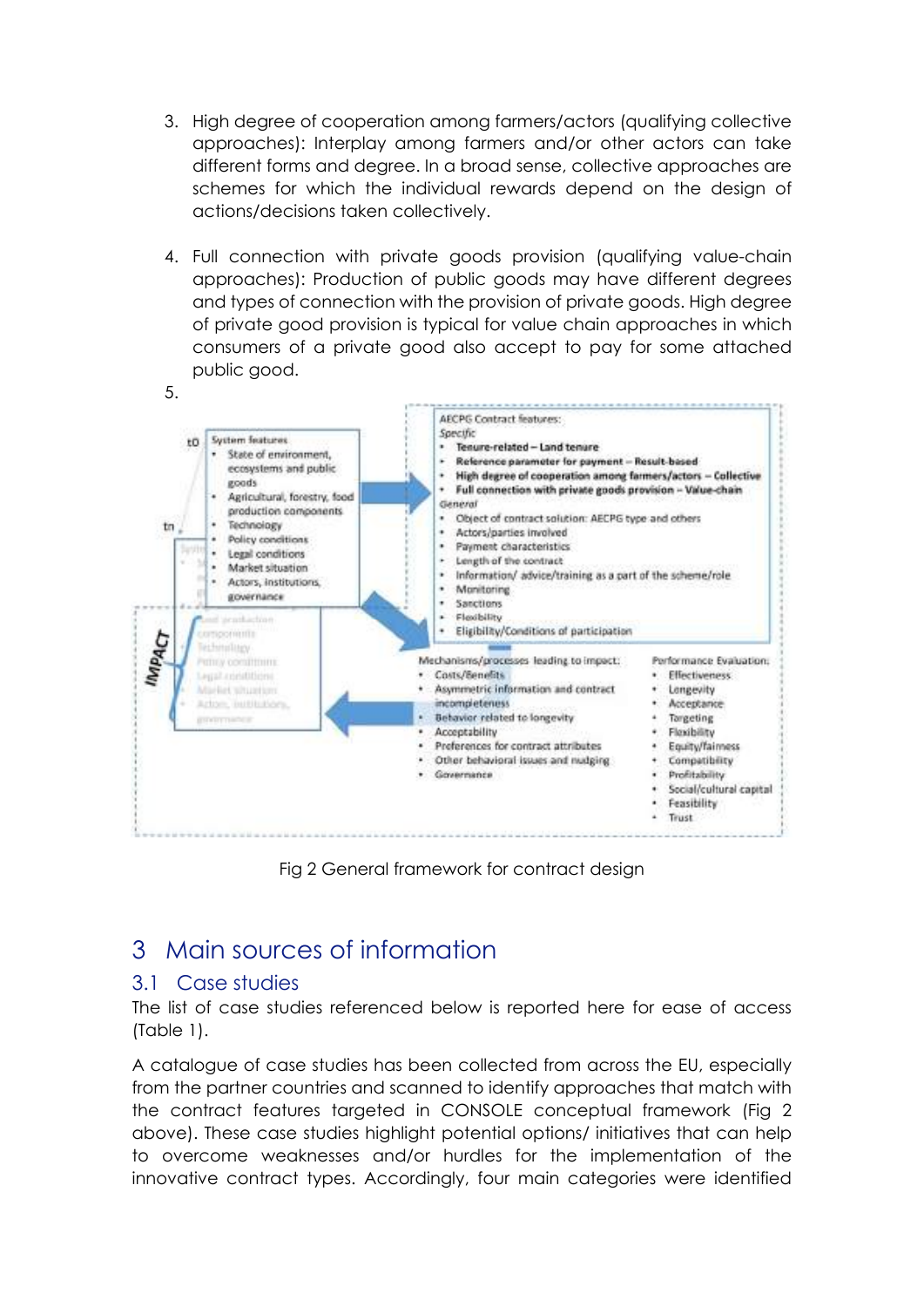3. High degree of cooperation among farmers/actors (qualifying collective approaches): Interplay among farmers and/or other actors can take different forms and degree. In a broad sense, collective approaches are schemes for which the individual rewards depend on the design of actions/decisions taken collectively.

4. Full connection with private goods provision (qualifying value-chain approaches): Production of public goods may have different degrees and types of connection with the provision of private goods. High degree of private good provision is typical for value chain approaches in which consumers of a private good also accept to pay for some attached public good.

5.

t0

tn

System features
- State of environment, ecosystems and public goods
- Agricultural, forestry, food production components
- Technology
- Policy conditions
- Legal conditions
- Market situation
- Actors, institutions, governance

AECPG Contract features:

*Specific*
- **Tenure-related – Land tenure**
- **Reference parameter for payment – Result-based**
- **High degree of cooperation among farmers/actors – Collective**
- **Full connection with private goods provision – Value-chain**

*General*
- Object of contract solution: AECPG type and others
- Actors/parties involved
- Payment characteristics
- Length of the contract
- Information/ advice/training as a part of the scheme/role
- Monitoring
- Sanctions
- Flexibility
- Eligibility/Conditions of participation

IMPACT

Mechanisms/processes leading to impact:
- Costs/Benefits
- Asymmetric information and contract incompleteness
- Behavior related to longevity
- Acceptability
- Preferences for contract attributes
- Other behavioral issues and nudging
- Governance

Performance Evaluation:
- Effectiveness
- Longevity
- Acceptance
- Targeting
- Flexibility
- Equity/fairness
- Compatibility
- Profitability
- Social/cultural capital
- Feasibility
- Trust

Fig 2 General framework for contract design

# 3 Main sources of information

## 3.1 Case studies

The list of case studies referenced below is reported here for ease of access (Table 1).

A catalogue of case studies has been collected from across the EU, especially from the partner countries and scanned to identify approaches that match with the contract features targeted in CONSOLE conceptual framework (Fig 2 above). These case studies highlight potential options/ initiatives that can help to overcome weaknesses and/or hurdles for the implementation of the innovative contract types. Accordingly, four main categories were identified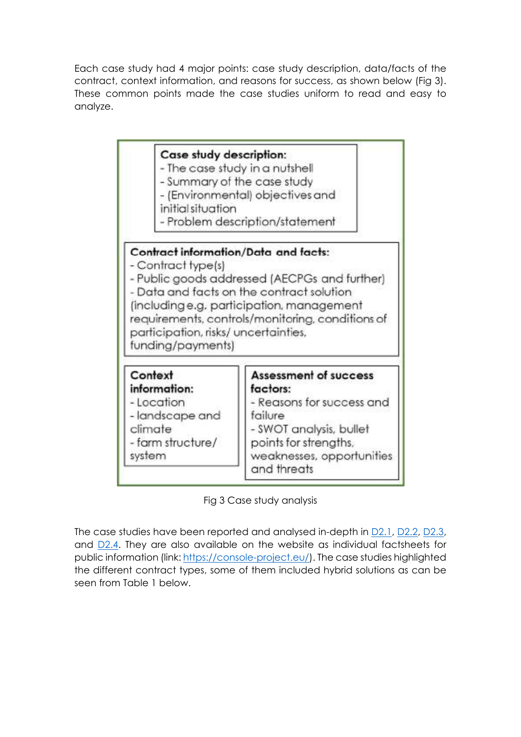Each case study had 4 major points: case study description, data/facts of the contract, context information, and reasons for success, as shown below (Fig 3). These common points made the case studies uniform to read and easy to analyze.

**Case study description:**
- The case study in a nutshell
- Summary of the case study
- (Environmental) objectives and initial situation
- Problem description/statement

**Contract information/Data and facts:**
- Contract type(s)
- Public goods addressed (AECPGs and further)
- Data and facts on the contract solution (including e.g. participation, management requirements, controls/monitoring, conditions of participation, risks/ uncertainties, funding/payments)

**Context information:**
- Location
- landscape and climate
- farm structure/ system

**Assessment of success factors:**
- Reasons for success and failure
- SWOT analysis, bullet points for strengths, weaknesses, opportunities and threats

Fig 3 Case study analysis

The case studies have been reported and analysed in-depth in D2.1, D2.2, D2.3, and D2.4. They are also available on the website as individual factsheets for public information (link: https://console-project.eu/). The case studies highlighted the different contract types, some of them included hybrid solutions as can be seen from Table 1 below.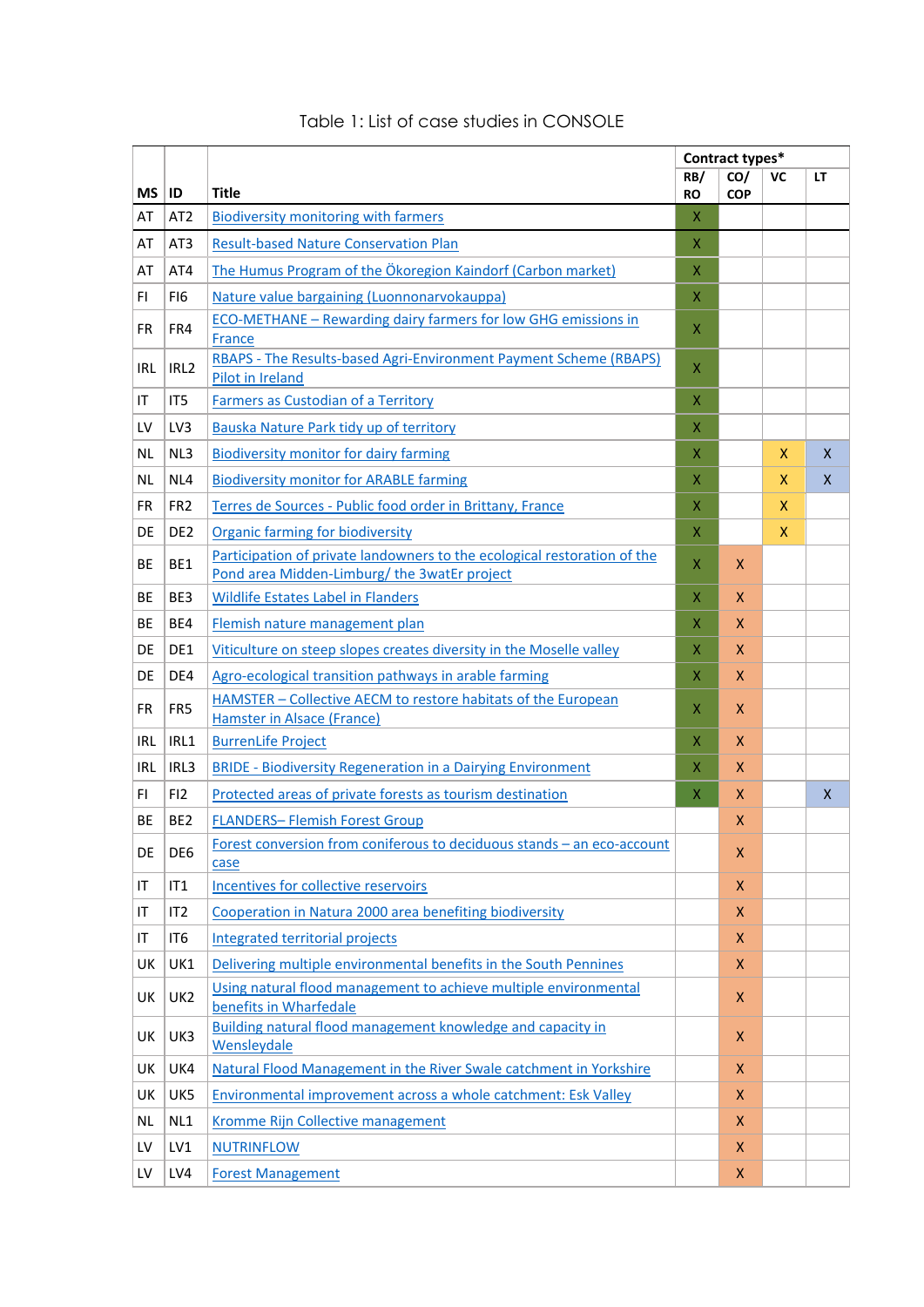Table 1: List of case studies in CONSOLE

| MS | ID | Title | Contract types* | | | |
|---|---|---|---|---|---|---|
| | | | RB/ RO | CO/ COP | VC | LT |
| AT | AT2 | Biodiversity monitoring with farmers | X | | | |
| AT | AT3 | Result-based Nature Conservation Plan | X | | | |
| AT | AT4 | The Humus Program of the Ökoregion Kaindorf (Carbon market) | X | | | |
| FI | FI6 | Nature value bargaining (Luonnonarvokauppa) | X | | | |
| FR | FR4 | ECO-METHANE – Rewarding dairy farmers for low GHG emissions in France | X | | | |
| IRL | IRL2 | RBAPS - The Results-based Agri-Environment Payment Scheme (RBAPS) Pilot in Ireland | X | | | |
| IT | IT5 | Farmers as Custodian of a Territory | X | | | |
| LV | LV3 | Bauska Nature Park tidy up of territory | X | | | |
| NL | NL3 | Biodiversity monitor for dairy farming | X | | X | X |
| NL | NL4 | Biodiversity monitor for ARABLE farming | X | | X | X |
| FR | FR2 | Terres de Sources - Public food order in Brittany, France | X | | X | |
| DE | DE2 | Organic farming for biodiversity | X | | X | |
| BE | BE1 | Participation of private landowners to the ecological restoration of the Pond area Midden-Limburg/ the 3watEr project | X | X | | |
| BE | BE3 | Wildlife Estates Label in Flanders | X | X | | |
| BE | BE4 | Flemish nature management plan | X | X | | |
| DE | DE1 | Viticulture on steep slopes creates diversity in the Moselle valley | X | X | | |
| DE | DE4 | Agro-ecological transition pathways in arable farming | X | X | | |
| FR | FR5 | HAMSTER – Collective AECM to restore habitats of the European Hamster in Alsace (France) | X | X | | |
| IRL | IRL1 | BurrenLife Project | X | X | | |
| IRL | IRL3 | BRIDE - Biodiversity Regeneration in a Dairying Environment | X | X | | |
| FI | FI2 | Protected areas of private forests as tourism destination | X | X | | X |
| BE | BE2 | FLANDERS– Flemish Forest Group | | X | | |
| DE | DE6 | Forest conversion from coniferous to deciduous stands – an eco-account case | | X | | |
| IT | IT1 | Incentives for collective reservoirs | | X | | |
| IT | IT2 | Cooperation in Natura 2000 area benefiting biodiversity | | X | | |
| IT | IT6 | Integrated territorial projects | | X | | |
| UK | UK1 | Delivering multiple environmental benefits in the South Pennines | | X | | |
| UK | UK2 | Using natural flood management to achieve multiple environmental benefits in Wharfedale | | X | | |
| UK | UK3 | Building natural flood management knowledge and capacity in Wensleydale | | X | | |
| UK | UK4 | Natural Flood Management in the River Swale catchment in Yorkshire | | X | | |
| UK | UK5 | Environmental improvement across a whole catchment: Esk Valley | | X | | |
| NL | NL1 | Kromme Rijn Collective management | | X | | |
| LV | LV1 | NUTRINFLOW | | X | | |
| LV | LV4 | Forest Management | | X | | |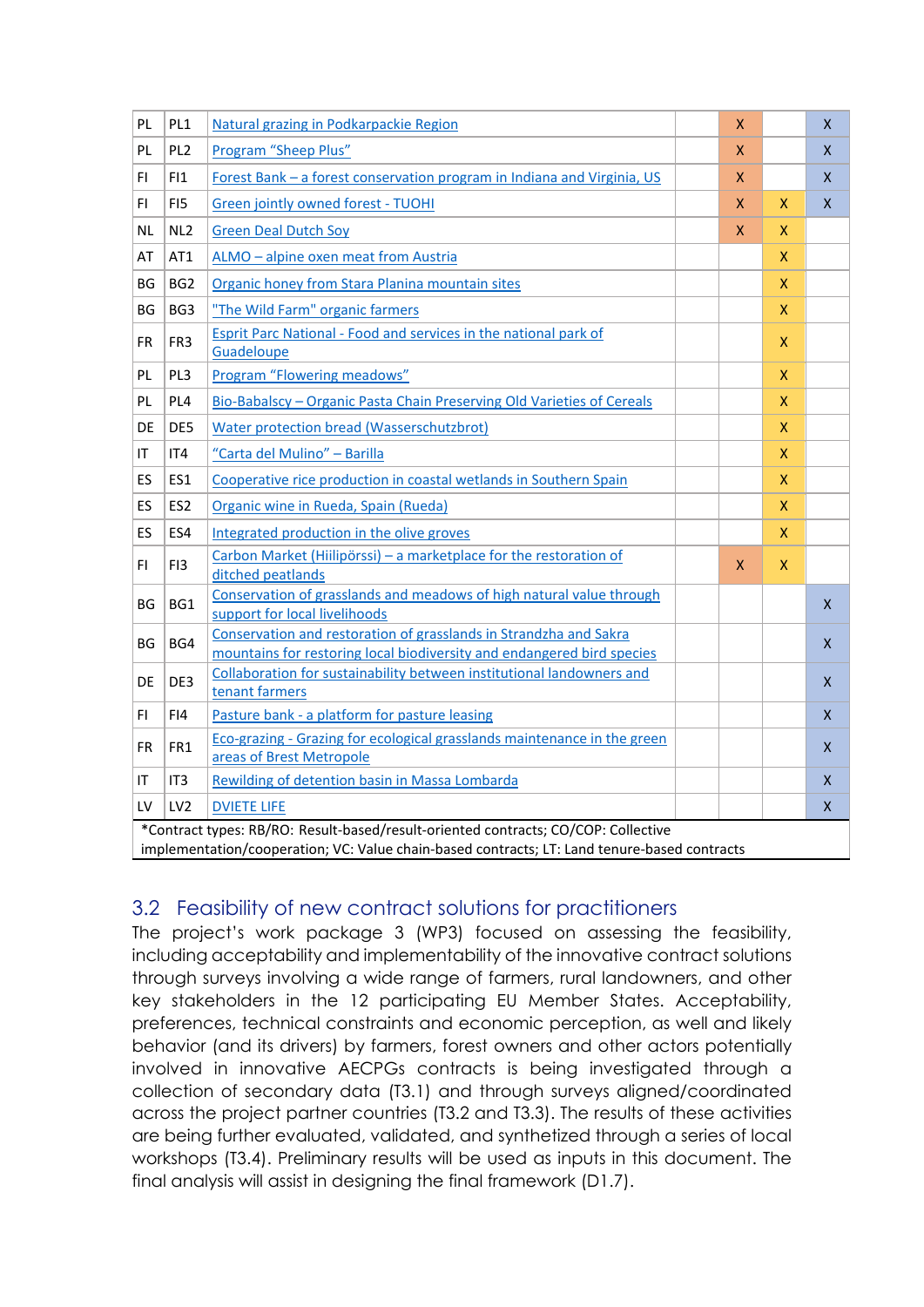| | | | | | | |
|---|---|---|---|---|---|---|
| PL | PL1 | Natural grazing in Podkarpackie Region | | X | | X |
| PL | PL2 | Program "Sheep Plus" | | X | | X |
| FI | FI1 | Forest Bank – a forest conservation program in Indiana and Virginia, US | | X | | X |
| FI | FI5 | Green jointly owned forest - TUOHI | | X | X | X |
| NL | NL2 | Green Deal Dutch Soy | | X | X | |
| AT | AT1 | ALMO – alpine oxen meat from Austria | | | X | |
| BG | BG2 | Organic honey from Stara Planina mountain sites | | | X | |
| BG | BG3 | "The Wild Farm" organic farmers | | | X | |
| FR | FR3 | Esprit Parc National - Food and services in the national park of Guadeloupe | | | X | |
| PL | PL3 | Program "Flowering meadows" | | | X | |
| PL | PL4 | Bio-Babalscy – Organic Pasta Chain Preserving Old Varieties of Cereals | | | X | |
| DE | DE5 | Water protection bread (Wasserschutzbrot) | | | X | |
| IT | IT4 | "Carta del Mulino" – Barilla | | | X | |
| ES | ES1 | Cooperative rice production in coastal wetlands in Southern Spain | | | X | |
| ES | ES2 | Organic wine in Rueda, Spain (Rueda) | | | X | |
| ES | ES4 | Integrated production in the olive groves | | | X | |
| FI | FI3 | Carbon Market (Hiilipörssi) – a marketplace for the restoration of ditched peatlands | | X | X | |
| BG | BG1 | Conservation of grasslands and meadows of high natural value through support for local livelihoods | | | | X |
| BG | BG4 | Conservation and restoration of grasslands in Strandzha and Sakra mountains for restoring local biodiversity and endangered bird species | | | | X |
| DE | DE3 | Collaboration for sustainability between institutional landowners and tenant farmers | | | | X |
| FI | FI4 | Pasture bank - a platform for pasture leasing | | | | X |
| FR | FR1 | Eco-grazing - Grazing for ecological grasslands maintenance in the green areas of Brest Metropole | | | | X |
| IT | IT3 | Rewilding of detention basin in Massa Lombarda | | | | X |
| LV | LV2 | DVIETE LIFE | | | | X |

*Contract types: RB/RO: Result-based/result-oriented contracts; CO/COP: Collective implementation/cooperation; VC: Value chain-based contracts; LT: Land tenure-based contracts

## 3.2 Feasibility of new contract solutions for practitioners

The project's work package 3 (WP3) focused on assessing the feasibility, including acceptability and implementability of the innovative contract solutions through surveys involving a wide range of farmers, rural landowners, and other key stakeholders in the 12 participating EU Member States. Acceptability, preferences, technical constraints and economic perception, as well and likely behavior (and its drivers) by farmers, forest owners and other actors potentially involved in innovative AECPGs contracts is being investigated through a collection of secondary data (T3.1) and through surveys aligned/coordinated across the project partner countries (T3.2 and T3.3). The results of these activities are being further evaluated, validated, and synthetized through a series of local workshops (T3.4). Preliminary results will be used as inputs in this document. The final analysis will assist in designing the final framework (D1.7).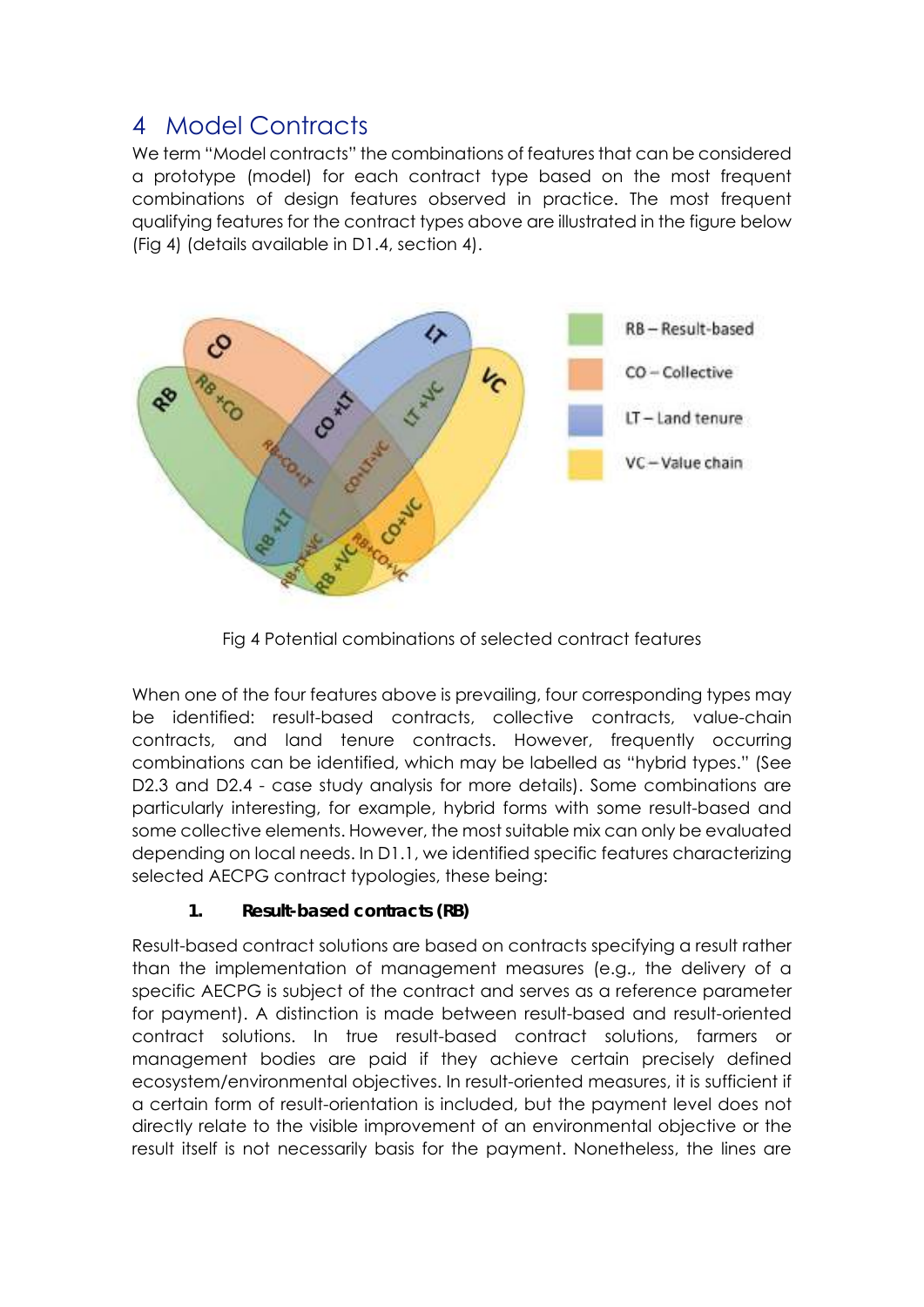# 4 Model Contracts

We term "Model contracts" the combinations of features that can be considered a prototype (model) for each contract type based on the most frequent combinations of design features observed in practice. The most frequent qualifying features for the contract types above are illustrated in the figure below (Fig 4) (details available in D1.4, section 4).

Fig 4 Potential combinations of selected contract features

When one of the four features above is prevailing, four corresponding types may be identified: result-based contracts, collective contracts, value-chain contracts, and land tenure contracts. However, frequently occurring combinations can be identified, which may be labelled as "hybrid types." (See D2.3 and D2.4 - case study analysis for more details). Some combinations are particularly interesting, for example, hybrid forms with some result-based and some collective elements. However, the most suitable mix can only be evaluated depending on local needs. In D1.1, we identified specific features characterizing selected AECPG contract typologies, these being:

1. **Result-based contracts (RB)**

Result-based contract solutions are based on contracts specifying a result rather than the implementation of management measures (e.g., the delivery of a specific AECPG is subject of the contract and serves as a reference parameter for payment). A distinction is made between result-based and result-oriented contract solutions. In true result-based contract solutions, farmers or management bodies are paid if they achieve certain precisely defined ecosystem/environmental objectives. In result-oriented measures, it is sufficient if a certain form of result-orientation is included, but the payment level does not directly relate to the visible improvement of an environmental objective or the result itself is not necessarily basis for the payment. Nonetheless, the lines are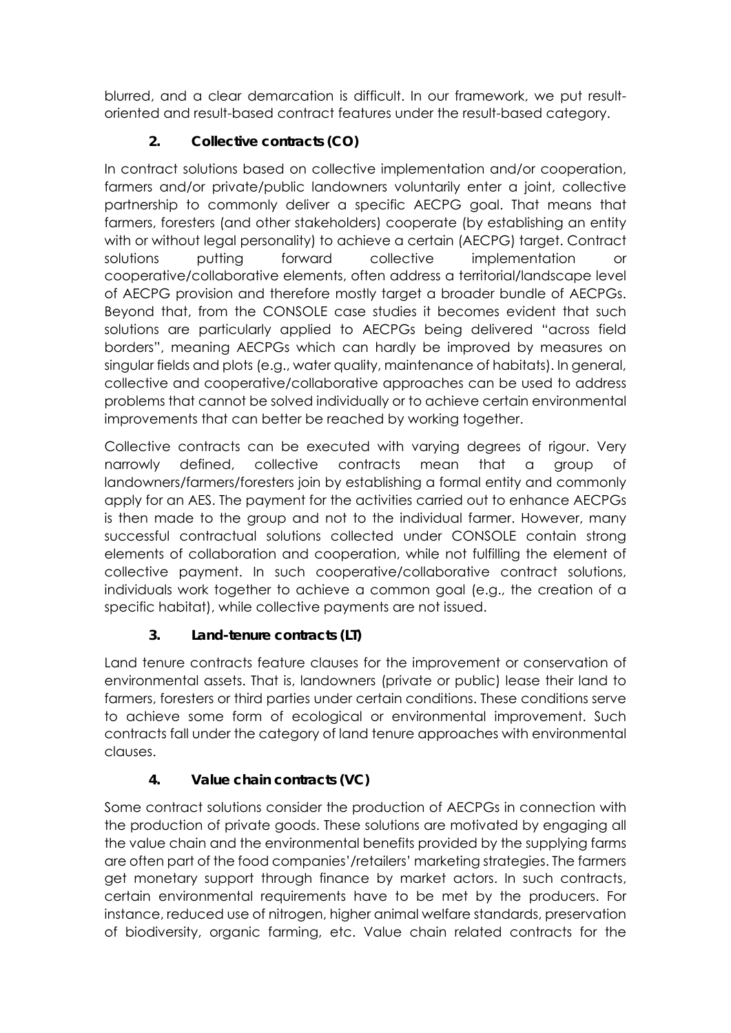blurred, and a clear demarcation is difficult. In our framework, we put result-oriented and result-based contract features under the result-based category.

### 2. Collective contracts (CO)

In contract solutions based on collective implementation and/or cooperation, farmers and/or private/public landowners voluntarily enter a joint, collective partnership to commonly deliver a specific AECPG goal. That means that farmers, foresters (and other stakeholders) cooperate (by establishing an entity with or without legal personality) to achieve a certain (AECPG) target. Contract solutions putting forward collective implementation or cooperative/collaborative elements, often address a territorial/landscape level of AECPG provision and therefore mostly target a broader bundle of AECPGs. Beyond that, from the CONSOLE case studies it becomes evident that such solutions are particularly applied to AECPGs being delivered "across field borders", meaning AECPGs which can hardly be improved by measures on singular fields and plots (e.g., water quality, maintenance of habitats). In general, collective and cooperative/collaborative approaches can be used to address problems that cannot be solved individually or to achieve certain environmental improvements that can better be reached by working together.

Collective contracts can be executed with varying degrees of rigour. Very narrowly defined, collective contracts mean that a group of landowners/farmers/foresters join by establishing a formal entity and commonly apply for an AES. The payment for the activities carried out to enhance AECPGs is then made to the group and not to the individual farmer. However, many successful contractual solutions collected under CONSOLE contain strong elements of collaboration and cooperation, while not fulfilling the element of collective payment. In such cooperative/collaborative contract solutions, individuals work together to achieve a common goal (e.g., the creation of a specific habitat), while collective payments are not issued.

### 3. Land-tenure contracts (LT)

Land tenure contracts feature clauses for the improvement or conservation of environmental assets. That is, landowners (private or public) lease their land to farmers, foresters or third parties under certain conditions. These conditions serve to achieve some form of ecological or environmental improvement. Such contracts fall under the category of land tenure approaches with environmental clauses.

### 4. Value chain contracts (VC)

Some contract solutions consider the production of AECPGs in connection with the production of private goods. These solutions are motivated by engaging all the value chain and the environmental benefits provided by the supplying farms are often part of the food companies'/retailers' marketing strategies. The farmers get monetary support through finance by market actors. In such contracts, certain environmental requirements have to be met by the producers. For instance, reduced use of nitrogen, higher animal welfare standards, preservation of biodiversity, organic farming, etc. Value chain related contracts for the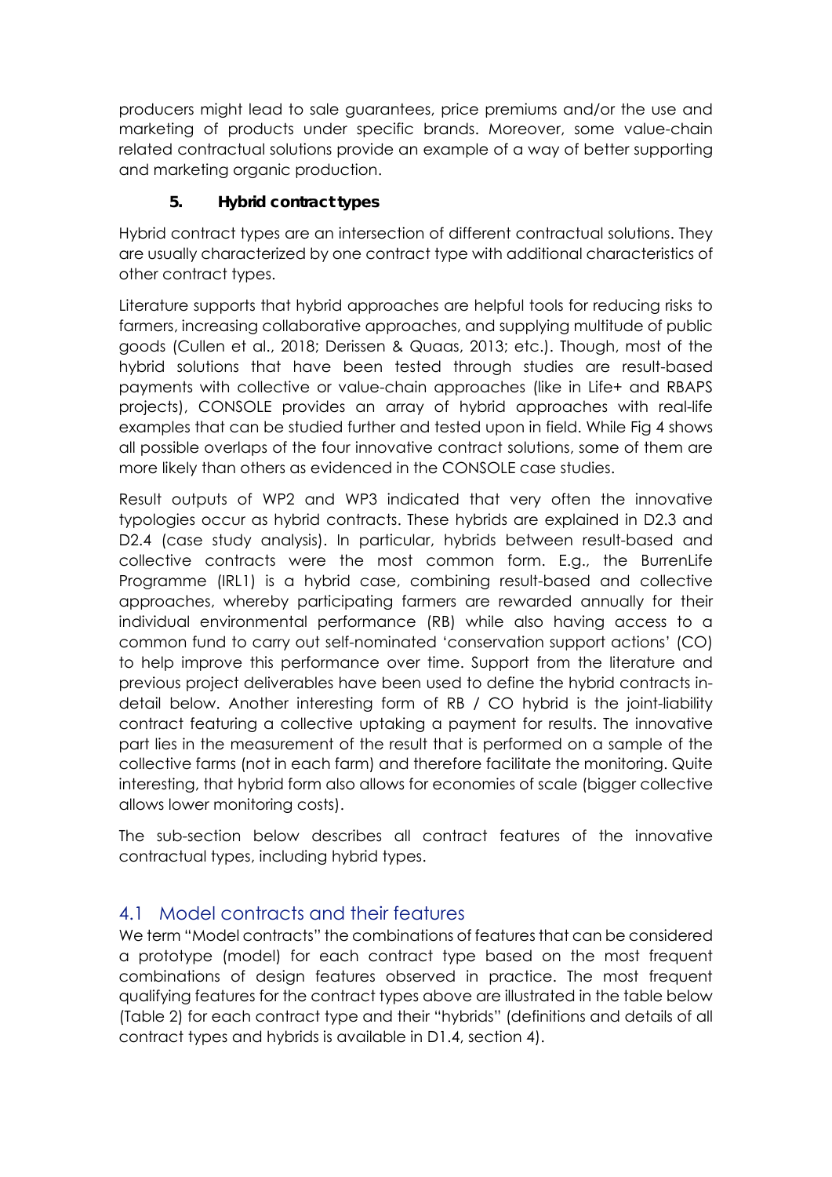producers might lead to sale guarantees, price premiums and/or the use and marketing of products under specific brands. Moreover, some value-chain related contractual solutions provide an example of a way of better supporting and marketing organic production.

**5. Hybrid contract types**

Hybrid contract types are an intersection of different contractual solutions. They are usually characterized by one contract type with additional characteristics of other contract types.

Literature supports that hybrid approaches are helpful tools for reducing risks to farmers, increasing collaborative approaches, and supplying multitude of public goods (Cullen et al., 2018; Derissen & Quaas, 2013; etc.). Though, most of the hybrid solutions that have been tested through studies are result-based payments with collective or value-chain approaches (like in Life+ and RBAPS projects), CONSOLE provides an array of hybrid approaches with real-life examples that can be studied further and tested upon in field. While Fig 4 shows all possible overlaps of the four innovative contract solutions, some of them are more likely than others as evidenced in the CONSOLE case studies.

Result outputs of WP2 and WP3 indicated that very often the innovative typologies occur as hybrid contracts. These hybrids are explained in D2.3 and D2.4 (case study analysis). In particular, hybrids between result-based and collective contracts were the most common form. E.g., the BurrenLife Programme (IRL1) is a hybrid case, combining result-based and collective approaches, whereby participating farmers are rewarded annually for their individual environmental performance (RB) while also having access to a common fund to carry out self-nominated 'conservation support actions' (CO) to help improve this performance over time. Support from the literature and previous project deliverables have been used to define the hybrid contracts in-detail below. Another interesting form of RB / CO hybrid is the joint-liability contract featuring a collective uptaking a payment for results. The innovative part lies in the measurement of the result that is performed on a sample of the collective farms (not in each farm) and therefore facilitate the monitoring. Quite interesting, that hybrid form also allows for economies of scale (bigger collective allows lower monitoring costs).

The sub-section below describes all contract features of the innovative contractual types, including hybrid types.

## 4.1 Model contracts and their features

We term "Model contracts" the combinations of features that can be considered a prototype (model) for each contract type based on the most frequent combinations of design features observed in practice. The most frequent qualifying features for the contract types above are illustrated in the table below (Table 2) for each contract type and their "hybrids" (definitions and details of all contract types and hybrids is available in D1.4, section 4).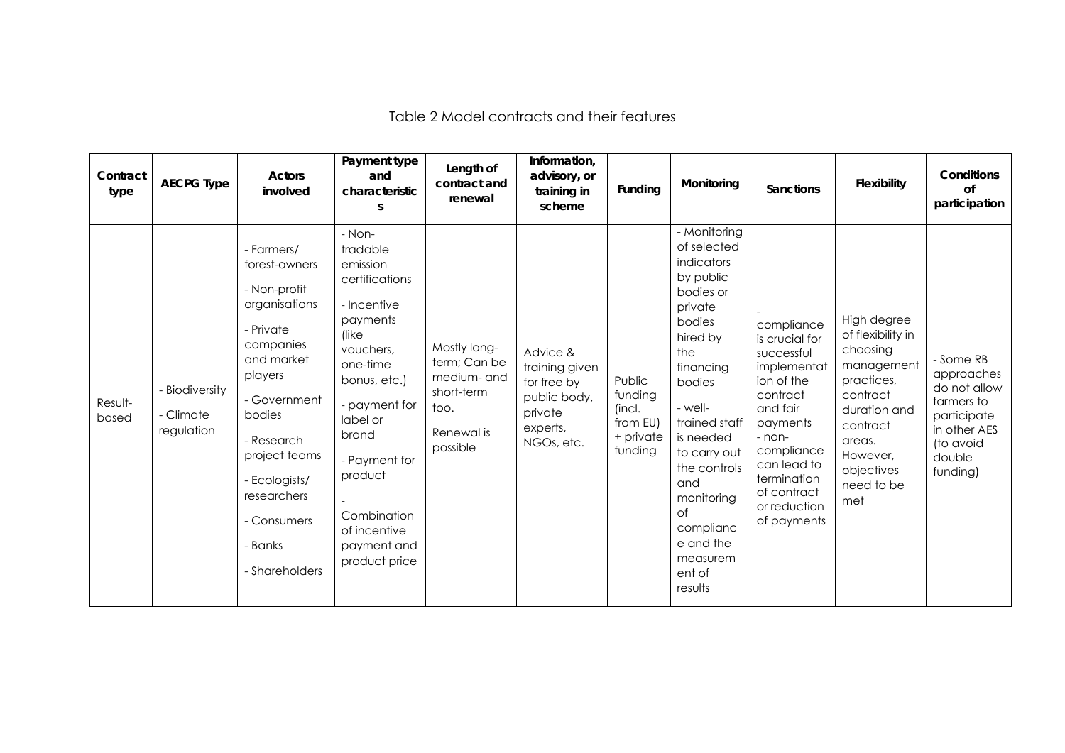Table 2 Model contracts and their features

| Contract type | AECPG Type | Actors involved | Payment type and characteristics | Length of contract and renewal | Information, advisory, or training in scheme | Funding | Monitoring | Sanctions | Flexibility | Conditions of participation |
|---|---|---|---|---|---|---|---|---|---|---|
| Result-based | - Biodiversity<br>- Climate regulation | - Farmers/ forest-owners<br>- Non-profit organisations<br>- Private companies and market players<br>- Government bodies<br>- Research project teams<br>- Ecologists/ researchers<br>- Consumers<br>- Banks<br>- Shareholders | - Non-tradable emission certifications<br>- Incentive payments (like vouchers, one-time bonus, etc.)<br>- payment for label or brand<br>- Payment for product<br>- Combination of incentive payment and product price | Mostly long-term; Can be medium- and short-term too.<br>Renewal is possible | Advice & training given for free by public body, private experts, NGOs, etc. | Public funding (incl. from EU) + private funding | - Monitoring of selected indicators by public bodies or private bodies hired by the financing bodies<br>- well-trained staff is needed to carry out the controls and monitoring of compliance and the measurement of results | - compliance is crucial for successful implementation of the contract and fair payments<br>- non-compliance can lead to termination of contract or reduction of payments | High degree of flexibility in choosing management practices, contract duration and contract areas. However, objectives need to be met | - Some RB approaches do not allow farmers to participate in other AES (to avoid double funding) |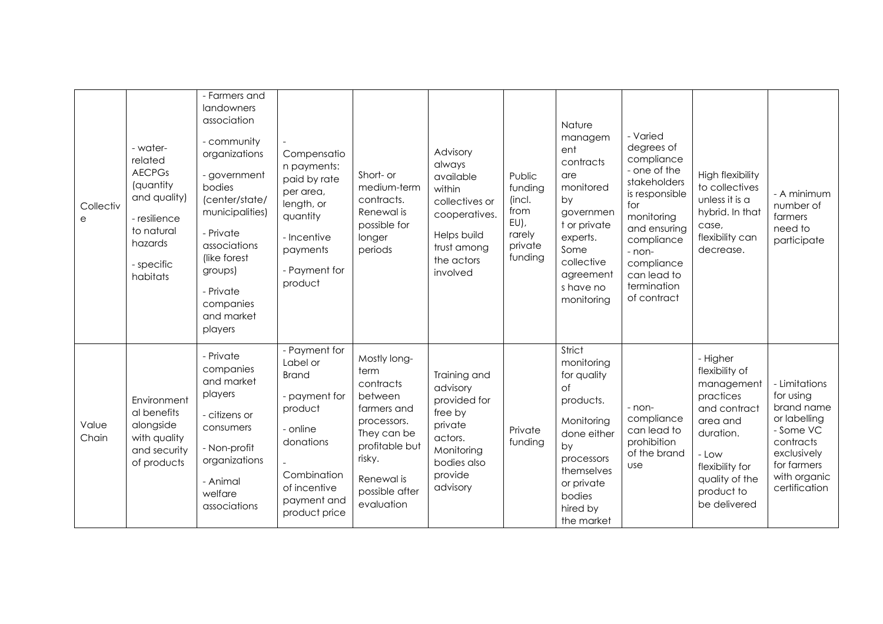| Collective | - water-related AECPGs (quantity and quality)<br>- resilience to natural hazards<br>- specific habitats | - Farmers and landowners association<br>- community organizations<br>- government bodies (center/state/ municipalities)<br>- Private associations (like forest groups)<br>- Private companies and market players | - Compensation payments: paid by rate per area, length, or quantity<br>- Incentive payments<br>- Payment for product | Short- or medium-term contracts. Renewal is possible for longer periods | Advisory always available within collectives or cooperatives. Helps build trust among the actors involved | Public funding (incl. from EU), rarely private funding | Nature management contracts are monitored by government or private experts. Some collective agreements have no monitoring | - Varied degrees of compliance<br>- one of the stakeholders is responsible for monitoring and ensuring compliance<br>- non-compliance can lead to termination of contract | High flexibility to collectives unless it is a hybrid. In that case, flexibility can decrease. | - A minimum number of farmers need to participate |
|---|---|---|---|---|---|---|---|---|---|---|
| Value Chain | Environmental benefits alongside with quality and security of products | - Private companies and market players<br>- citizens or consumers<br>- Non-profit organizations<br>- Animal welfare associations | - Payment for Label or Brand<br>- payment for product<br>- online donations<br>- Combination of incentive payment and product price | Mostly long-term contracts between farmers and processors. They can be profitable but risky. Renewal is possible after evaluation | Training and advisory provided for free by private actors. Monitoring bodies also provide advisory | Private funding | Strict monitoring for quality of products. Monitoring done either by processors themselves or private bodies hired by the market | - non-compliance can lead to prohibition of the brand use | - Higher flexibility of management practices and contract area and duration.<br>- Low flexibility for quality of the product to be delivered | - Limitations for using brand name or labelling<br>- Some VC contracts exclusively for farmers with organic certification |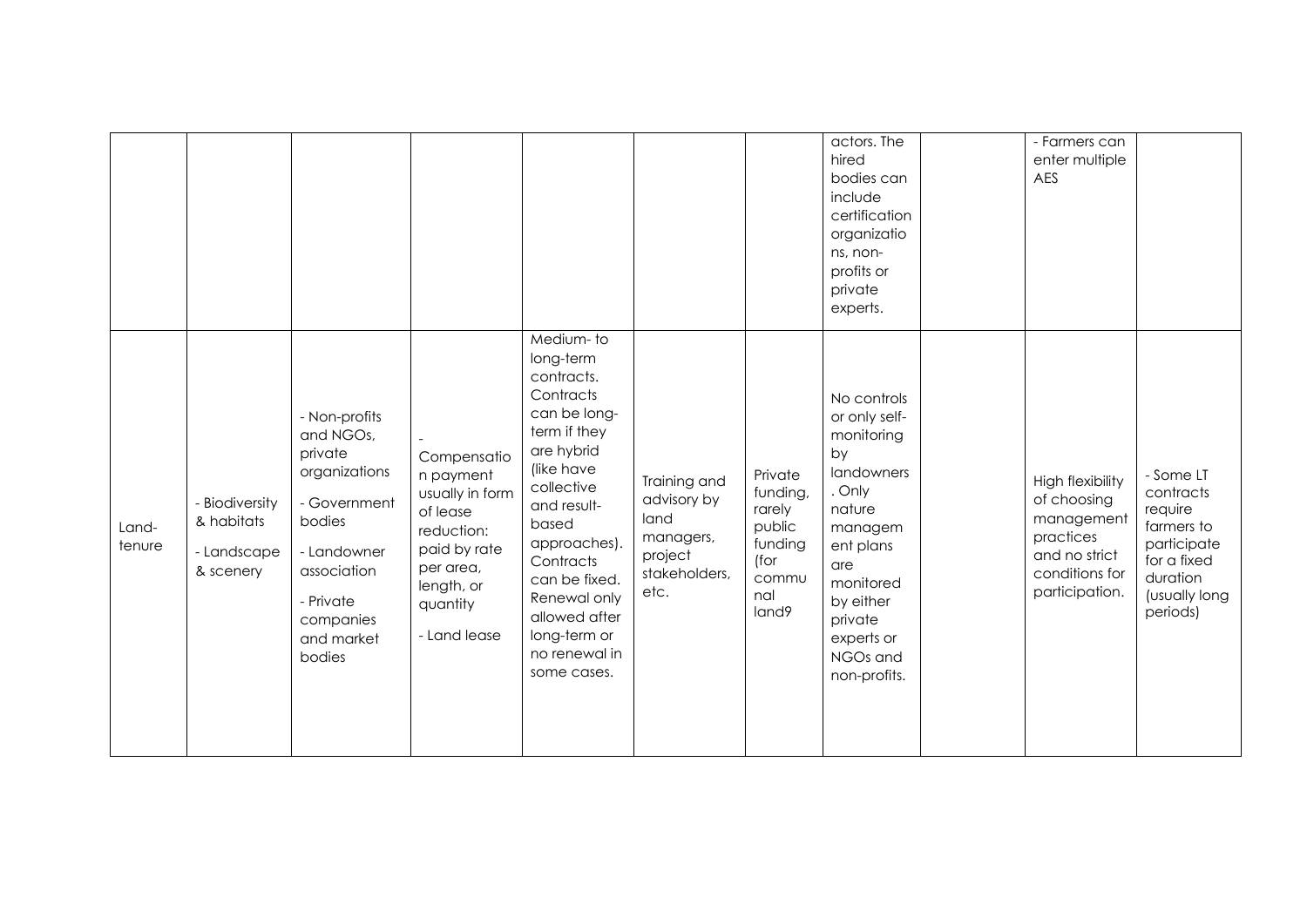| | | | | | | | | | | |
|---|---|---|---|---|---|---|---|---|---|---|
| | | | | | | | actors. The hired bodies can include certification organizations, non-profits or private experts. | | - Farmers can enter multiple AES | |
| Land-tenure | - Biodiversity & habitats<br>- Landscape & scenery | - Non-profits and NGOs, private organizations<br>- Government bodies<br>- Landowner association<br>- Private companies and market bodies | - Compensation payment usually in form of lease reduction: paid by rate per area, length, or quantity<br>- Land lease | Medium- to long-term contracts. Contracts can be long-term if they are hybrid (like have collective and result-based approaches). Contracts can be fixed. Renewal only allowed after long-term or no renewal in some cases. | Training and advisory by land managers, project stakeholders, etc. | Private funding, rarely public funding (for communal land9 | No controls or only self-monitoring by landowners. Only nature management plans are monitored by either private experts or NGOs and non-profits. | | High flexibility of choosing management practices and no strict conditions for participation. | - Some LT contracts require farmers to participate for a fixed duration (usually long periods) |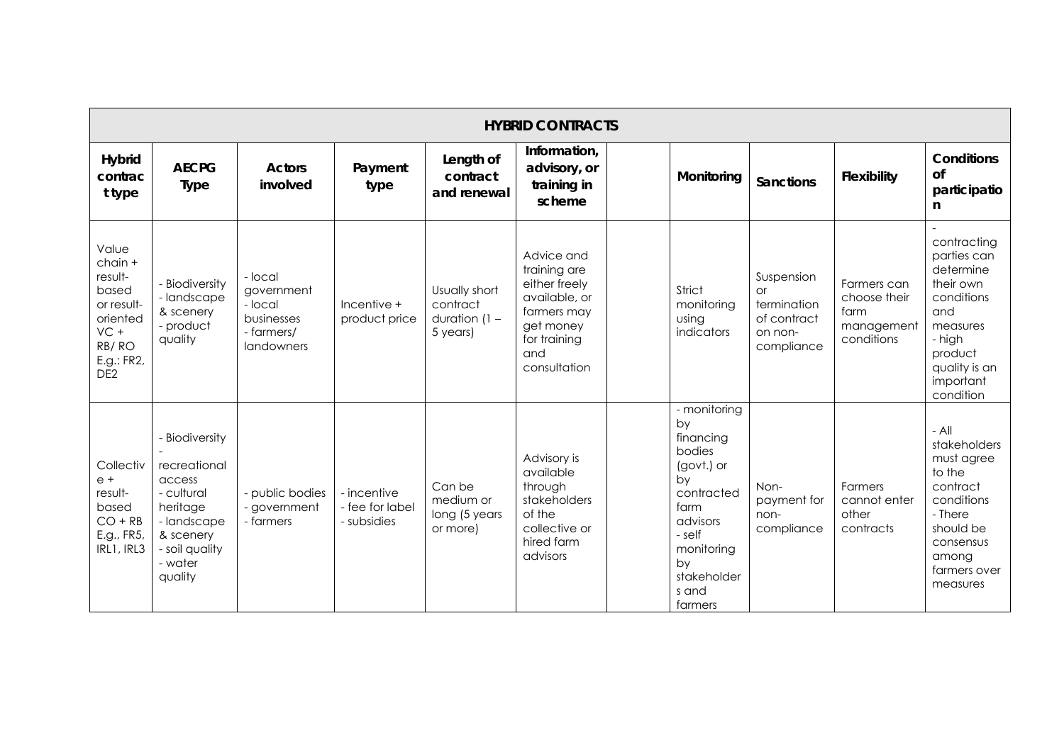| HYBRID CONTRACTS | | | | | | | | | | | |
|---|---|---|---|---|---|---|---|---|---|---|---|
| **Hybrid contract type** | **AECPG Type** | **Actors involved** | **Payment type** | **Length of contract and renewal** | **Information, advisory, or training in scheme** | | **Monitoring** | **Sanctions** | **Flexibility** | **Conditions of participation** |
| Value chain + result-based or result-oriented VC + RB/ RO E.g.: FR2, DE2 | - Biodiversity<br>- landscape & scenery<br>- product quality | - local government<br>- local businesses<br>- farmers/ landowners | Incentive + product price | Usually short contract duration (1 – 5 years) | Advice and training are either freely available, or farmers may get money for training and consultation | | Strict monitoring using indicators | Suspension or termination of contract on non-compliance | Farmers can choose their farm management conditions | - contracting parties can determine their own conditions and measures<br>- high product quality is an important condition |
| Collective + result-based CO + RB E.g., FR5, IRL1, IRL3 | - Biodiversity<br>- recreational access<br>- cultural heritage<br>- landscape & scenery<br>- soil quality<br>- water quality | - public bodies<br>- government<br>- farmers | - incentive<br>- fee for label<br>- subsidies | Can be medium or long (5 years or more) | Advisory is available through stakeholders of the collective or hired farm advisors | | - monitoring by financing bodies (govt.) or by contracted farm advisors<br>- self monitoring by stakeholders and farmers | Non-payment for non-compliance | Farmers cannot enter other contracts | - All stakeholders must agree to the contract conditions<br>- There should be consensus among farmers over measures |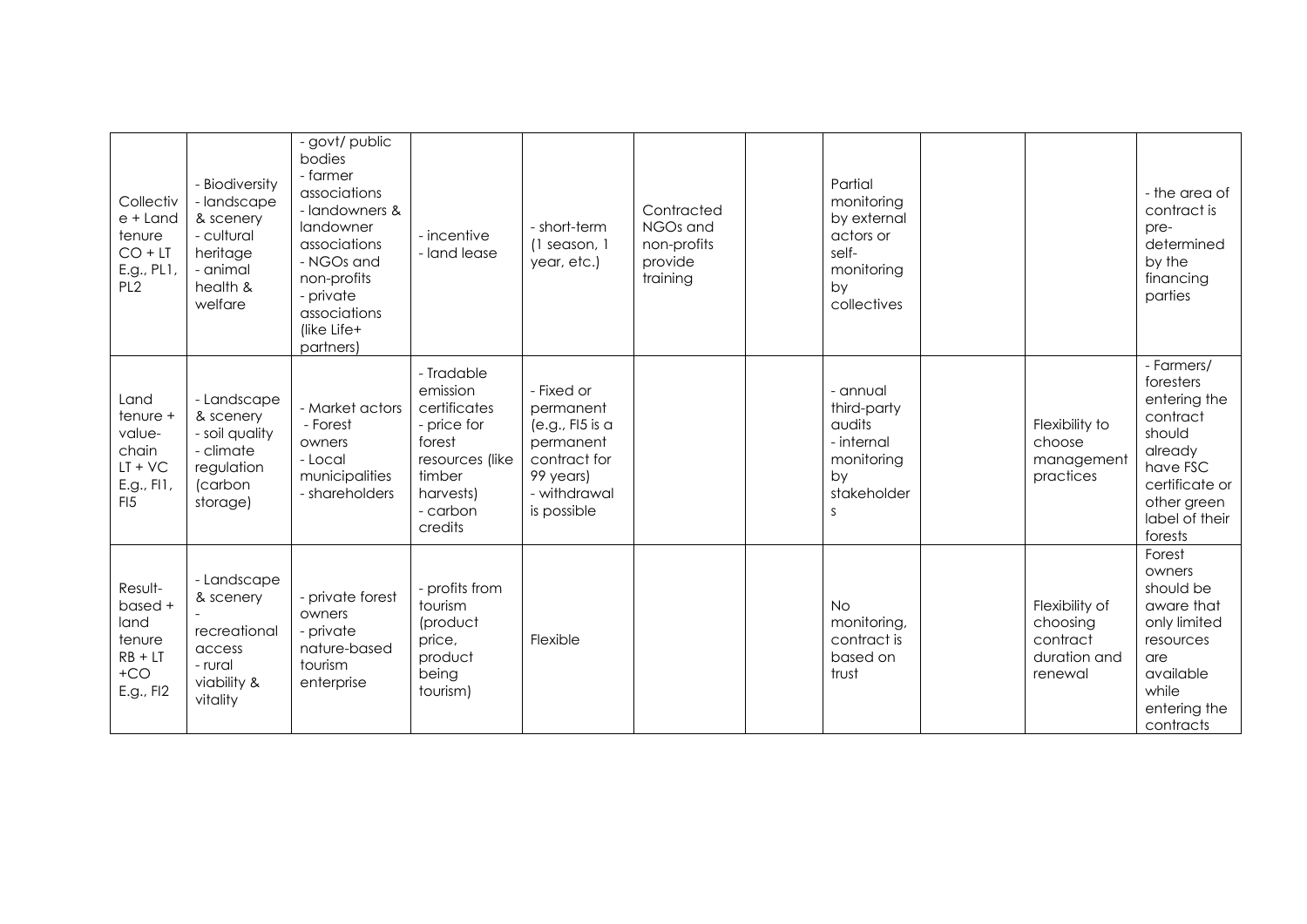|  |  |  |  |  |  |  |  |  |  |  |
|---|---|---|---|---|---|---|---|---|---|---|
| Collective + Land tenure CO + LT E.g., PL1, PL2 | - Biodiversity - landscape & scenery - cultural heritage - animal health & welfare | - govt/ public bodies - farmer associations - landowners & landowner associations - NGOs and non-profits - private associations (like Life+ partners) | - incentive - land lease | - short-term (1 season, 1 year, etc.) | Contracted NGOs and non-profits provide training |  | Partial monitoring by external actors or self-monitoring by collectives |  |  | - the area of contract is pre-determined by the financing parties |
| Land tenure + value-chain LT + VC E.g., FI1, FI5 | - Landscape & scenery - soil quality - climate regulation (carbon storage) | - Market actors - Forest owners - Local municipalities - shareholders | - Tradable emission certificates - price for forest resources (like timber harvests) - carbon credits | - Fixed or permanent (e.g., FI5 is a permanent contract for 99 years) - withdrawal is possible |  |  | - annual third-party audits - internal monitoring by stakeholders |  | Flexibility to choose management practices | - Farmers/ foresters entering the contract should already have FSC certificate or other green label of their forests |
| Result-based + land tenure RB + LT +CO E.g., FI2 | - Landscape & scenery - recreational access - rural viability & vitality | - private forest owners - private nature-based tourism enterprise | - profits from tourism (product price, product being tourism) | Flexible |  |  | No monitoring, contract is based on trust |  | Flexibility of choosing contract duration and renewal | Forest owners should be aware that only limited resources are available while entering the contracts |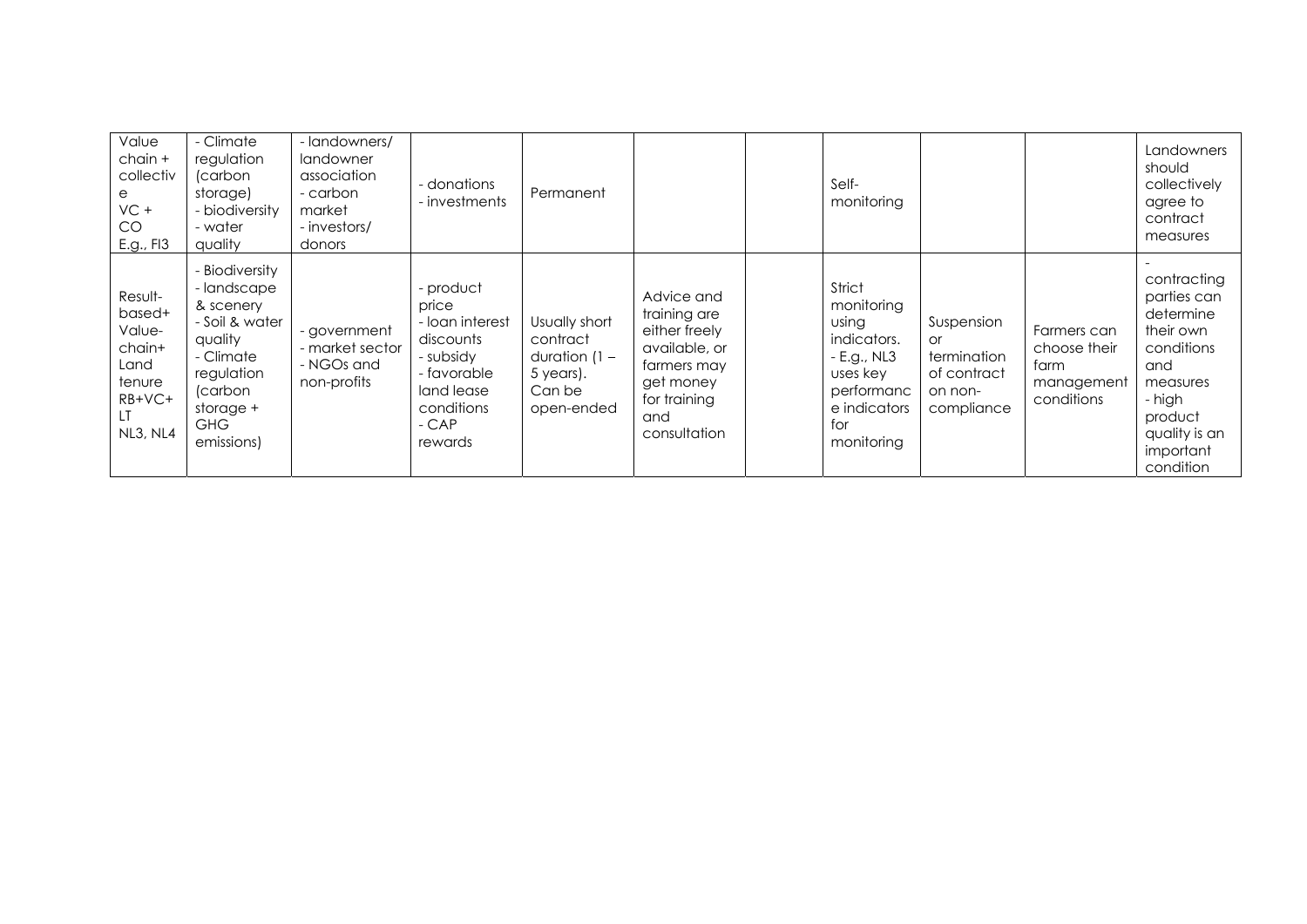| | | | | | | | | | | |
|---|---|---|---|---|---|---|---|---|---|---|
| Value chain + collective<br>VC + CO<br>E.g., FI3 | - Climate regulation (carbon storage)<br>- biodiversity<br>- water quality | - landowners/ landowner association<br>- carbon market<br>- investors/ donors | - donations<br>- investments | Permanent | | | Self-monitoring | | | Landowners should collectively agree to contract measures |
| Result-based+ Value-chain+ Land tenure<br>RB+VC+ LT<br>NL3, NL4 | - Biodiversity<br>- landscape & scenery<br>- Soil & water quality<br>- Climate regulation (carbon storage + GHG emissions) | - government<br>- market sector<br>- NGOs and non-profits | - product price<br>- loan interest discounts<br>- subsidy<br>- favorable land lease conditions<br>- CAP rewards | Usually short contract duration (1 – 5 years). Can be open-ended | Advice and training are either freely available, or farmers may get money for training and consultation | | Strict monitoring using indicators.<br>- E.g., NL3 uses key performance indicators for monitoring | Suspension or termination of contract on non-compliance | Farmers can choose their farm management conditions | - contracting parties can determine their own conditions and measures<br>- high product quality is an important condition |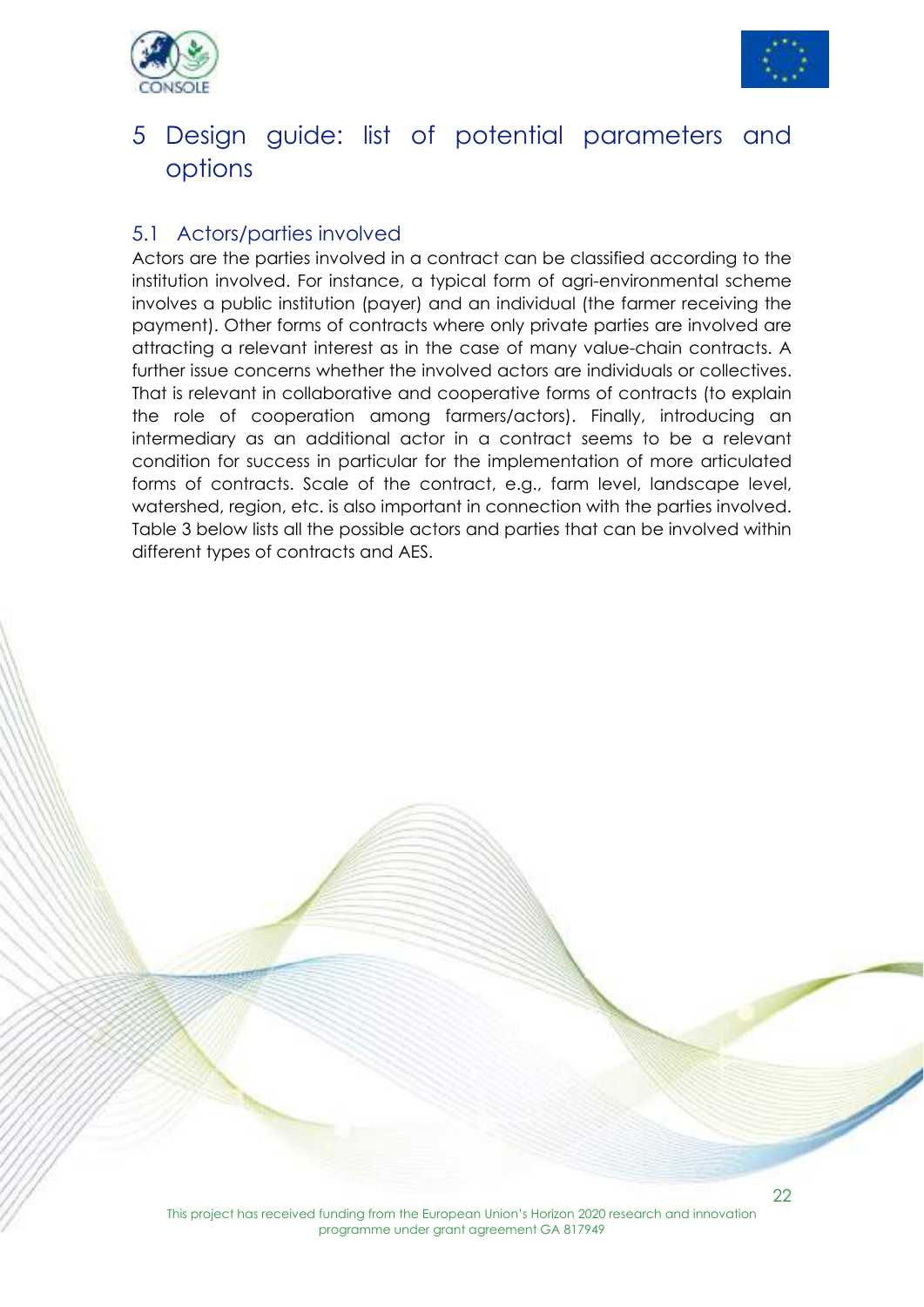# 5 Design guide: list of potential parameters and options

## 5.1 Actors/parties involved

Actors are the parties involved in a contract can be classified according to the institution involved. For instance, a typical form of agri-environmental scheme involves a public institution (payer) and an individual (the farmer receiving the payment). Other forms of contracts where only private parties are involved are attracting a relevant interest as in the case of many value-chain contracts. A further issue concerns whether the involved actors are individuals or collectives. That is relevant in collaborative and cooperative forms of contracts (to explain the role of cooperation among farmers/actors). Finally, introducing an intermediary as an additional actor in a contract seems to be a relevant condition for success in particular for the implementation of more articulated forms of contracts. Scale of the contract, e.g., farm level, landscape level, watershed, region, etc. is also important in connection with the parties involved. Table 3 below lists all the possible actors and parties that can be involved within different types of contracts and AES.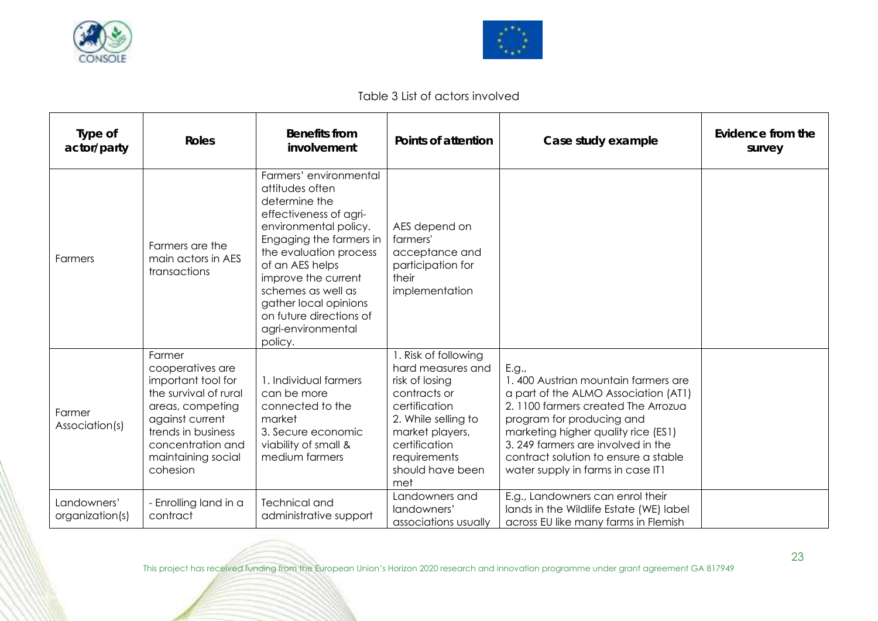Table 3 List of actors involved

| Type of actor/party | Roles | Benefits from involvement | Points of attention | Case study example | Evidence from the survey |
|---|---|---|---|---|---|
| Farmers | Farmers are the main actors in AES transactions | Farmers' environmental attitudes often determine the effectiveness of agri-environmental policy. Engaging the farmers in the evaluation process of an AES helps improve the current schemes as well as gather local opinions on future directions of agri-environmental policy. | AES depend on farmers' acceptance and participation for their implementation | | |
| Farmer Association(s) | Farmer cooperatives are important tool for the survival of rural areas, competing against current trends in business concentration and maintaining social cohesion | 1. Individual farmers can be more connected to the market<br>3. Secure economic viability of small & medium farmers | 1. Risk of following hard measures and risk of losing contracts or certification<br>2. While selling to market players, certification requirements should have been met | E.g.,<br>1. 400 Austrian mountain farmers are a part of the ALMO Association (AT1)<br>2. 1100 farmers created The Arrozua program for producing and marketing higher quality rice (ES1)<br>3. 249 farmers are involved in the contract solution to ensure a stable water supply in farms in case IT1 | |
| Landowners' organization(s) | - Enrolling land in a contract | Technical and administrative support | Landowners and landowners' associations usually | E.g., Landowners can enrol their lands in the Wildlife Estate (WE) label across EU like many farms in Flemish | |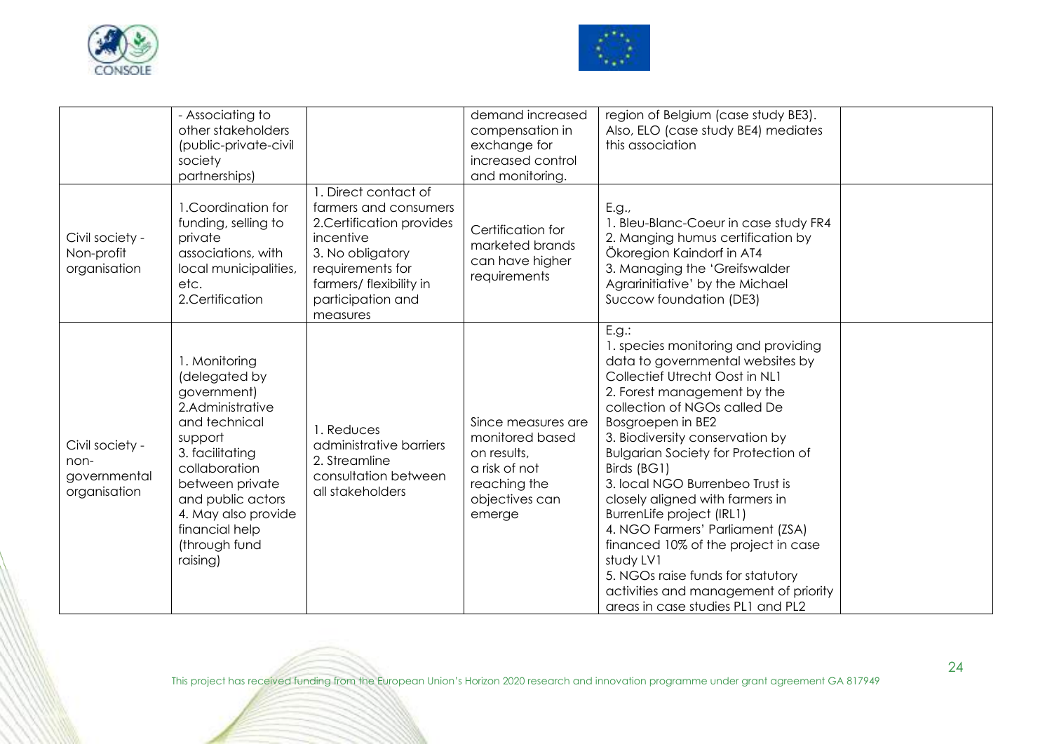| | | | | | |
|---|---|---|---|---|---|
| | - Associating to other stakeholders (public-private-civil society partnerships) | | demand increased compensation in exchange for increased control and monitoring. | region of Belgium (case study BE3). Also, ELO (case study BE4) mediates this association | |
| Civil society - Non-profit organisation | 1.Coordination for funding, selling to private associations, with local municipalities, etc.<br>2.Certification | 1. Direct contact of farmers and consumers<br>2.Certification provides incentive<br>3. No obligatory requirements for farmers/ flexibility in participation and measures | Certification for marketed brands can have higher requirements | E.g.,<br>1. Bleu-Blanc-Coeur in case study FR4<br>2. Manging humus certification by Ökoregion Kaindorf in AT4<br>3. Managing the 'Greifswalder Agrarinitiative' by the Michael Succow foundation (DE3) | |
| Civil society - non-governmental organisation | 1. Monitoring (delegated by government)<br>2.Administrative and technical support<br>3. facilitating collaboration between private and public actors<br>4. May also provide financial help (through fund raising) | 1. Reduces administrative barriers<br>2. Streamline consultation between all stakeholders | Since measures are monitored based on results, a risk of not reaching the objectives can emerge | E.g.:<br>1. species monitoring and providing data to governmental websites by Collectief Utrecht Oost in NL1<br>2. Forest management by the collection of NGOs called De Bosgroepen in BE2<br>3. Biodiversity conservation by Bulgarian Society for Protection of Birds (BG1)<br>3. local NGO Burrenbeo Trust is closely aligned with farmers in BurrenLife project (IRL1)<br>4. NGO Farmers' Parliament (ZSA) financed 10% of the project in case study LV1<br>5. NGOs raise funds for statutory activities and management of priority areas in case studies PL1 and PL2 | |

This project has received funding from the European Union's Horizon 2020 research and innovation programme under grant agreement GA 817949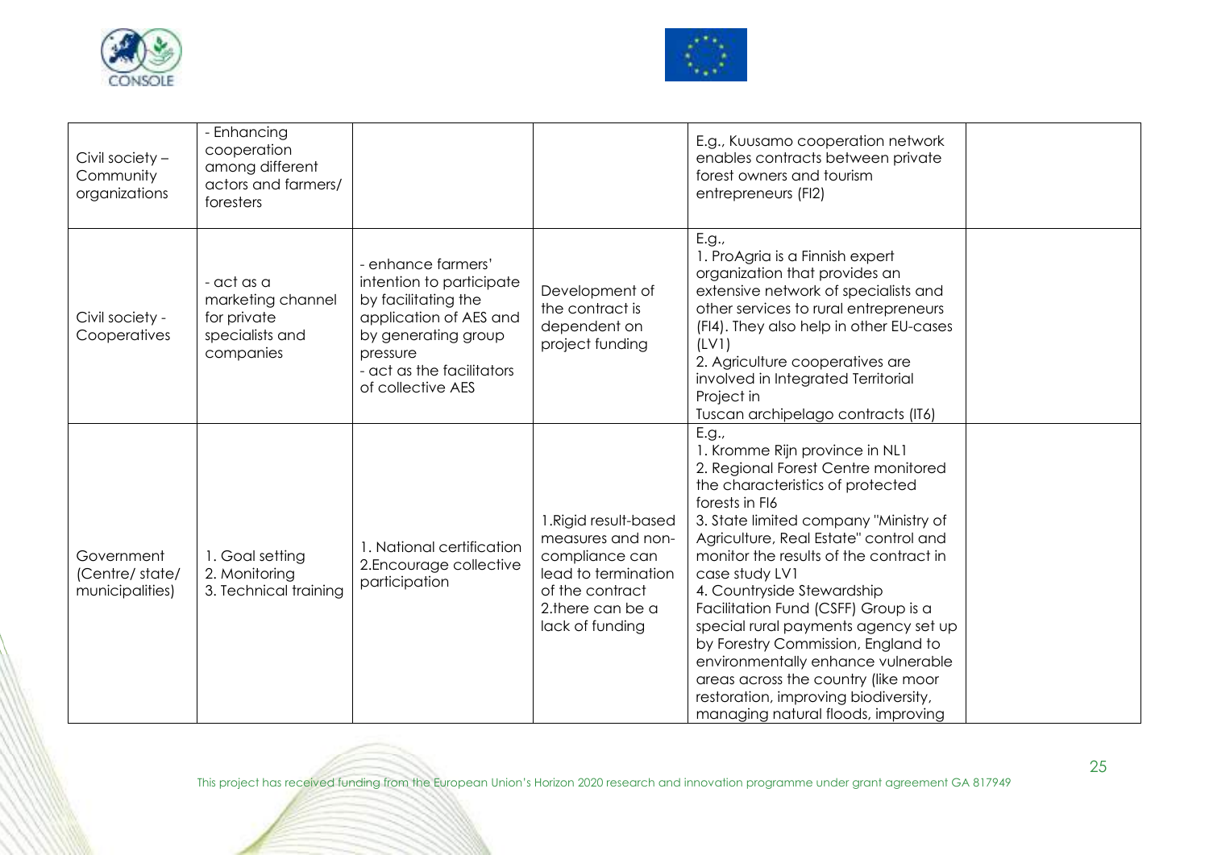| | | | | | |
|---|---|---|---|---|---|
| Civil society – Community organizations | - Enhancing cooperation among different actors and farmers/ foresters | | | E.g., Kuusamo cooperation network enables contracts between private forest owners and tourism entrepreneurs (FI2) | |
| Civil society - Cooperatives | - act as a marketing channel for private specialists and companies | - enhance farmers' intention to participate by facilitating the application of AES and by generating group pressure<br>- act as the facilitators of collective AES | Development of the contract is dependent on project funding | E.g.,<br>1. ProAgria is a Finnish expert organization that provides an extensive network of specialists and other services to rural entrepreneurs (FI4). They also help in other EU-cases (LV1)<br>2. Agriculture cooperatives are involved in Integrated Territorial Project in Tuscan archipelago contracts (IT6) | |
| Government (Centre/ state/ municipalities) | 1. Goal setting<br>2. Monitoring<br>3. Technical training | 1. National certification<br>2.Encourage collective participation | 1.Rigid result-based measures and non-compliance can lead to termination of the contract<br>2.there can be a lack of funding | E.g.,<br>1. Kromme Rijn province in NL1<br>2. Regional Forest Centre monitored the characteristics of protected forests in FI6<br>3. State limited company "Ministry of Agriculture, Real Estate" control and monitor the results of the contract in case study LV1<br>4. Countryside Stewardship Facilitation Fund (CSFF) Group is a special rural payments agency set up by Forestry Commission, England to environmentally enhance vulnerable areas across the country (like moor restoration, improving biodiversity, managing natural floods, improving | |

This project has received funding from the European Union's Horizon 2020 research and innovation programme under grant agreement GA 817949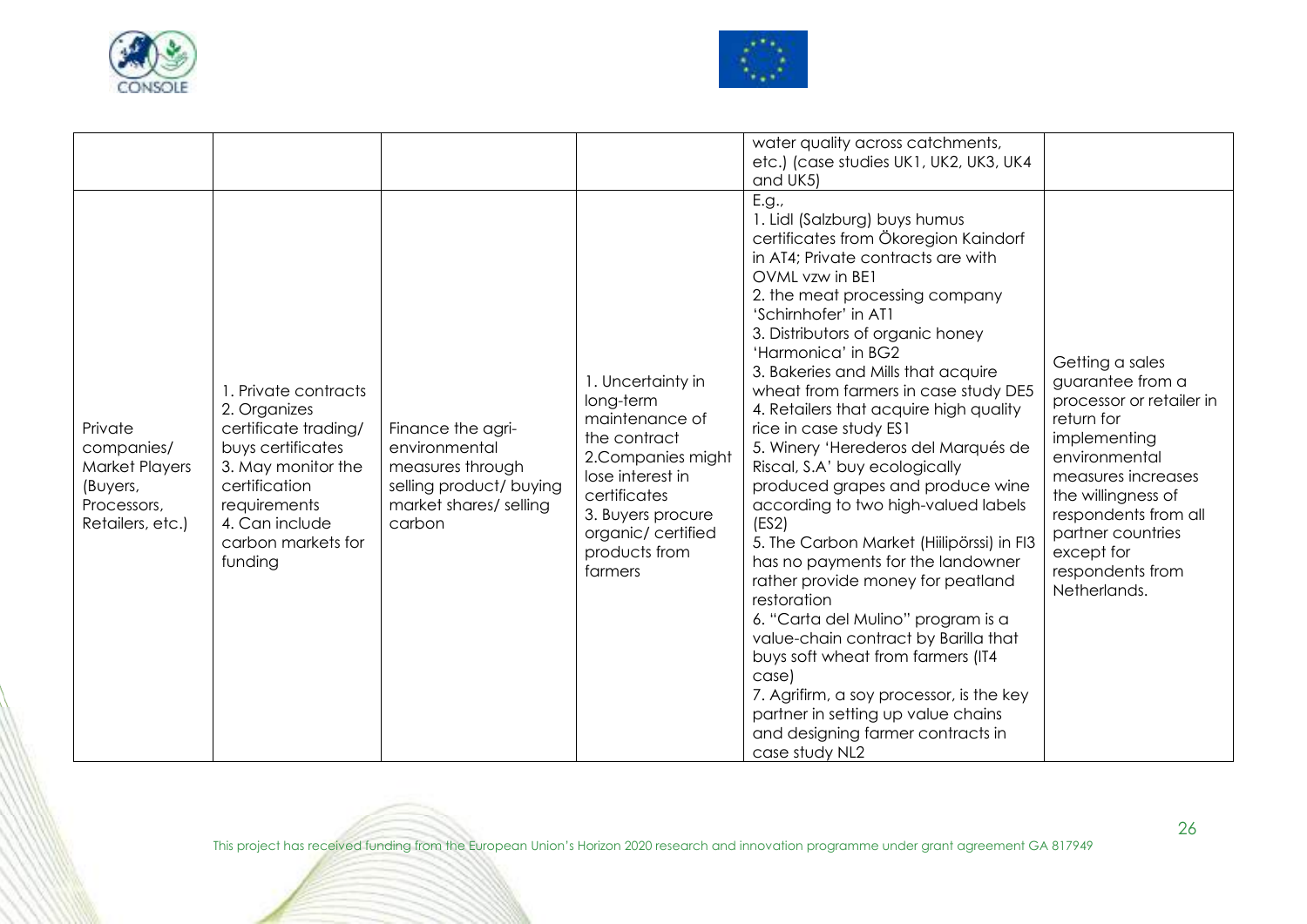| | | | | | |
|---|---|---|---|---|---|
| | | | | water quality across catchments, etc.) (case studies UK1, UK2, UK3, UK4 and UK5) | |
| Private companies/ Market Players (Buyers, Processors, Retailers, etc.) | 1. Private contracts<br>2. Organizes certificate trading/ buys certificates<br>3. May monitor the certification requirements<br>4. Can include carbon markets for funding | Finance the agri-environmental measures through selling product/ buying market shares/ selling carbon | 1. Uncertainty in long-term maintenance of the contract<br>2.Companies might lose interest in certificates<br>3. Buyers procure organic/ certified products from farmers | E.g.,<br>1. Lidl (Salzburg) buys humus certificates from Ökoregion Kaindorf in AT4; Private contracts are with OVML vzw in BE1<br>2. the meat processing company 'Schirnhofer' in AT1<br>3. Distributors of organic honey 'Harmonica' in BG2<br>3. Bakeries and Mills that acquire wheat from farmers in case study DE5<br>4. Retailers that acquire high quality rice in case study ES1<br>5. Winery 'Herederos del Marqués de Riscal, S.A' buy ecologically produced grapes and produce wine according to two high-valued labels (ES2)<br>5. The Carbon Market (Hiilipörssi) in FI3 has no payments for the landowner rather provide money for peatland restoration<br>6. "Carta del Mulino" program is a value-chain contract by Barilla that buys soft wheat from farmers (IT4 case)<br>7. Agrifirm, a soy processor, is the key partner in setting up value chains and designing farmer contracts in case study NL2 | Getting a sales guarantee from a processor or retailer in return for implementing environmental measures increases the willingness of respondents from all partner countries except for respondents from Netherlands. |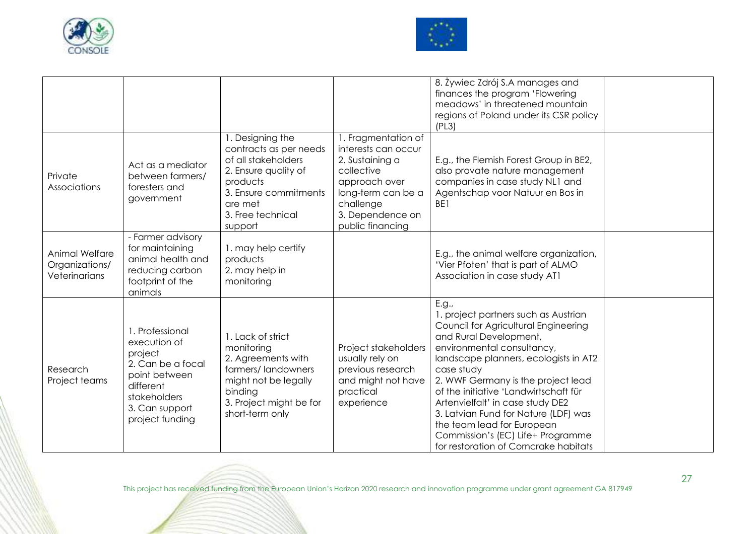|  |  |  |  | 8. Żywiec Zdrój S.A manages and finances the program 'Flowering meadows' in threatened mountain regions of Poland under its CSR policy (PL3) |  |
|---|---|---|---|---|---|
| Private Associations | Act as a mediator between farmers/ foresters and government | 1. Designing the contracts as per needs of all stakeholders<br>2. Ensure quality of products<br>3. Ensure commitments are met<br>3. Free technical support | 1. Fragmentation of interests can occur<br>2. Sustaining a collective approach over long-term can be a challenge<br>3. Dependence on public financing | E.g., the Flemish Forest Group in BE2, also provate nature management companies in case study NL1 and Agentschap voor Natuur en Bos in BE1 |  |
| Animal Welfare Organizations/ Veterinarians | - Farmer advisory for maintaining animal health and reducing carbon footprint of the animals | 1. may help certify products<br>2. may help in monitoring |  | E.g., the animal welfare organization, 'Vier Pfoten' that is part of ALMO Association in case study AT1 |  |
| Research Project teams | 1. Professional execution of project<br>2. Can be a focal point between different stakeholders<br>3. Can support project funding | 1. Lack of strict monitoring<br>2. Agreements with farmers/ landowners might not be legally binding<br>3. Project might be for short-term only | Project stakeholders usually rely on previous research and might not have practical experience | E.g.,<br>1. project partners such as Austrian Council for Agricultural Engineering and Rural Development, environmental consultancy, landscape planners, ecologists in AT2 case study<br>2. WWF Germany is the project lead of the initiative 'Landwirtschaft für Artenvielfalt' in case study DE2<br>3. Latvian Fund for Nature (LDF) was the team lead for European Commission's (EC) Life+ Programme for restoration of Corncrake habitats |  |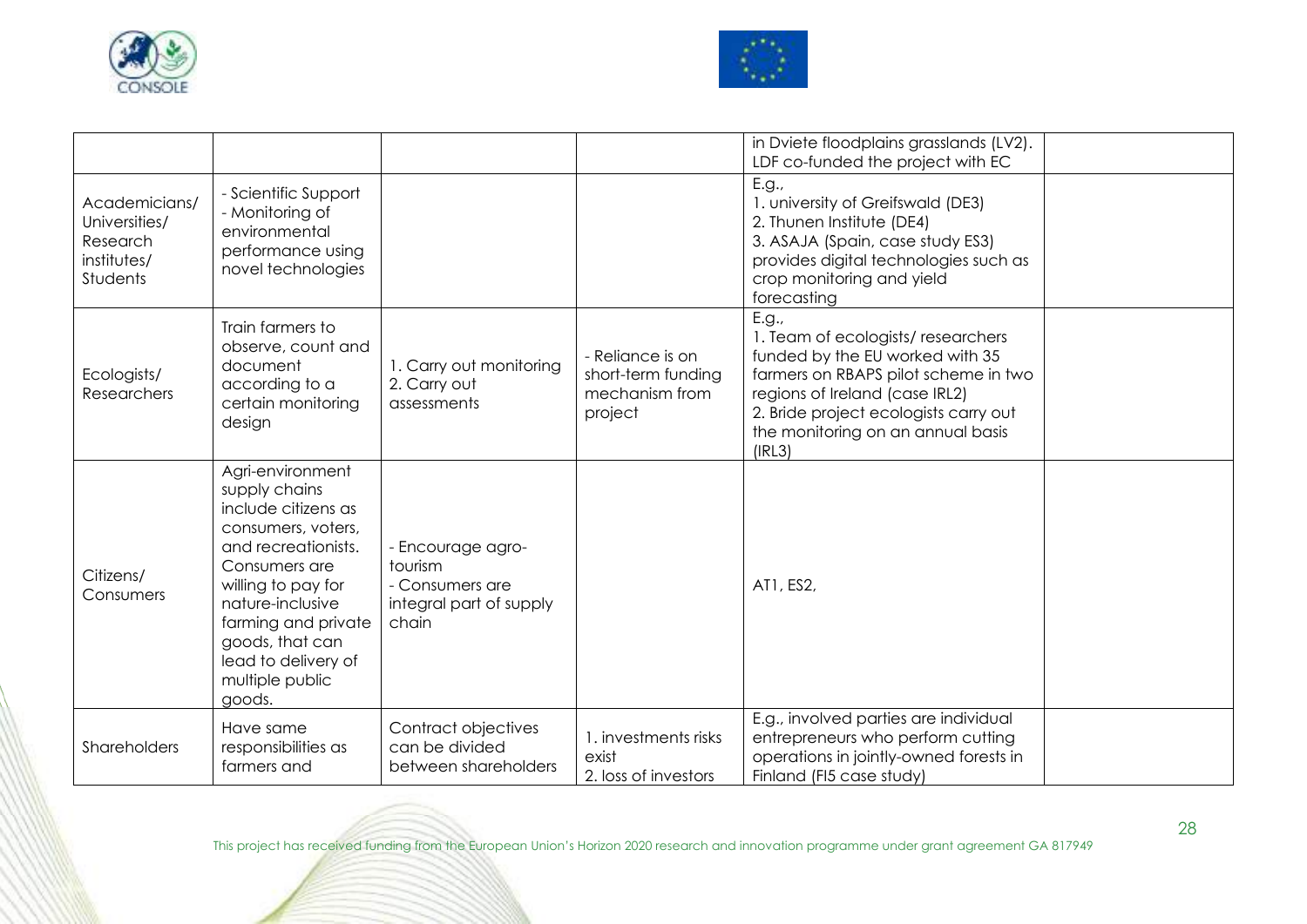| | | | | | |
|---|---|---|---|---|---|
| | | | | in Dviete floodplains grasslands (LV2). LDF co-funded the project with EC | |
| Academicians/ Universities/ Research institutes/ Students | - Scientific Support<br>- Monitoring of environmental performance using novel technologies | | | E.g.,<br>1. university of Greifswald (DE3)<br>2. Thunen Institute (DE4)<br>3. ASAJA (Spain, case study ES3) provides digital technologies such as crop monitoring and yield forecasting | |
| Ecologists/ Researchers | Train farmers to observe, count and document according to a certain monitoring design | 1. Carry out monitoring<br>2. Carry out assessments | - Reliance is on short-term funding mechanism from project | E.g.,<br>1. Team of ecologists/ researchers funded by the EU worked with 35 farmers on RBAPS pilot scheme in two regions of Ireland (case IRL2)<br>2. Bride project ecologists carry out the monitoring on an annual basis (IRL3) | |
| Citizens/ Consumers | Agri-environment supply chains include citizens as consumers, voters, and recreationists. Consumers are willing to pay for nature-inclusive farming and private goods, that can lead to delivery of multiple public goods. | - Encourage agro-tourism<br>- Consumers are integral part of supply chain | | AT1, ES2, | |
| Shareholders | Have same responsibilities as farmers and | Contract objectives can be divided between shareholders | 1. investments risks exist<br>2. loss of investors | E.g., involved parties are individual entrepreneurs who perform cutting operations in jointly-owned forests in Finland (FI5 case study) | |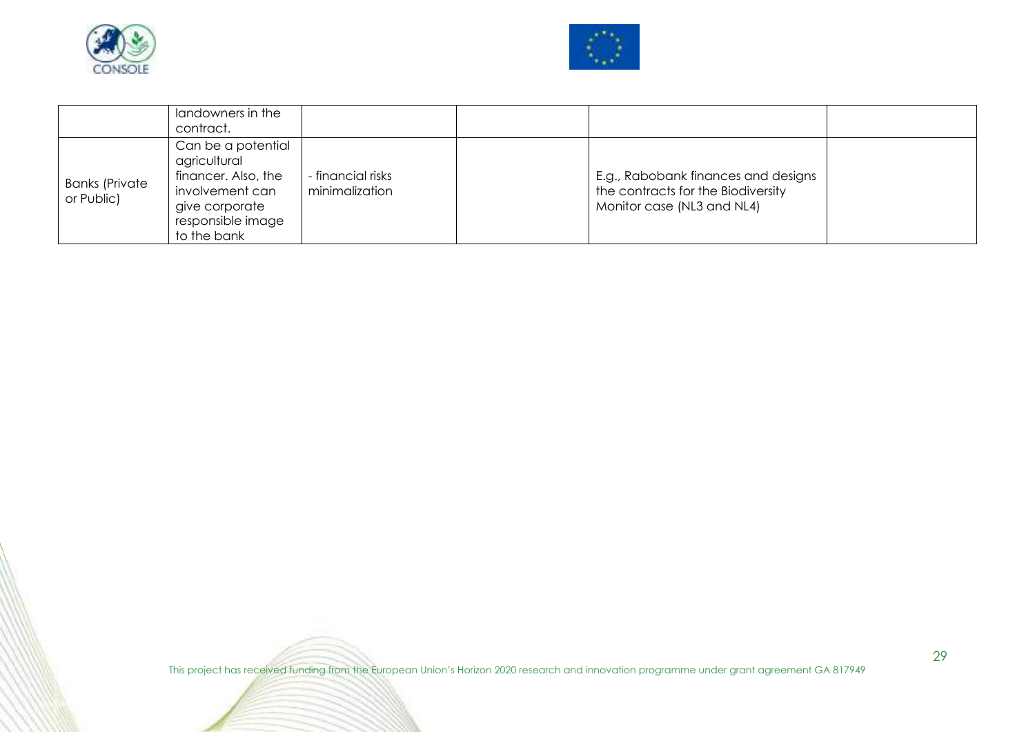| | | | | | |
|---|---|---|---|---|---|
| | landowners in the contract. | | | | |
| Banks (Private or Public) | Can be a potential agricultural financer. Also, the involvement can give corporate responsible image to the bank | - financial risks minimalization | | E.g., Rabobank finances and designs the contracts for the Biodiversity Monitor case (NL3 and NL4) | |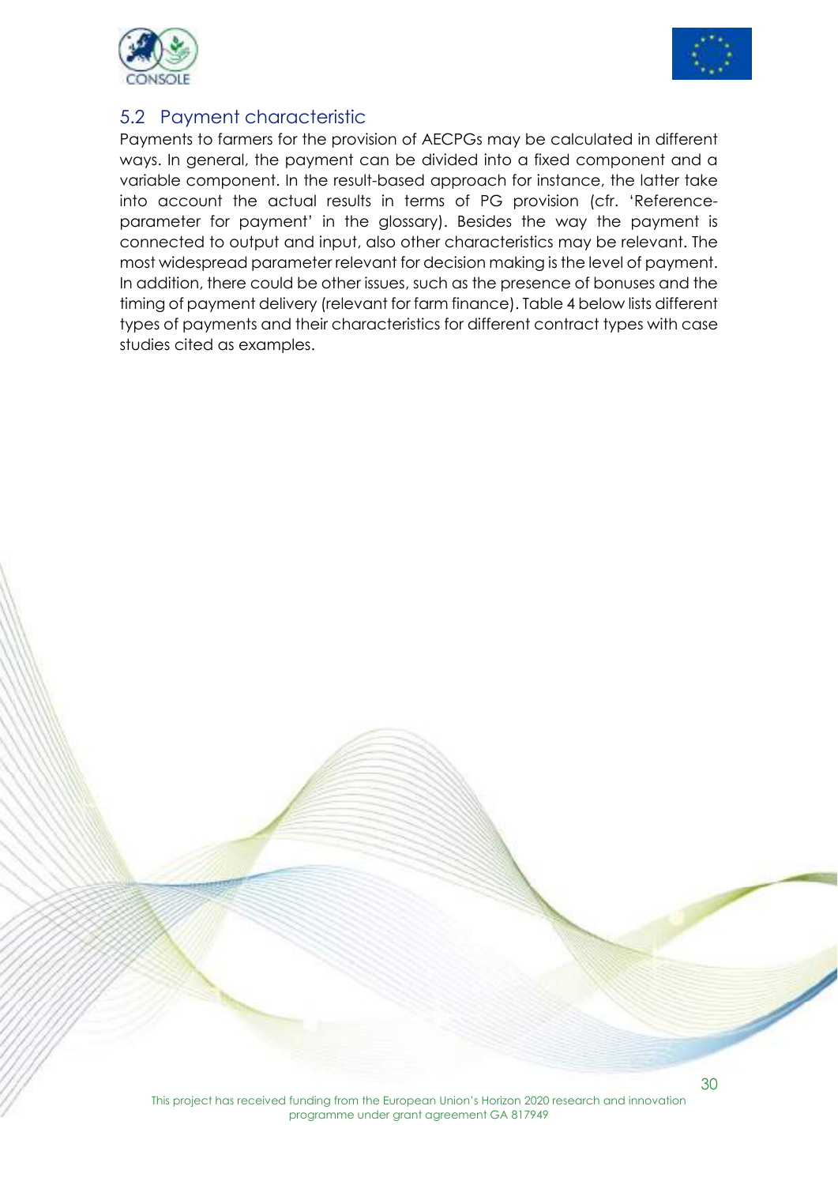## 5.2 Payment characteristic

Payments to farmers for the provision of AECPGs may be calculated in different ways. In general, the payment can be divided into a fixed component and a variable component. In the result-based approach for instance, the latter take into account the actual results in terms of PG provision (cfr. 'Reference-parameter for payment' in the glossary). Besides the way the payment is connected to output and input, also other characteristics may be relevant. The most widespread parameter relevant for decision making is the level of payment. In addition, there could be other issues, such as the presence of bonuses and the timing of payment delivery (relevant for farm finance). Table 4 below lists different types of payments and their characteristics for different contract types with case studies cited as examples.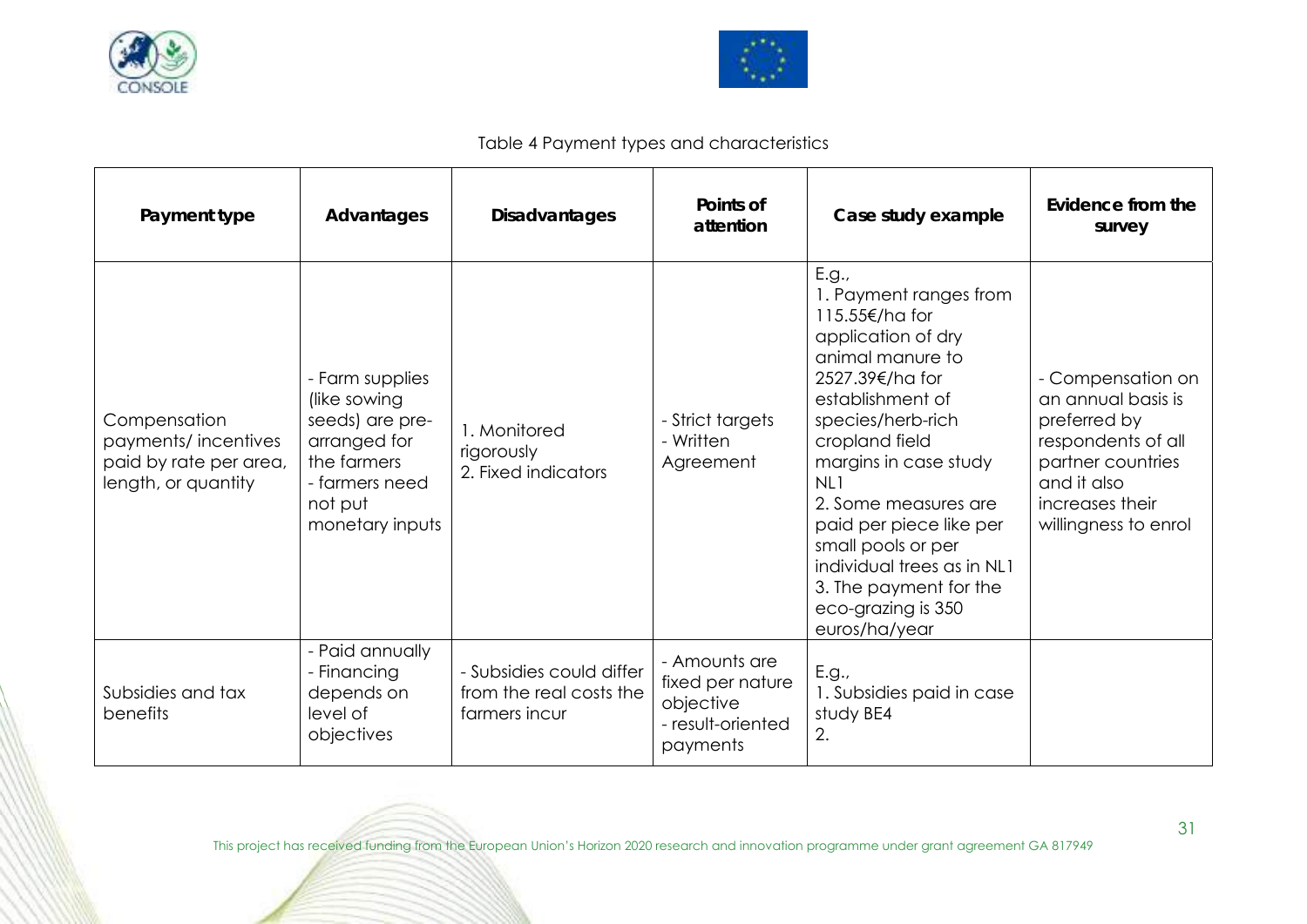Table 4 Payment types and characteristics

| Payment type | Advantages | Disadvantages | Points of attention | Case study example | Evidence from the survey |
|---|---|---|---|---|---|
| Compensation payments/ incentives paid by rate per area, length, or quantity | - Farm supplies (like sowing seeds) are pre-arranged for the farmers<br>- farmers need not put monetary inputs | 1. Monitored rigorously<br>2. Fixed indicators | - Strict targets<br>- Written Agreement | E.g.,<br>1. Payment ranges from 115.55€/ha for application of dry animal manure to 2527.39€/ha for establishment of species/herb-rich cropland field margins in case study NL1<br>2. Some measures are paid per piece like per small pools or per individual trees as in NL1<br>3. The payment for the eco-grazing is 350 euros/ha/year | - Compensation on an annual basis is preferred by respondents of all partner countries and it also increases their willingness to enrol |
| Subsidies and tax benefits | - Paid annually<br>- Financing depends on level of objectives | - Subsidies could differ from the real costs the farmers incur | - Amounts are fixed per nature objective<br>- result-oriented payments | E.g.,<br>1. Subsidies paid in case study BE4<br>2. | |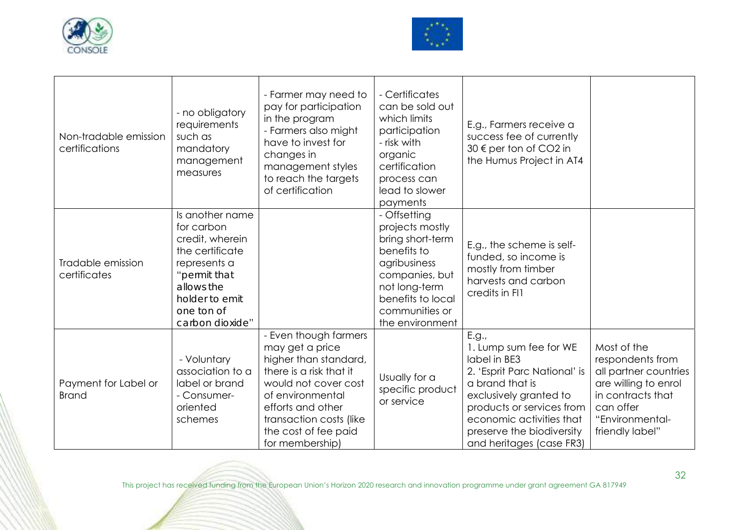| Non-tradable emission certifications | - no obligatory requirements such as mandatory management measures | - Farmer may need to pay for participation in the program<br>- Farmers also might have to invest for changes in management styles to reach the targets of certification | - Certificates can be sold out which limits participation<br>- risk with organic certification process can lead to slower payments | E.g., Farmers receive a success fee of currently 30 € per ton of $CO_2$ in the Humus Project in AT4 | |
|---|---|---|---|---|---|
| Tradable emission certificates | Is another name for carbon credit, wherein the certificate represents a "permit that allows the holder to emit one ton of carbon dioxide" | | - Offsetting projects mostly bring short-term benefits to agribusiness companies, but not long-term benefits to local communities or the environment | E.g., the scheme is self-funded, so income is mostly from timber harvests and carbon credits in FI1 | |
| Payment for Label or Brand | - Voluntary association to a label or brand<br>- Consumer-oriented schemes | - Even though farmers may get a price higher than standard, there is a risk that it would not cover cost of environmental efforts and other transaction costs (like the cost of fee paid for membership) | Usually for a specific product or service | E.g.,<br>1. Lump sum fee for WE label in BE3<br>2. 'Esprit Parc National' is a brand that is exclusively granted to products or services from economic activities that preserve the biodiversity and heritages (case FR3) | Most of the respondents from all partner countries are willing to enrol in contracts that can offer "Environmental-friendly label" |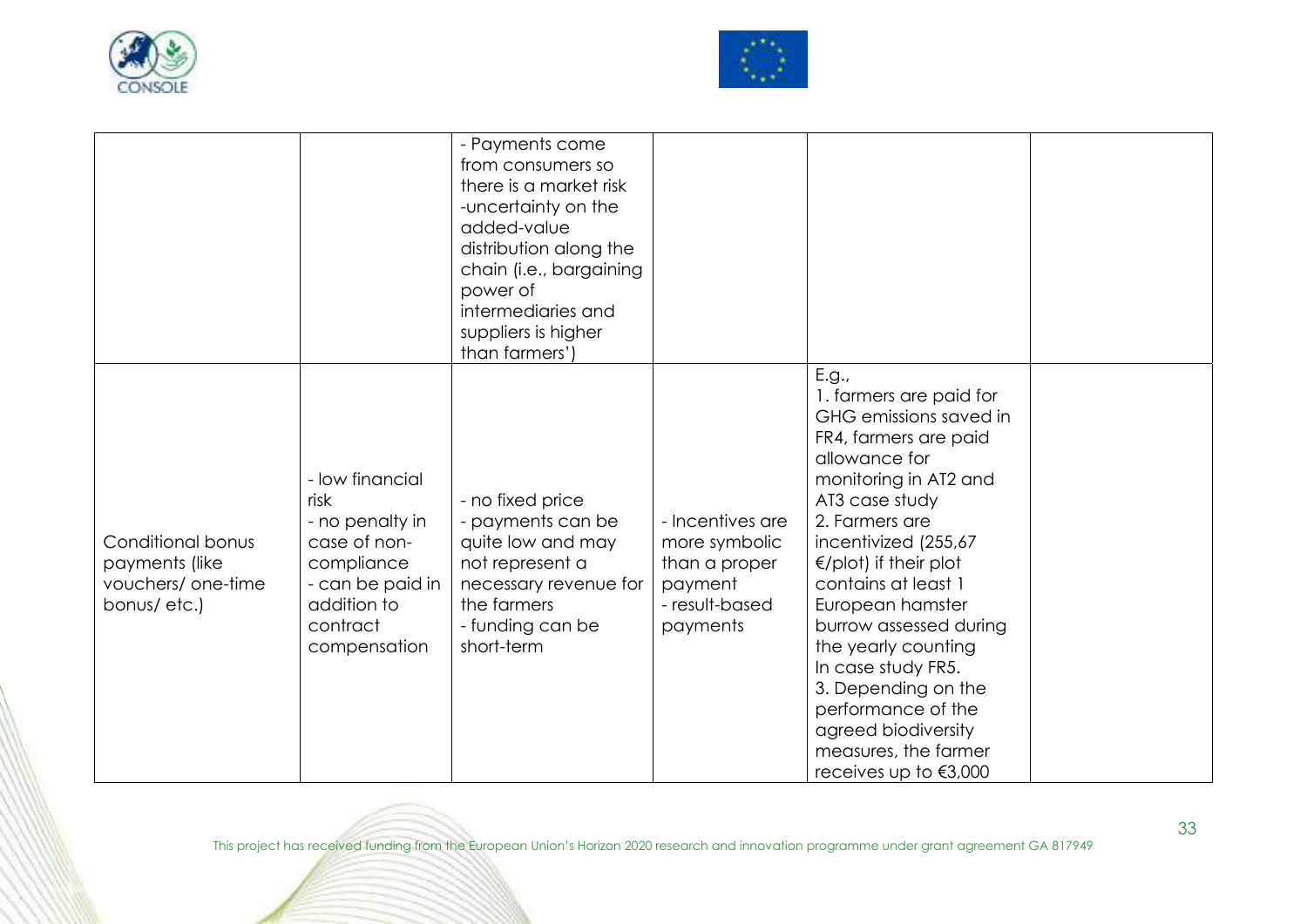| | | | | | |
|---|---|---|---|---|---|
| | | - Payments come from consumers so there is a market risk<br>-uncertainty on the added-value distribution along the chain (i.e., bargaining power of intermediaries and suppliers is higher than farmers') | | | |
| Conditional bonus payments (like vouchers/ one-time bonus/ etc.) | - low financial risk<br>- no penalty in case of non-compliance<br>- can be paid in addition to contract compensation | - no fixed price<br>- payments can be quite low and may not represent a necessary revenue for the farmers<br>- funding can be short-term | - Incentives are more symbolic than a proper payment<br>- result-based payments | E.g.,<br>1. farmers are paid for GHG emissions saved in FR4, farmers are paid allowance for monitoring in AT2 and AT3 case study<br>2. Farmers are incentivized (255,67 €/plot) if their plot contains at least 1 European hamster burrow assessed during the yearly counting In case study FR5.<br>3. Depending on the performance of the agreed biodiversity measures, the farmer receives up to €3,000 | |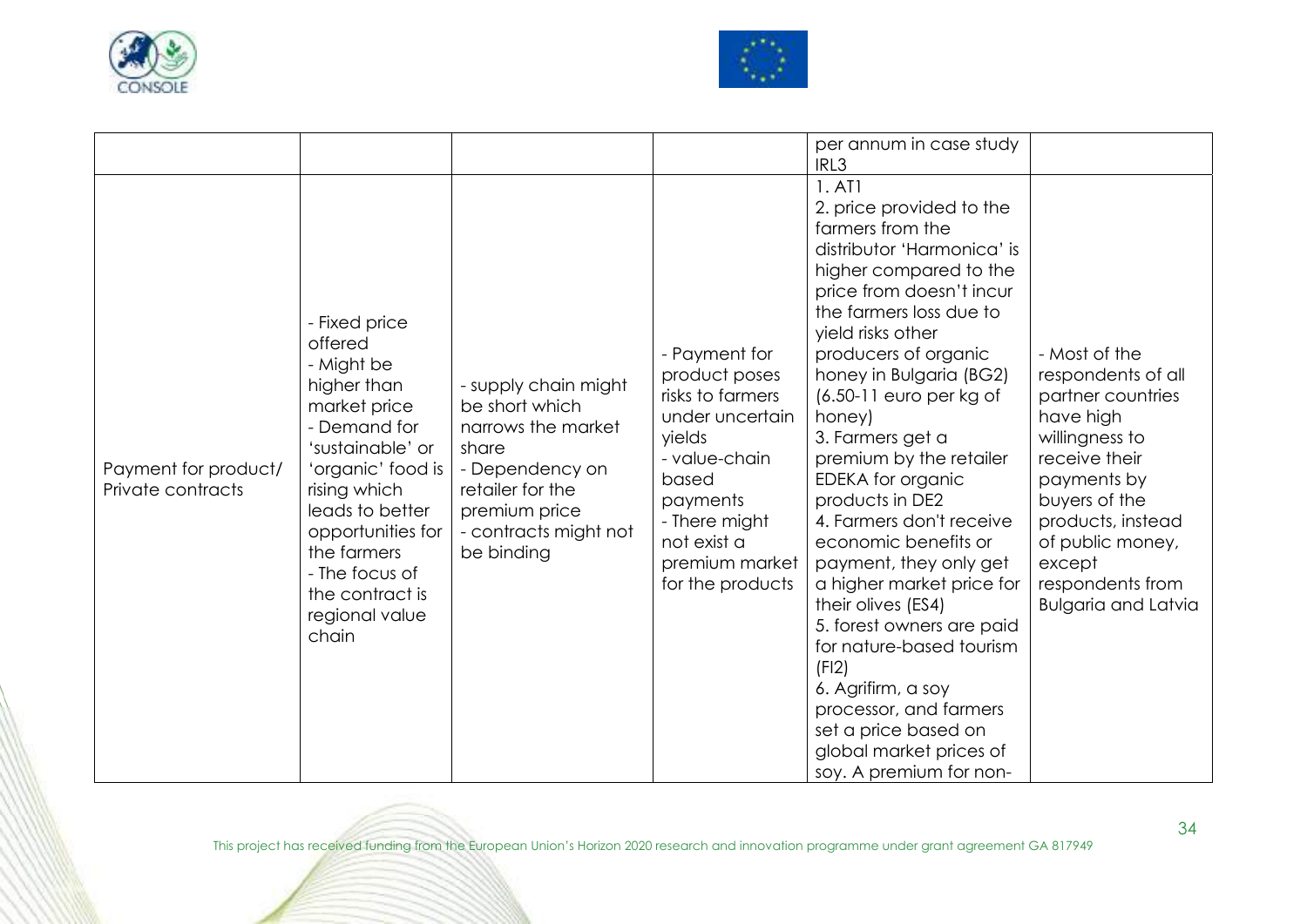| | | | | per annum in case study IRL3 | |
|---|---|---|---|---|---|
| Payment for product/ Private contracts | - Fixed price offered<br>- Might be higher than market price<br>- Demand for 'sustainable' or 'organic' food is rising which leads to better opportunities for the farmers<br>- The focus of the contract is regional value chain | - supply chain might be short which narrows the market share<br>- Dependency on retailer for the premium price<br>- contracts might not be binding | - Payment for product poses risks to farmers under uncertain yields<br>- value-chain based payments<br>- There might not exist a premium market for the products | 1. AT1<br>2. price provided to the farmers from the distributor 'Harmonica' is higher compared to the price from doesn't incur the farmers loss due to yield risks other producers of organic honey in Bulgaria (BG2) (6.50-11 euro per kg of honey)<br>3. Farmers get a premium by the retailer EDEKA for organic products in DE2<br>4. Farmers don't receive economic benefits or payment, they only get a higher market price for their olives (ES4)<br>5. forest owners are paid for nature-based tourism (FI2)<br>6. Agrifirm, a soy processor, and farmers set a price based on global market prices of soy. A premium for non- | - Most of the respondents of all partner countries have high willingness to receive their payments by buyers of the products, instead of public money, except respondents from Bulgaria and Latvia |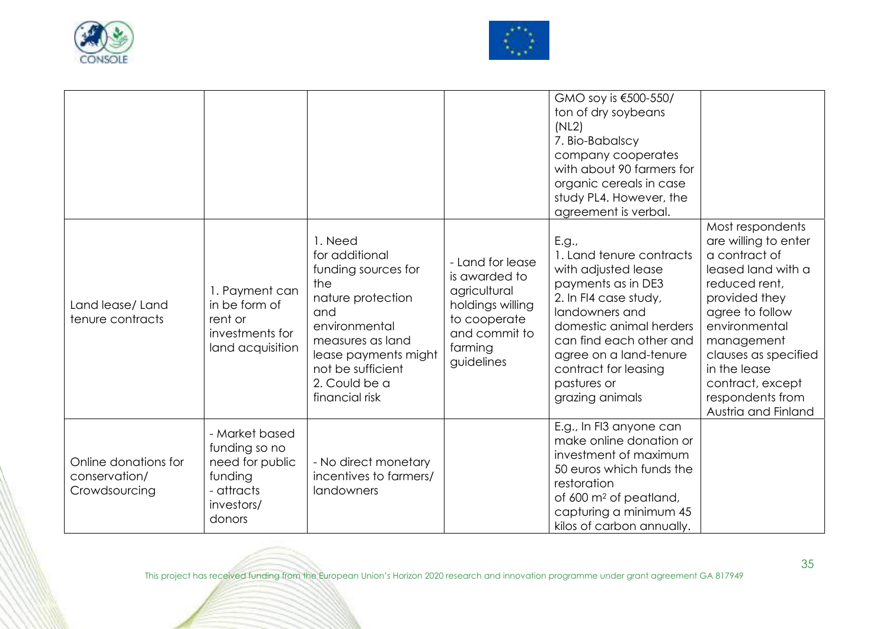|  |  |  |  | GMO soy is €500-550/ ton of dry soybeans (NL2)<br>7. Bio-Babalscy company cooperates with about 90 farmers for organic cereals in case study PL4. However, the agreement is verbal. |  |
|---|---|---|---|---|---|
| Land lease/ Land tenure contracts | 1. Payment can in be form of rent or investments for land acquisition | 1. Need for additional funding sources for the nature protection and environmental measures as land lease payments might not be sufficient<br>2. Could be a financial risk | - Land for lease is awarded to agricultural holdings willing to cooperate and commit to farming guidelines | E.g.,<br>1. Land tenure contracts with adjusted lease payments as in DE3<br>2. In FI4 case study, landowners and domestic animal herders can find each other and agree on a land-tenure contract for leasing pastures or grazing animals | Most respondents are willing to enter a contract of leased land with a reduced rent, provided they agree to follow environmental management clauses as specified in the lease contract, except respondents from Austria and Finland |
| Online donations for conservation/ Crowdsourcing | - Market based funding so no need for public funding<br>- attracts investors/ donors | - No direct monetary incentives to farmers/ landowners |  | E.g., In FI3 anyone can make online donation or investment of maximum 50 euros which funds the restoration of 600 m² of peatland, capturing a minimum 45 kilos of carbon annually. |  |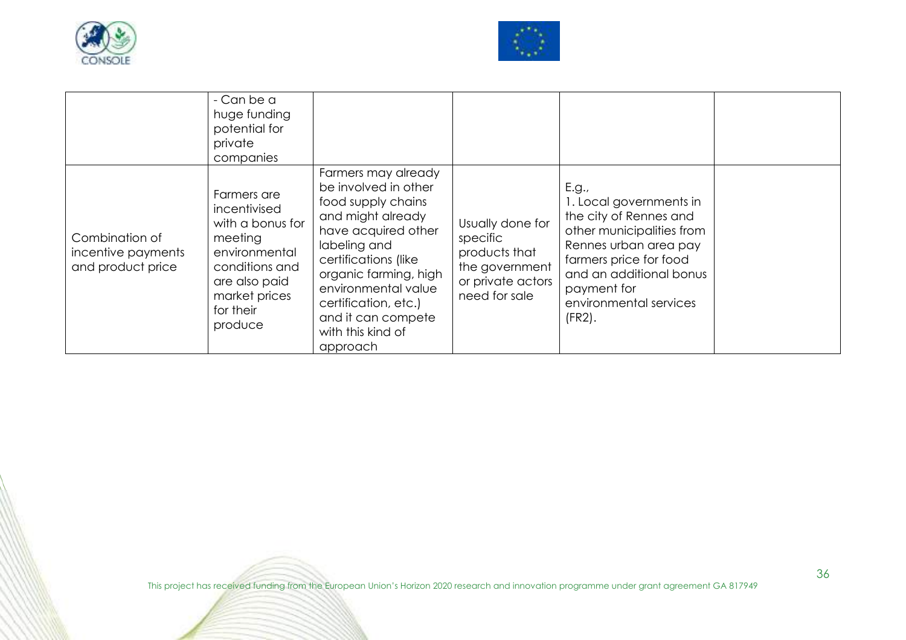| | | | | | |
|---|---|---|---|---|---|
| | - Can be a huge funding potential for private companies | | | | |
| Combination of incentive payments and product price | Farmers are incentivised with a bonus for meeting environmental conditions and are also paid market prices for their produce | Farmers may already be involved in other food supply chains and might already have acquired other labeling and certifications (like organic farming, high environmental value certification, etc.) and it can compete with this kind of approach | Usually done for specific products that the government or private actors need for sale | E.g.,<br>1. Local governments in the city of Rennes and other municipalities from Rennes urban area pay farmers price for food and an additional bonus payment for environmental services (FR2). | |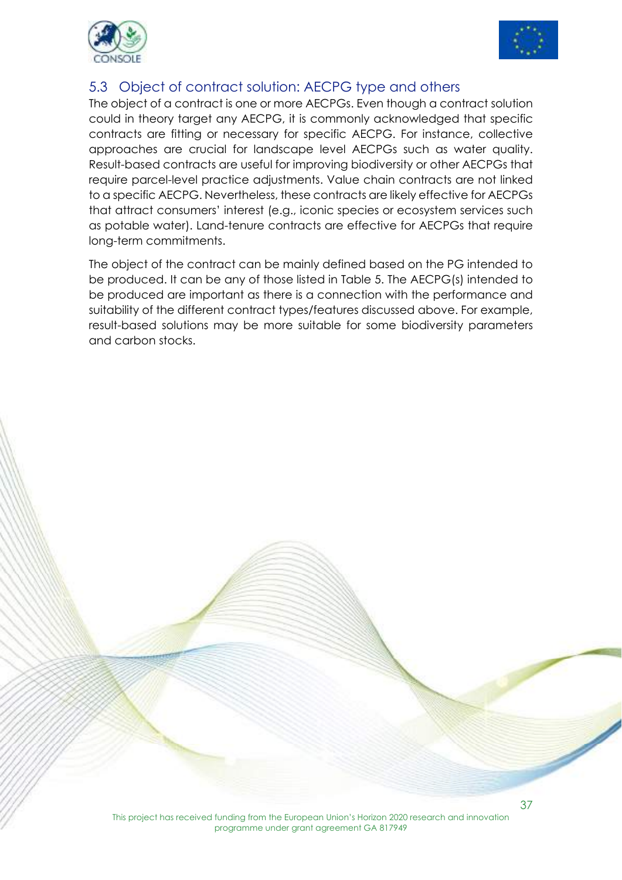## 5.3 Object of contract solution: AECPG type and others

The object of a contract is one or more AECPGs. Even though a contract solution could in theory target any AECPG, it is commonly acknowledged that specific contracts are fitting or necessary for specific AECPG. For instance, collective approaches are crucial for landscape level AECPGs such as water quality. Result-based contracts are useful for improving biodiversity or other AECPGs that require parcel-level practice adjustments. Value chain contracts are not linked to a specific AECPG. Nevertheless, these contracts are likely effective for AECPGs that attract consumers' interest (e.g., iconic species or ecosystem services such as potable water). Land-tenure contracts are effective for AECPGs that require long-term commitments.

The object of the contract can be mainly defined based on the PG intended to be produced. It can be any of those listed in Table 5. The AECPG(s) intended to be produced are important as there is a connection with the performance and suitability of the different contract types/features discussed above. For example, result-based solutions may be more suitable for some biodiversity parameters and carbon stocks.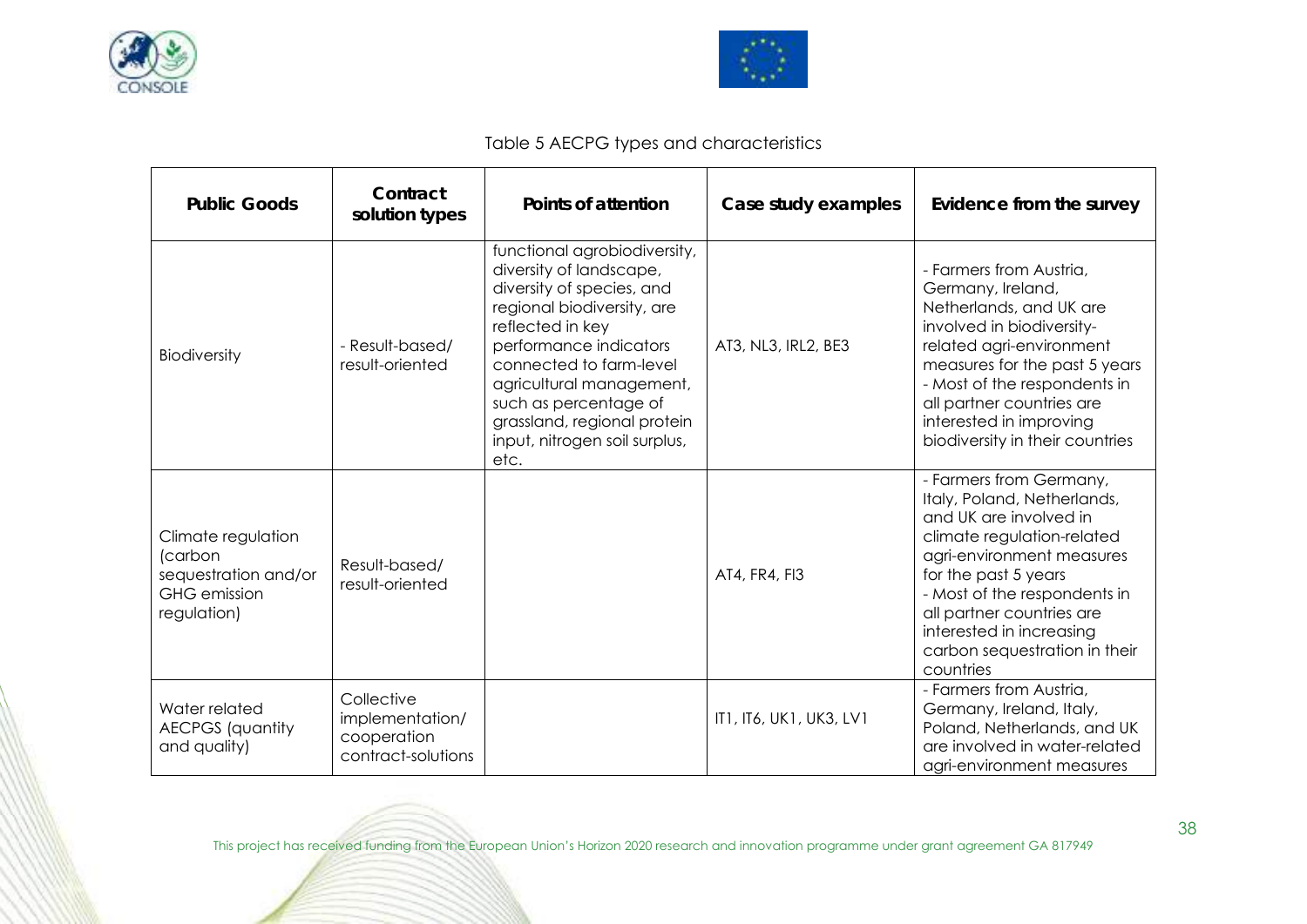Table 5 AECPG types and characteristics

| Public Goods | Contract solution types | Points of attention | Case study examples | Evidence from the survey |
|---|---|---|---|---|
| Biodiversity | - Result-based/ result-oriented | functional agrobiodiversity, diversity of landscape, diversity of species, and regional biodiversity, are reflected in key performance indicators connected to farm-level agricultural management, such as percentage of grassland, regional protein input, nitrogen soil surplus, etc. | AT3, NL3, IRL2, BE3 | - Farmers from Austria, Germany, Ireland, Netherlands, and UK are involved in biodiversity-related agri-environment measures for the past 5 years<br>- Most of the respondents in all partner countries are interested in improving biodiversity in their countries |
| Climate regulation (carbon sequestration and/or GHG emission regulation) | Result-based/ result-oriented | | AT4, FR4, FI3 | - Farmers from Germany, Italy, Poland, Netherlands, and UK are involved in climate regulation-related agri-environment measures for the past 5 years<br>- Most of the respondents in all partner countries are interested in increasing carbon sequestration in their countries |
| Water related AECPGS (quantity and quality) | Collective implementation/ cooperation contract-solutions | | IT1, IT6, UK1, UK3, LV1 | - Farmers from Austria, Germany, Ireland, Italy, Poland, Netherlands, and UK are involved in water-related agri-environment measures |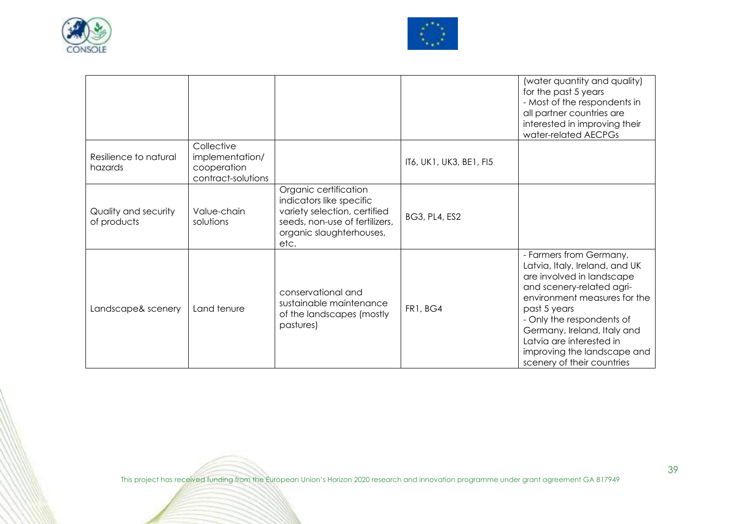|  |  |  |  | (water quantity and quality) for the past 5 years<br>- Most of the respondents in all partner countries are interested in improving their water-related AECPGs |
|---|---|---|---|---|
| Resilience to natural hazards | Collective implementation/ cooperation contract-solutions |  | IT6, UK1, UK3, BE1, FI5 |  |
| Quality and security of products | Value-chain solutions | Organic certification indicators like specific variety selection, certified seeds, non-use of fertilizers, organic slaughterhouses, etc. | BG3, PL4, ES2 |  |
| Landscape& scenery | Land tenure | conservational and sustainable maintenance of the landscapes (mostly pastures) | FR1, BG4 | - Farmers from Germany, Latvia, Italy, Ireland, and UK are involved in landscape and scenery-related agri-environment measures for the past 5 years<br>- Only the respondents of Germany, Ireland, Italy and Latvia are interested in improving the landscape and scenery of their countries |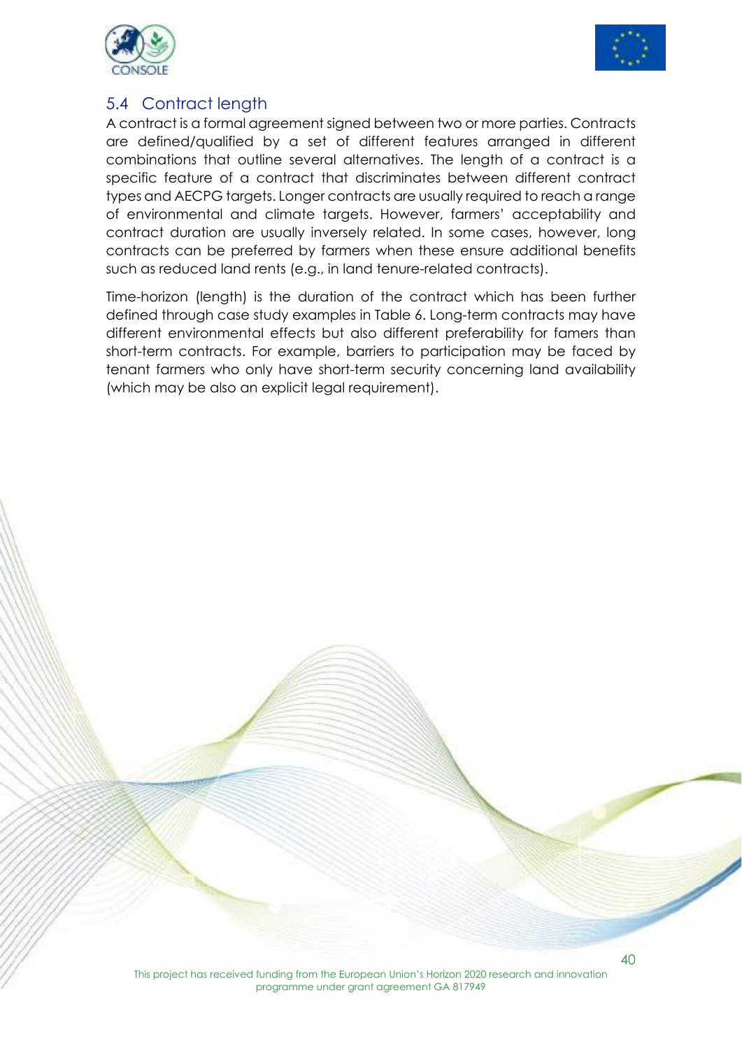## 5.4 Contract length

A contract is a formal agreement signed between two or more parties. Contracts are defined/qualified by a set of different features arranged in different combinations that outline several alternatives. The length of a contract is a specific feature of a contract that discriminates between different contract types and AECPG targets. Longer contracts are usually required to reach a range of environmental and climate targets. However, farmers' acceptability and contract duration are usually inversely related. In some cases, however, long contracts can be preferred by farmers when these ensure additional benefits such as reduced land rents (e.g., in land tenure-related contracts).

Time-horizon (length) is the duration of the contract which has been further defined through case study examples in Table 6. Long-term contracts may have different environmental effects but also different preferability for famers than short-term contracts. For example, barriers to participation may be faced by tenant farmers who only have short-term security concerning land availability (which may be also an explicit legal requirement).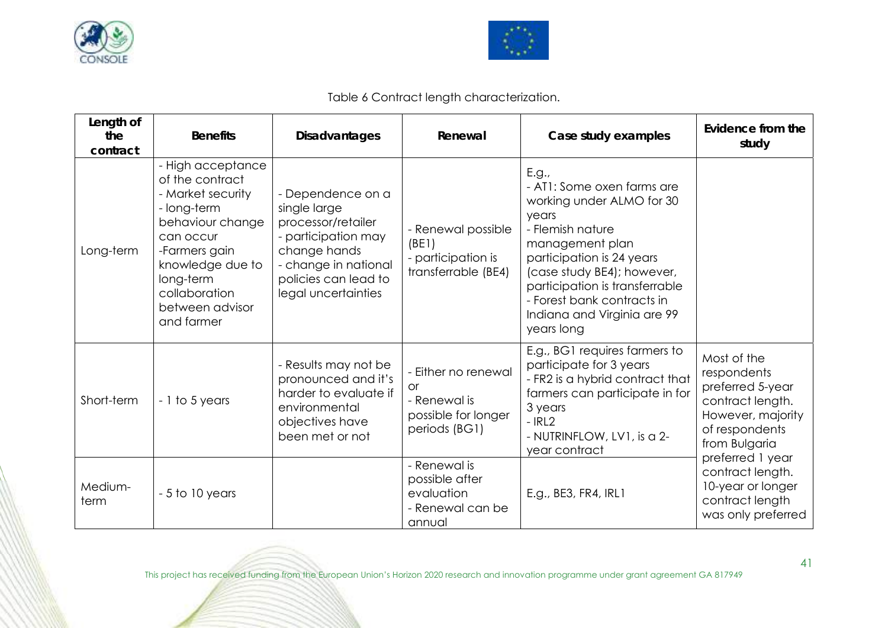Table 6 Contract length characterization.

| Length of the contract | Benefits | Disadvantages | Renewal | Case study examples | Evidence from the study |
|---|---|---|---|---|---|
| Long-term | - High acceptance of the contract<br>- Market security<br>- long-term behaviour change can occur<br>-Farmers gain knowledge due to long-term collaboration between advisor and farmer | - Dependence on a single large processor/retailer<br>- participation may change hands<br>- change in national policies can lead to legal uncertainties | - Renewal possible (BE1)<br>- participation is transferrable (BE4) | E.g.,<br>- AT1: Some oxen farms are working under ALMO for 30 years<br>- Flemish nature management plan participation is 24 years (case study BE4); however, participation is transferrable<br>- Forest bank contracts in Indiana and Virginia are 99 years long | |
| Short-term | - 1 to 5 years | - Results may not be pronounced and it's harder to evaluate if environmental objectives have been met or not | - Either no renewal or<br>- Renewal is possible for longer periods (BG1) | E.g., BG1 requires farmers to participate for 3 years<br>- FR2 is a hybrid contract that farmers can participate in for 3 years<br>- IRL2<br>- NUTRINFLOW, LV1, is a 2-year contract | Most of the respondents preferred 5-year contract length. However, majority of respondents from Bulgaria preferred 1 year contract length. 10-year or longer contract length was only preferred |
| Medium-term | - 5 to 10 years | | - Renewal is possible after evaluation<br>- Renewal can be annual | E.g., BE3, FR4, IRL1 | |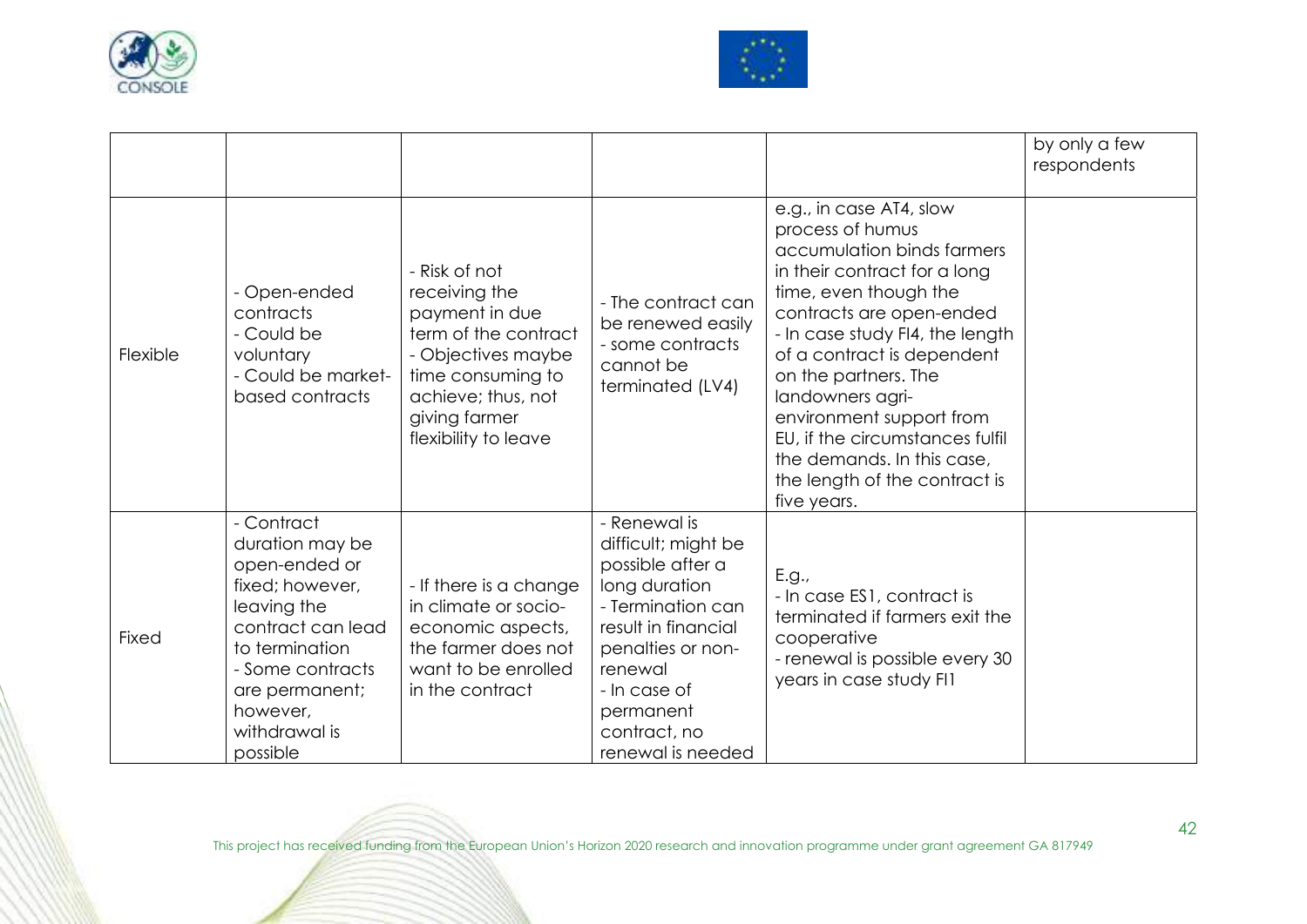|  |  |  |  |  | by only a few respondents |
|---|---|---|---|---|---|
| Flexible | - Open-ended contracts<br>- Could be voluntary<br>- Could be market-based contracts | - Risk of not receiving the payment in due term of the contract<br>- Objectives maybe time consuming to achieve; thus, not giving farmer flexibility to leave | - The contract can be renewed easily<br>- some contracts cannot be terminated (LV4) | e.g., in case AT4, slow process of humus accumulation binds farmers in their contract for a long time, even though the contracts are open-ended<br>- In case study FI4, the length of a contract is dependent on the partners. The landowners agri-environment support from EU, if the circumstances fulfil the demands. In this case, the length of the contract is five years. |  |
| Fixed | - Contract duration may be open-ended or fixed; however, leaving the contract can lead to termination<br>- Some contracts are permanent; however, withdrawal is possible | - If there is a change in climate or socio-economic aspects, the farmer does not want to be enrolled in the contract | - Renewal is difficult; might be possible after a long duration<br>- Termination can result in financial penalties or non-renewal<br>- In case of permanent contract, no renewal is needed | E.g.,<br>- In case ES1, contract is terminated if farmers exit the cooperative<br>- renewal is possible every 30 years in case study FI1 |  |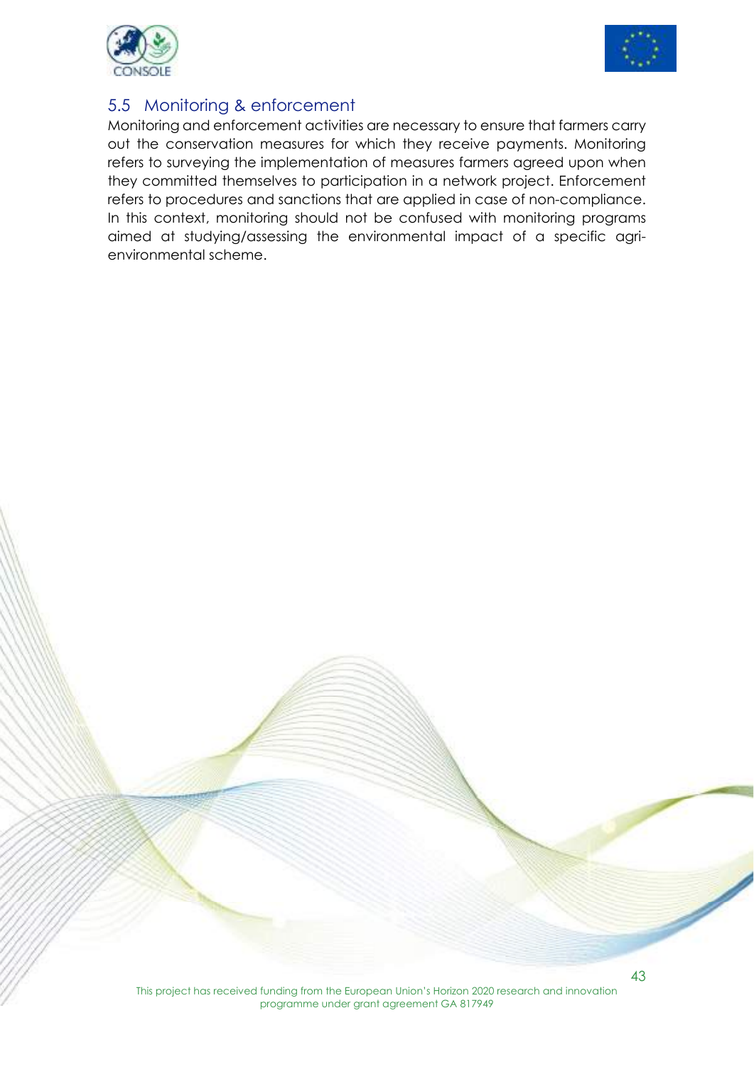## 5.5 Monitoring & enforcement

Monitoring and enforcement activities are necessary to ensure that farmers carry out the conservation measures for which they receive payments. Monitoring refers to surveying the implementation of measures farmers agreed upon when they committed themselves to participation in a network project. Enforcement refers to procedures and sanctions that are applied in case of non-compliance. In this context, monitoring should not be confused with monitoring programs aimed at studying/assessing the environmental impact of a specific agri-environmental scheme.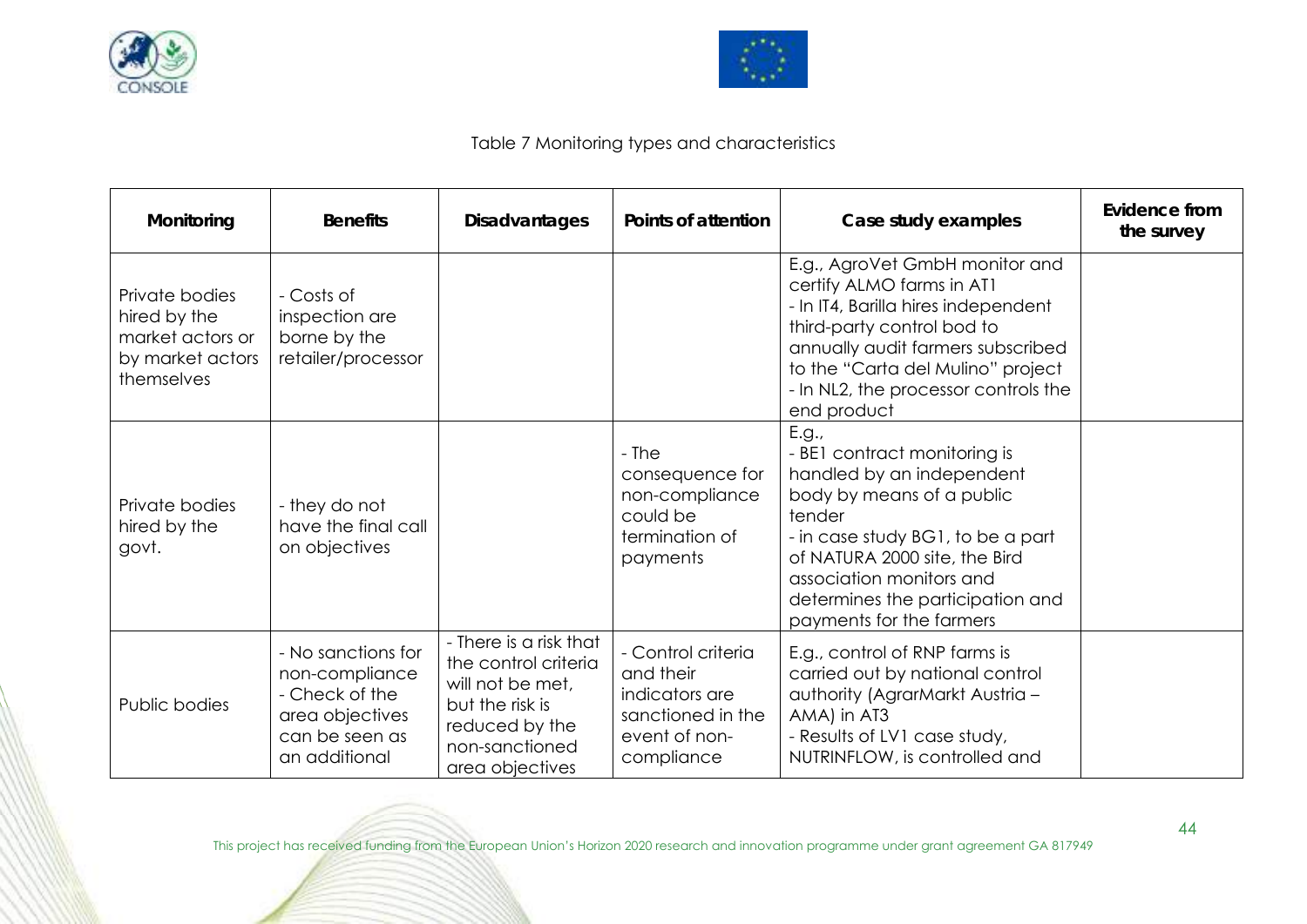Table 7 Monitoring types and characteristics

| Monitoring | Benefits | Disadvantages | Points of attention | Case study examples | Evidence from the survey |
|---|---|---|---|---|---|
| Private bodies hired by the market actors or by market actors themselves | - Costs of inspection are borne by the retailer/processor | | | E.g., AgroVet GmbH monitor and certify ALMO farms in AT1<br>- In IT4, Barilla hires independent third-party control bod to annually audit farmers subscribed to the "Carta del Mulino" project<br>- In NL2, the processor controls the end product | |
| Private bodies hired by the govt. | - they do not have the final call on objectives | | - The consequence for non-compliance could be termination of payments | E.g.,<br>- BE1 contract monitoring is handled by an independent body by means of a public tender<br>- in case study BG1, to be a part of NATURA 2000 site, the Bird association monitors and determines the participation and payments for the farmers | |
| Public bodies | - No sanctions for non-compliance<br>- Check of the area objectives can be seen as an additional | - There is a risk that the control criteria will not be met, but the risk is reduced by the non-sanctioned area objectives | - Control criteria and their indicators are sanctioned in the event of non-compliance | E.g., control of RNP farms is carried out by national control authority (AgrarMarkt Austria – AMA) in AT3<br>- Results of LV1 case study, NUTRINFLOW, is controlled and | |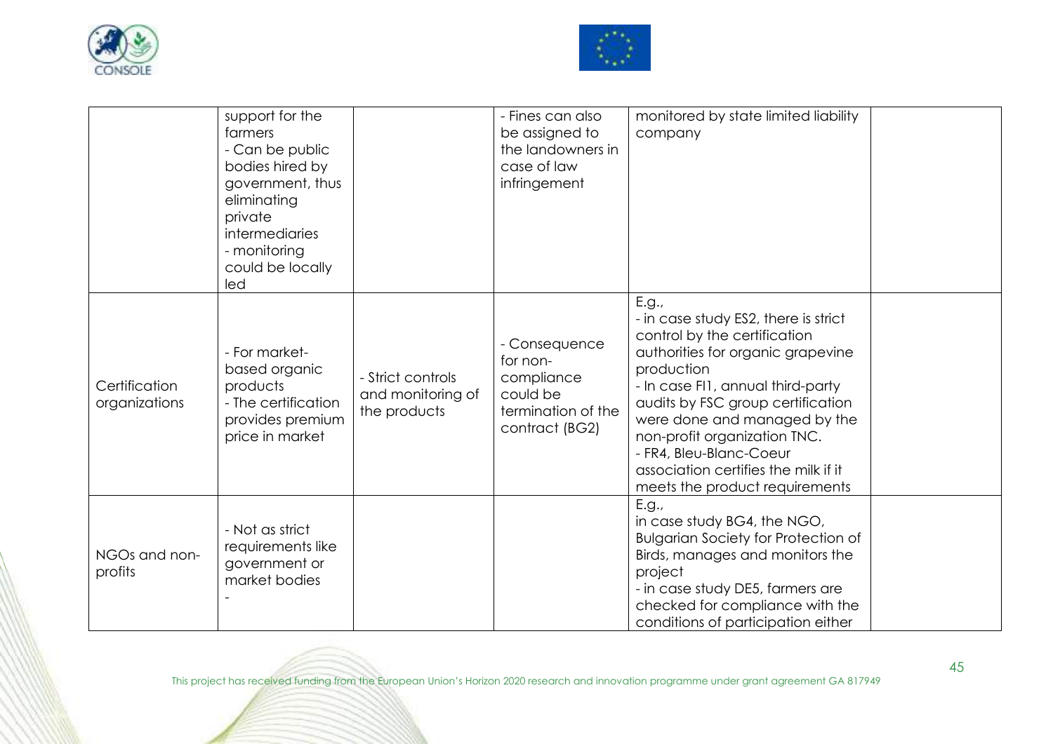| | | | | | |
|---|---|---|---|---|---|
| | support for the farmers<br>- Can be public bodies hired by government, thus eliminating private intermediaries<br>- monitoring could be locally led | | - Fines can also be assigned to the landowners in case of law infringement | monitored by state limited liability company | |
| Certification organizations | - For market-based organic products<br>- The certification provides premium price in market | - Strict controls and monitoring of the products | - Consequence for non-compliance could be termination of the contract (BG2) | E.g.,<br>- in case study ES2, there is strict control by the certification authorities for organic grapevine production<br>- In case FI1, annual third-party audits by FSC group certification were done and managed by the non-profit organization TNC.<br>- FR4, Bleu-Blanc-Coeur association certifies the milk if it meets the product requirements | |
| NGOs and non-profits | - Not as strict requirements like government or market bodies<br>- | | | E.g.,<br>in case study BG4, the NGO, Bulgarian Society for Protection of Birds, manages and monitors the project<br>- in case study DE5, farmers are checked for compliance with the conditions of participation either | |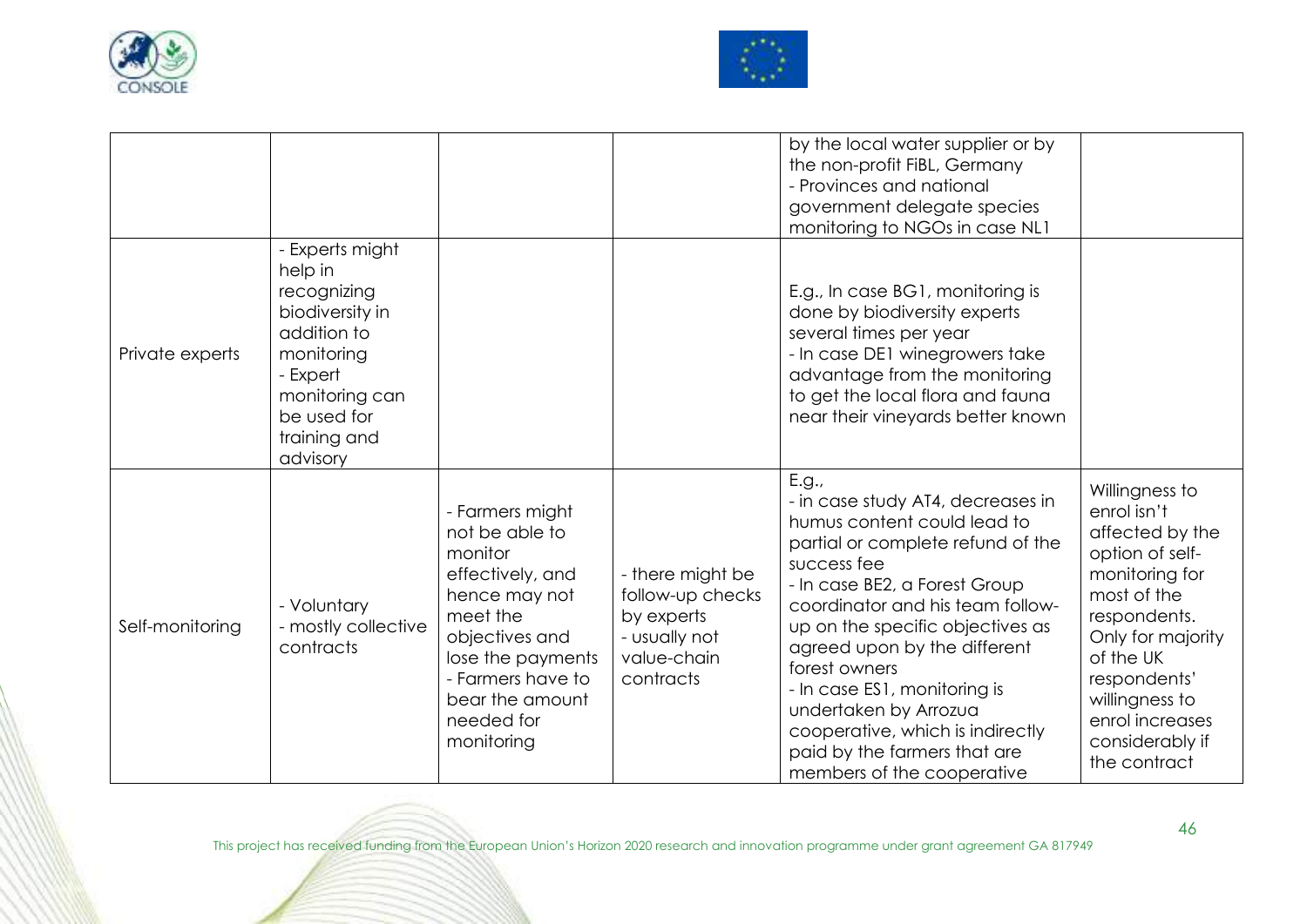|  |  |  |  | by the local water supplier or by the non-profit FiBL, Germany<br>- Provinces and national government delegate species monitoring to NGOs in case NL1 |  |
|---|---|---|---|---|---|
| Private experts | - Experts might help in recognizing biodiversity in addition to monitoring<br>- Expert monitoring can be used for training and advisory |  |  | E.g., In case BG1, monitoring is done by biodiversity experts several times per year<br>- In case DE1 winegrowers take advantage from the monitoring to get the local flora and fauna near their vineyards better known |  |
| Self-monitoring | - Voluntary<br>- mostly collective contracts | - Farmers might not be able to monitor effectively, and hence may not meet the objectives and lose the payments<br>- Farmers have to bear the amount needed for monitoring | - there might be follow-up checks by experts<br>- usually not value-chain contracts | E.g.,<br>- in case study AT4, decreases in humus content could lead to partial or complete refund of the success fee<br>- In case BE2, a Forest Group coordinator and his team follow-up on the specific objectives as agreed upon by the different forest owners<br>- In case ES1, monitoring is undertaken by Arrozua cooperative, which is indirectly paid by the farmers that are members of the cooperative | Willingness to enrol isn't affected by the option of self-monitoring for most of the respondents. Only for majority of the UK respondents' willingness to enrol increases considerably if the contract |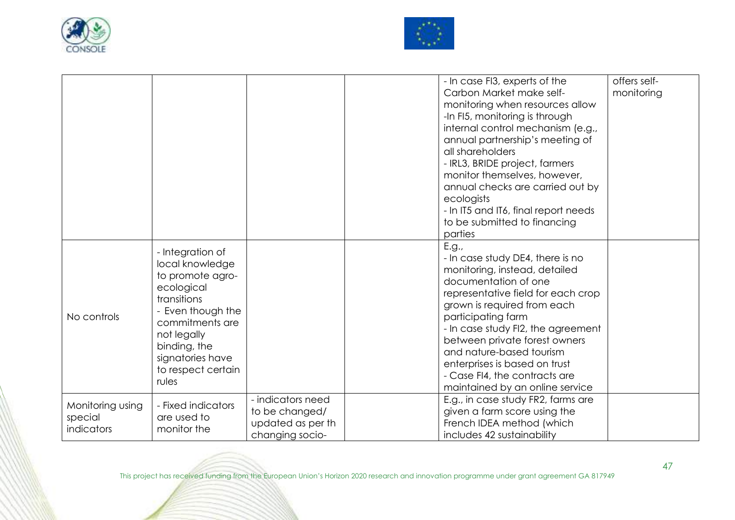| | | | | | |
|---|---|---|---|---|---|
| | | | | - In case FI3, experts of the Carbon Market make self-monitoring when resources allow<br>-In FI5, monitoring is through internal control mechanism (e.g., annual partnership's meeting of all shareholders<br>- IRL3, BRIDE project, farmers monitor themselves, however, annual checks are carried out by ecologists<br>- In IT5 and IT6, final report needs to be submitted to financing parties | offers self-monitoring |
| No controls | - Integration of local knowledge to promote agro-ecological transitions<br>- Even though the commitments are not legally binding, the signatories have to respect certain rules | | | E.g.,<br>- In case study DE4, there is no monitoring, instead, detailed documentation of one representative field for each crop grown is required from each participating farm<br>- In case study FI2, the agreement between private forest owners and nature-based tourism enterprises is based on trust<br>- Case FI4, the contracts are maintained by an online service | |
| Monitoring using special indicators | - Fixed indicators are used to monitor the | - indicators need to be changed/ updated as per th changing socio- | | E.g., in case study FR2, farms are given a farm score using the French IDEA method (which includes 42 sustainability | |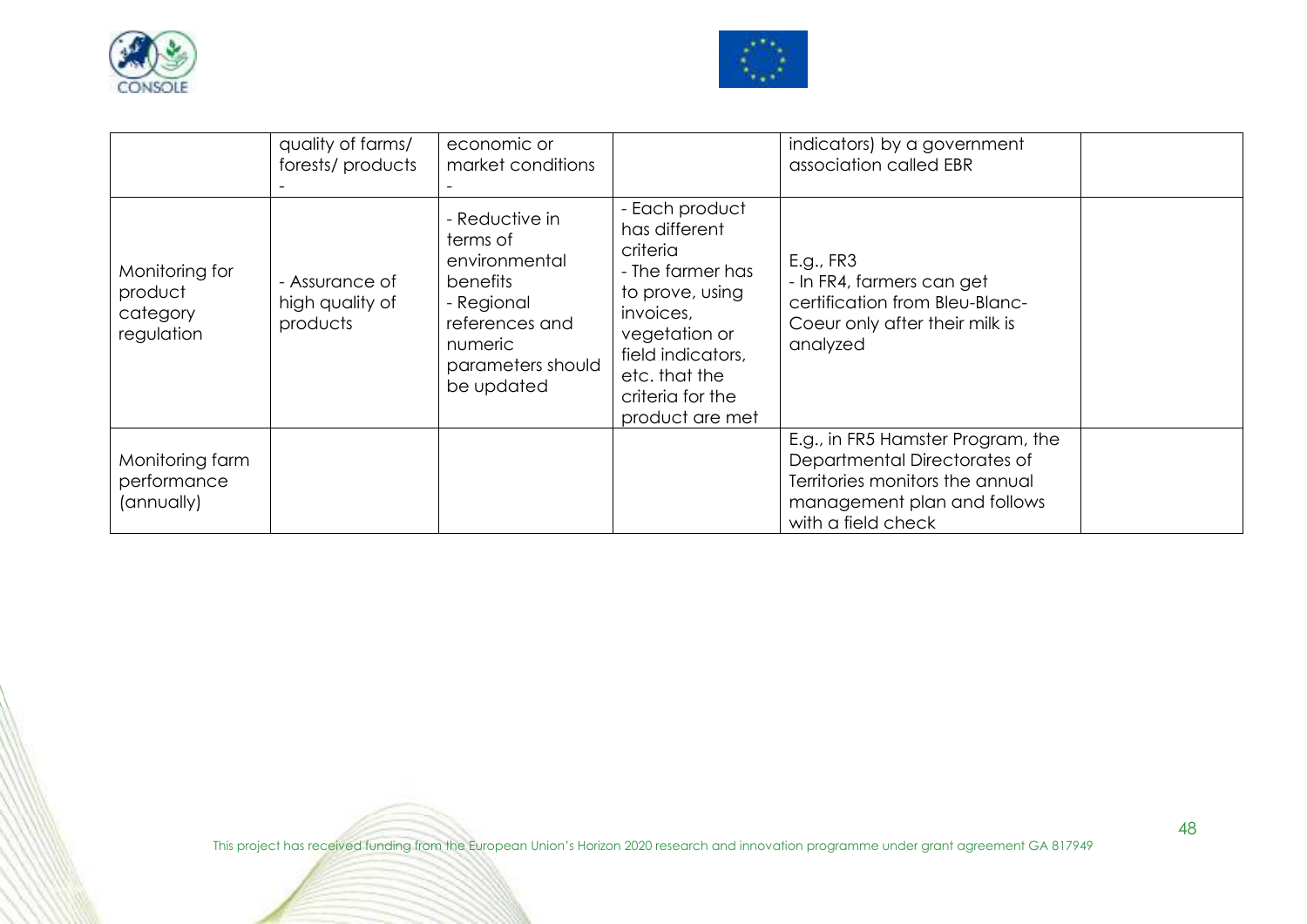| | quality of farms/ forests/ products - | economic or market conditions - | | indicators) by a government association called EBR | |
|---|---|---|---|---|---|
| Monitoring for product category regulation | - Assurance of high quality of products | - Reductive in terms of environmental benefits<br>- Regional references and numeric parameters should be updated | - Each product has different criteria<br>- The farmer has to prove, using invoices, vegetation or field indicators, etc. that the criteria for the product are met | E.g., FR3<br>- In FR4, farmers can get certification from Bleu-Blanc-Coeur only after their milk is analyzed | |
| Monitoring farm performance (annually) | | | | E.g., in FR5 Hamster Program, the Departmental Directorates of Territories monitors the annual management plan and follows with a field check | |

This project has received funding from the European Union's Horizon 2020 research and innovation programme under grant agreement GA 817949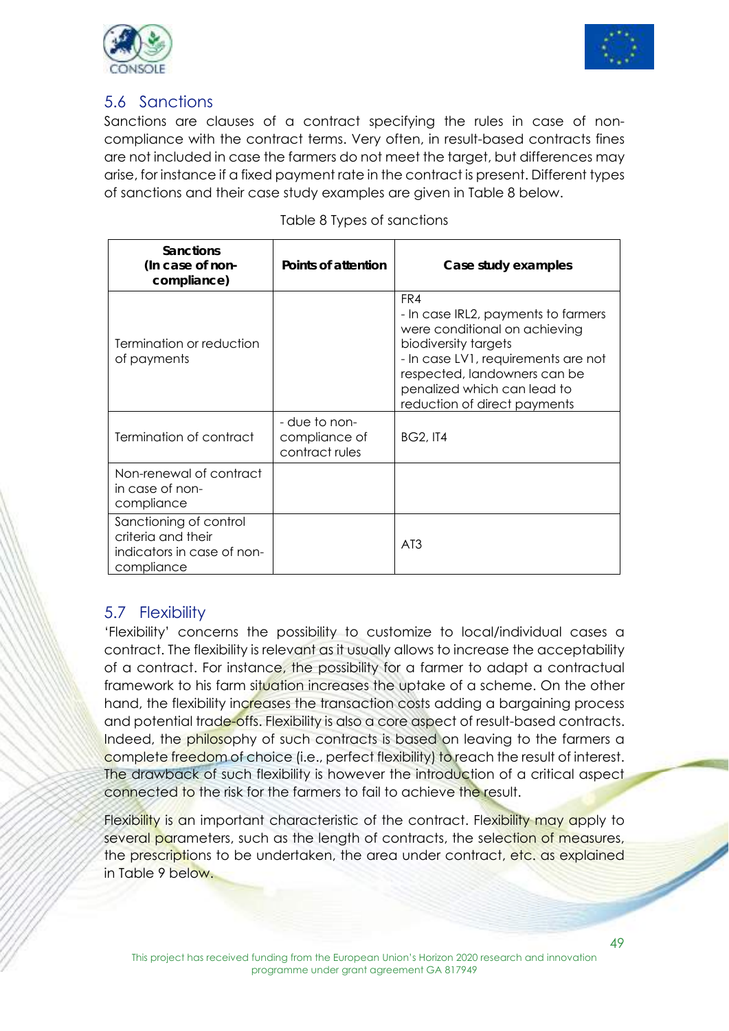## 5.6 Sanctions

Sanctions are clauses of a contract specifying the rules in case of non-compliance with the contract terms. Very often, in result-based contracts fines are not included in case the farmers do not meet the target, but differences may arise, for instance if a fixed payment rate in the contract is present. Different types of sanctions and their case study examples are given in Table 8 below.

Table 8 Types of sanctions

| Sanctions (In case of non-compliance) | Points of attention | Case study examples |
|---|---|---|
| Termination or reduction of payments | | FR4<br>- In case IRL2, payments to farmers were conditional on achieving biodiversity targets<br>- In case LV1, requirements are not respected, landowners can be penalized which can lead to reduction of direct payments |
| Termination of contract | - due to non-compliance of contract rules | BG2, IT4 |
| Non-renewal of contract in case of non-compliance | | |
| Sanctioning of control criteria and their indicators in case of non-compliance | | AT3 |

## 5.7 Flexibility

'Flexibility' concerns the possibility to customize to local/individual cases a contract. The flexibility is relevant as it usually allows to increase the acceptability of a contract. For instance, the possibility for a farmer to adapt a contractual framework to his farm situation increases the uptake of a scheme. On the other hand, the flexibility increases the transaction costs adding a bargaining process and potential trade-offs. Flexibility is also a core aspect of result-based contracts. Indeed, the philosophy of such contracts is based on leaving to the farmers a complete freedom of choice (i.e., perfect flexibility) to reach the result of interest. The drawback of such flexibility is however the introduction of a critical aspect connected to the risk for the farmers to fail to achieve the result.

Flexibility is an important characteristic of the contract. Flexibility may apply to several parameters, such as the length of contracts, the selection of measures, the prescriptions to be undertaken, the area under contract, etc. as explained in Table 9 below.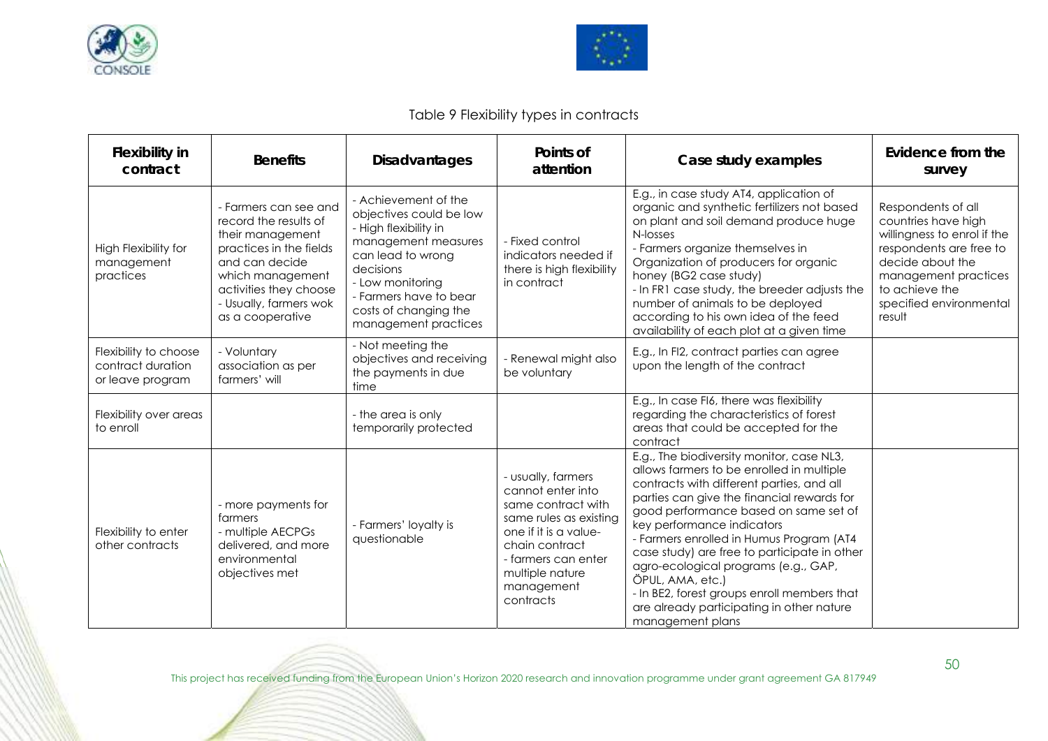Table 9 Flexibility types in contracts

| Flexibility in contract | Benefits | Disadvantages | Points of attention | Case study examples | Evidence from the survey |
|---|---|---|---|---|---|
| High Flexibility for management practices | - Farmers can see and record the results of their management practices in the fields and can decide which management activities they choose<br>- Usually, farmers wok as a cooperative | - Achievement of the objectives could be low<br>- High flexibility in management measures can lead to wrong decisions<br>- Low monitoring<br>- Farmers have to bear costs of changing the management practices | - Fixed control indicators needed if there is high flexibility in contract | E.g., in case study AT4, application of organic and synthetic fertilizers not based on plant and soil demand produce huge N-losses<br>- Farmers organize themselves in Organization of producers for organic honey (BG2 case study)<br>- In FR1 case study, the breeder adjusts the number of animals to be deployed according to his own idea of the feed availability of each plot at a given time | Respondents of all countries have high willingness to enrol if the respondents are free to decide about the management practices to achieve the specified environmental result |
| Flexibility to choose contract duration or leave program | - Voluntary association as per farmers' will | - Not meeting the objectives and receiving the payments in due time | - Renewal might also be voluntary | E.g., In FI2, contract parties can agree upon the length of the contract | |
| Flexibility over areas to enroll | | - the area is only temporarily protected | | E.g., In case FI6, there was flexibility regarding the characteristics of forest areas that could be accepted for the contract | |
| Flexibility to enter other contracts | - more payments for farmers<br>- multiple AECPGs delivered, and more environmental objectives met | - Farmers' loyalty is questionable | - usually, farmers cannot enter into same contract with same rules as existing one if it is a value-chain contract<br>- farmers can enter multiple nature management contracts | E.g., The biodiversity monitor, case NL3, allows farmers to be enrolled in multiple contracts with different parties, and all parties can give the financial rewards for good performance based on same set of key performance indicators<br>- Farmers enrolled in Humus Program (AT4 case study) are free to participate in other agro-ecological programs (e.g., GAP, ÖPUL, AMA, etc.)<br>- In BE2, forest groups enroll members that are already participating in other nature management plans | |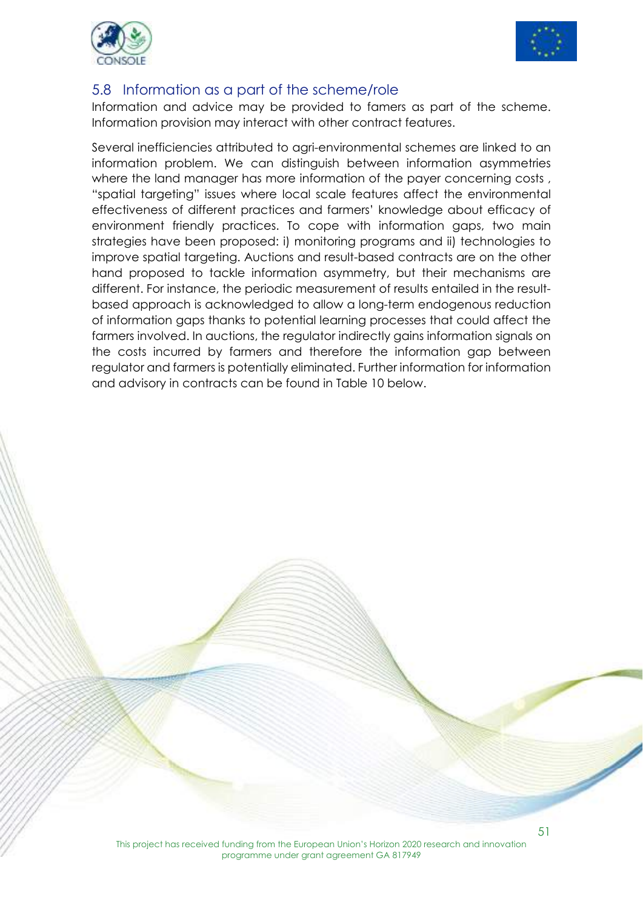## 5.8 Information as a part of the scheme/role

Information and advice may be provided to famers as part of the scheme. Information provision may interact with other contract features.

Several inefficiencies attributed to agri-environmental schemes are linked to an information problem. We can distinguish between information asymmetries where the land manager has more information of the payer concerning costs , "spatial targeting" issues where local scale features affect the environmental effectiveness of different practices and farmers' knowledge about efficacy of environment friendly practices. To cope with information gaps, two main strategies have been proposed: i) monitoring programs and ii) technologies to improve spatial targeting. Auctions and result-based contracts are on the other hand proposed to tackle information asymmetry, but their mechanisms are different. For instance, the periodic measurement of results entailed in the result-based approach is acknowledged to allow a long-term endogenous reduction of information gaps thanks to potential learning processes that could affect the farmers involved. In auctions, the regulator indirectly gains information signals on the costs incurred by farmers and therefore the information gap between regulator and farmers is potentially eliminated. Further information for information and advisory in contracts can be found in Table 10 below.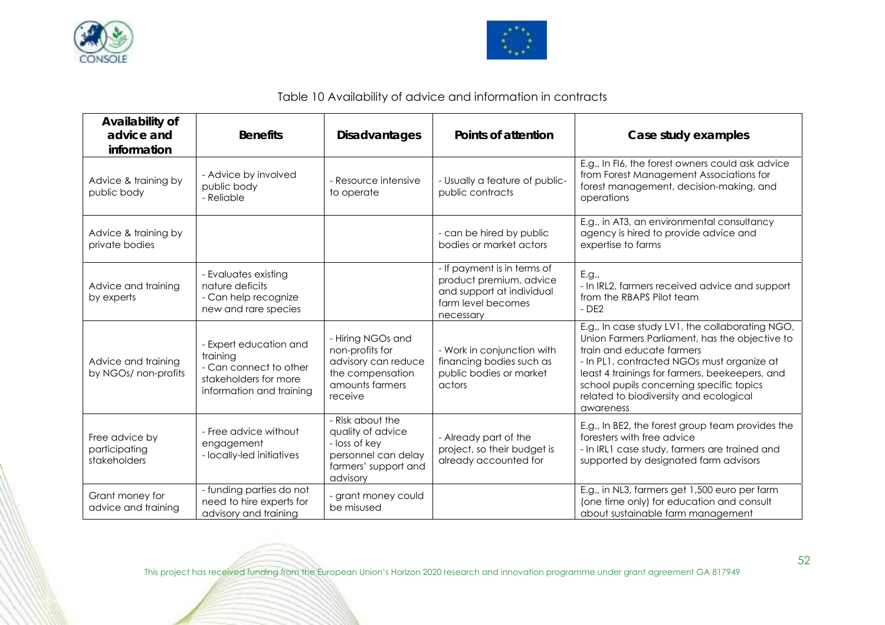Table 10 Availability of advice and information in contracts

| Availability of advice and information | Benefits | Disadvantages | Points of attention | Case study examples |
|---|---|---|---|---|
| Advice & training by public body | - Advice by involved public body<br>- Reliable | - Resource intensive to operate | - Usually a feature of public-public contracts | E.g., In FI6, the forest owners could ask advice from Forest Management Associations for forest management, decision-making, and operations |
| Advice & training by private bodies | | | - can be hired by public bodies or market actors | E.g., in AT3, an environmental consultancy agency is hired to provide advice and expertise to farms |
| Advice and training by experts | - Evaluates existing nature deficits<br>- Can help recognize new and rare species | | - If payment is in terms of product premium, advice and support at individual farm level becomes necessary | E.g.,<br>- In IRL2, farmers received advice and support from the RBAPS Pilot team<br>- DE2 |
| Advice and training by NGOs/ non-profits | - Expert education and training<br>- Can connect to other stakeholders for more information and training | - Hiring NGOs and non-profits for advisory can reduce the compensation amounts farmers receive | - Work in conjunction with financing bodies such as public bodies or market actors | E.g., In case study LV1, the collaborating NGO, Union Farmers Parliament, has the objective to train and educate farmers<br>- In PL1, contracted NGOs must organize at least 4 trainings for farmers, beekeepers, and school pupils concerning specific topics related to biodiversity and ecological awareness |
| Free advice by participating stakeholders | - Free advice without engagement<br>- locally-led initiatives | - Risk about the quality of advice<br>- loss of key personnel can delay farmers' support and advisory | - Already part of the project, so their budget is already accounted for | E.g., In BE2, the forest group team provides the foresters with free advice<br>- In IRL1 case study, farmers are trained and supported by designated farm advisors |
| Grant money for advice and training | - funding parties do not need to hire experts for advisory and training | - grant money could be misused | | E.g., in NL3, farmers get 1,500 euro per farm (one time only) for education and consult about sustainable farm management |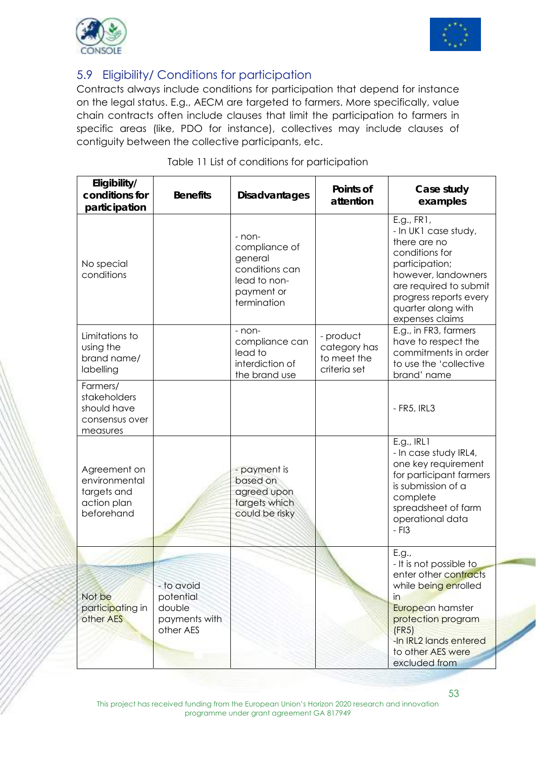## 5.9 Eligibility/ Conditions for participation

Contracts always include conditions for participation that depend for instance on the legal status. E.g., AECM are targeted to farmers. More specifically, value chain contracts often include clauses that limit the participation to farmers in specific areas (like, PDO for instance), collectives may include clauses of contiguity between the collective participants, etc.

Table 11 List of conditions for participation

| Eligibility/ conditions for participation | Benefits | Disadvantages | Points of attention | Case study examples |
|---|---|---|---|---|
| No special conditions | | - non-compliance of general conditions can lead to non-payment or termination | | E.g., FR1,<br>- In UK1 case study, there are no conditions for participation; however, landowners are required to submit progress reports every quarter along with expenses claims |
| Limitations to using the brand name/ labelling | | - non-compliance can lead to interdiction of the brand use | - product category has to meet the criteria set | E.g., in FR3, farmers have to respect the commitments in order to use the 'collective brand' name |
| Farmers/ stakeholders should have consensus over measures | | | | - FR5, IRL3 |
| Agreement on environmental targets and action plan beforehand | | - payment is based on agreed upon targets which could be risky | | E.g., IRL1<br>- In case study IRL4, one key requirement for participant farmers is submission of a complete spreadsheet of farm operational data<br>- FI3 |
| Not be participating in other AES | - to avoid potential double payments with other AES | | | E.g.,<br>- It is not possible to enter other contracts while being enrolled in European hamster protection program (FR5)<br>-In IRL2 lands entered to other AES were excluded from |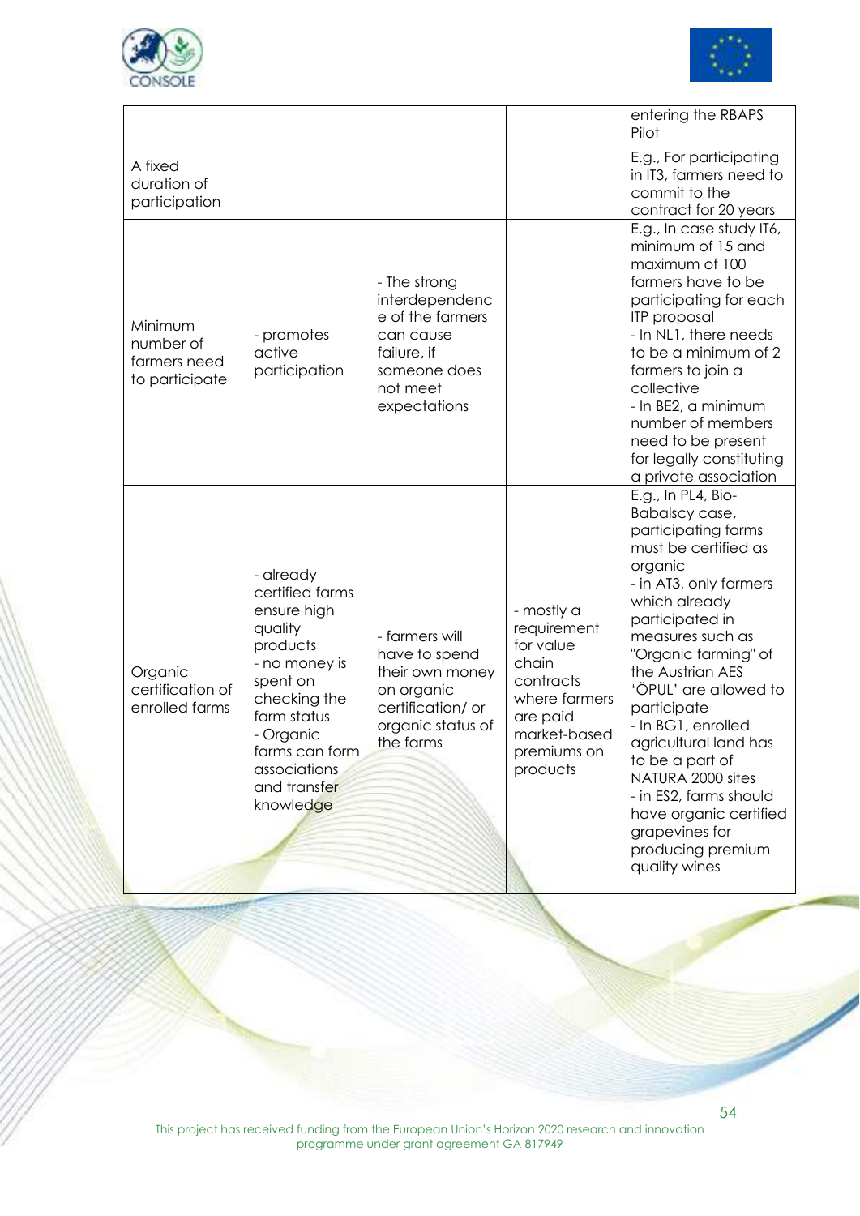|  |  |  |  | entering the RBAPS Pilot |
|---|---|---|---|---|
| A fixed duration of participation |  |  |  | E.g., For participating in IT3, farmers need to commit to the contract for 20 years |
| Minimum number of farmers need to participate | - promotes active participation | - The strong interdependence of the farmers can cause failure, if someone does not meet expectations |  | E.g., In case study IT6, minimum of 15 and maximum of 100 farmers have to be participating for each ITP proposal<br>- In NL1, there needs to be a minimum of 2 farmers to join a collective<br>- In BE2, a minimum number of members need to be present for legally constituting a private association |
| Organic certification of enrolled farms | - already certified farms ensure high quality products<br>- no money is spent on checking the farm status<br>- Organic farms can form associations and transfer knowledge | - farmers will have to spend their own money on organic certification/ or organic status of the farms | - mostly a requirement for value chain contracts where farmers are paid market-based premiums on products | E.g., In PL4, Bio-Babalscy case, participating farms must be certified as organic<br>- in AT3, only farmers which already participated in measures such as "Organic farming" of the Austrian AES 'ÖPUL' are allowed to participate<br>- In BG1, enrolled agricultural land has to be a part of NATURA 2000 sites<br>- in ES2, farms should have organic certified grapevines for producing premium quality wines |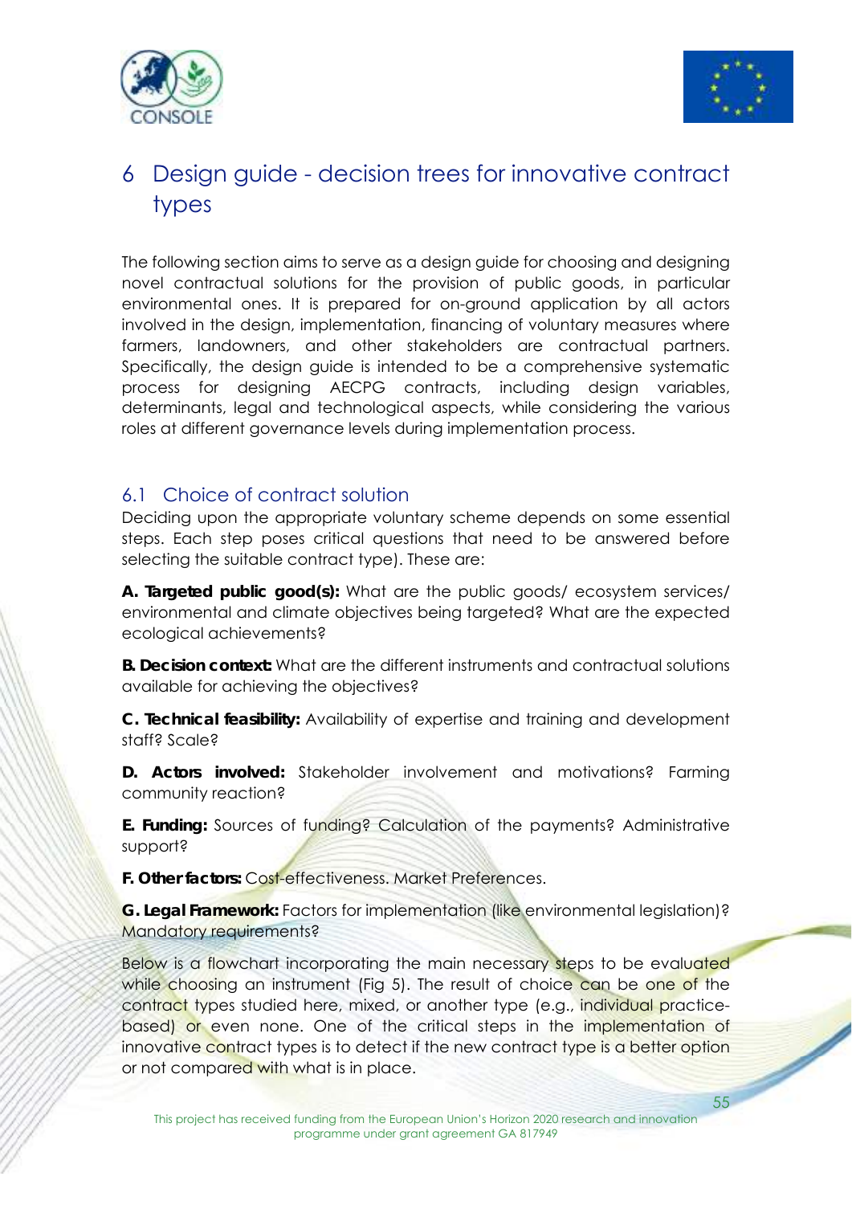# 6 Design guide - decision trees for innovative contract types

The following section aims to serve as a design guide for choosing and designing novel contractual solutions for the provision of public goods, in particular environmental ones. It is prepared for on-ground application by all actors involved in the design, implementation, financing of voluntary measures where farmers, landowners, and other stakeholders are contractual partners. Specifically, the design guide is intended to be a comprehensive systematic process for designing AECPG contracts, including design variables, determinants, legal and technological aspects, while considering the various roles at different governance levels during implementation process.

## 6.1 Choice of contract solution

Deciding upon the appropriate voluntary scheme depends on some essential steps. Each step poses critical questions that need to be answered before selecting the suitable contract type). These are:

**A. Targeted public good(s):** What are the public goods/ ecosystem services/ environmental and climate objectives being targeted? What are the expected ecological achievements?

**B. Decision context:** What are the different instruments and contractual solutions available for achieving the objectives?

**C. Technical feasibility:** Availability of expertise and training and development staff? Scale?

**D. Actors involved:** Stakeholder involvement and motivations? Farming community reaction?

**E. Funding:** Sources of funding? Calculation of the payments? Administrative support?

**F. Other factors:** Cost-effectiveness. Market Preferences.

**G. Legal Framework:** Factors for implementation (like environmental legislation)? Mandatory requirements?

Below is a flowchart incorporating the main necessary steps to be evaluated while choosing an instrument (Fig 5). The result of choice can be one of the contract types studied here, mixed, or another type (e.g., individual practice-based) or even none. One of the critical steps in the implementation of innovative contract types is to detect if the new contract type is a better option or not compared with what is in place.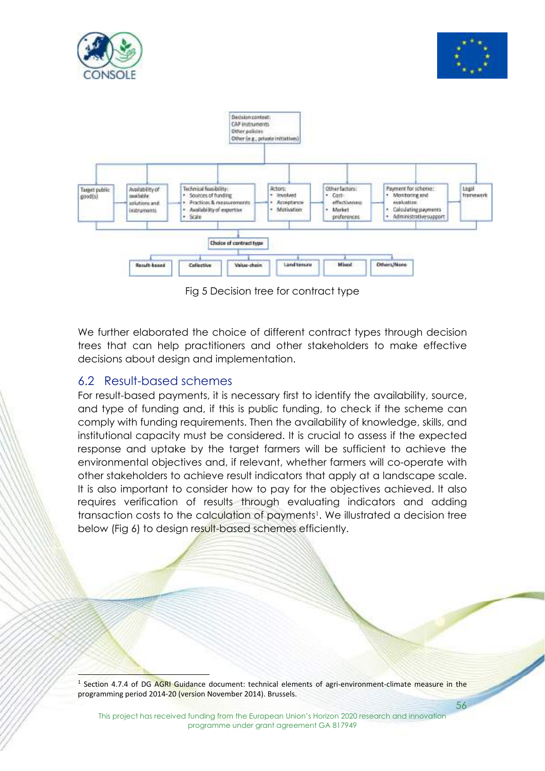Decision context:
CAP instruments
Other policies
Other (e.g., private initiatives)

| Target public good(s) | Availability of available solutions and instruments | Technical feasibility: Sources of funding; Practices & measurements; Availability of expertise; Scale | Actors: Involved; Acceptance; Motivation | Other factors: Cost-effectiveness; Market preferences | Payment for scheme: Monitoring and evaluation; Calculating payments; Administrative support | Legal framework |
|---|---|---|---|---|---|---|

Choice of contract type

| Result-based | Collective | Value-chain | Land tenure | Mixed | Others/None |
|---|---|---|---|---|---|

Fig 5 Decision tree for contract type

We further elaborated the choice of different contract types through decision trees that can help practitioners and other stakeholders to make effective decisions about design and implementation.

## 6.2 Result-based schemes

For result-based payments, it is necessary first to identify the availability, source, and type of funding and, if this is public funding, to check if the scheme can comply with funding requirements. Then the availability of knowledge, skills, and institutional capacity must be considered. It is crucial to assess if the expected response and uptake by the target farmers will be sufficient to achieve the environmental objectives and, if relevant, whether farmers will co-operate with other stakeholders to achieve result indicators that apply at a landscape scale. It is also important to consider how to pay for the objectives achieved. It also requires verification of results through evaluating indicators and adding transaction costs to the calculation of payments[1]. We illustrated a decision tree below (Fig 6) to design result-based schemes efficiently.

[1] Section 4.7.4 of DG AGRI Guidance document: technical elements of agri-environment-climate measure in the programming period 2014-20 (version November 2014). Brussels.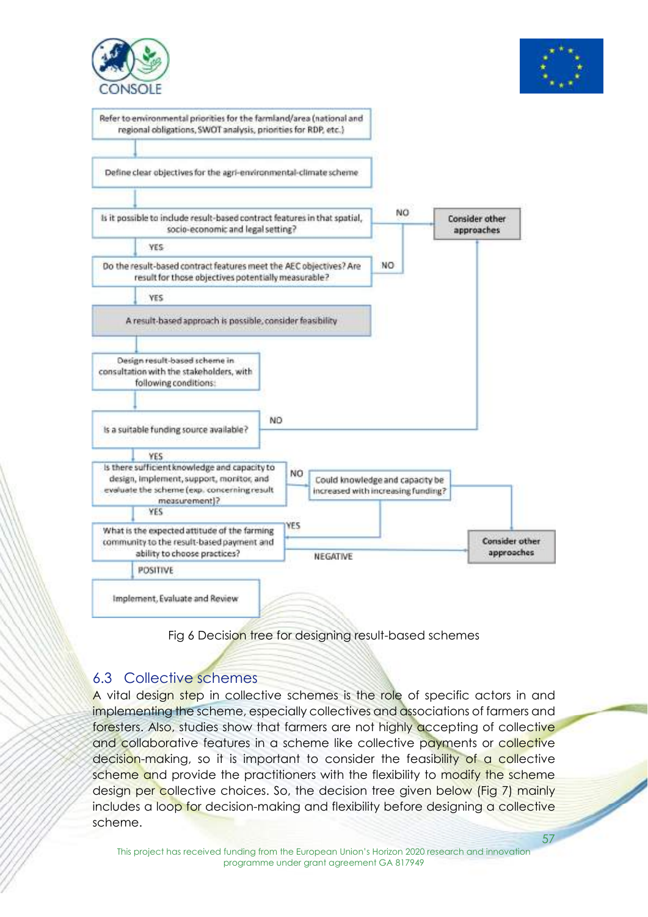Refer to environmental priorities for the farmland/area (national and regional obligations, SWOT analysis, priorities for RDP, etc.)

Define clear objectives for the agri-environmental-climate scheme

Is it possible to include result-based contract features in that spatial, socio-economic and legal setting?

NO

Consider other approaches

YES

Do the result-based contract features meet the AEC objectives? Are result for those objectives potentially measurable?

NO

YES

A result-based approach is possible, consider feasibility

Design result-based scheme in consultation with the stakeholders, with following conditions:

Is a suitable funding source available?

NO

YES

Is there sufficient knowledge and capacity to design, implement, support, monitor, and evaluate the scheme (exp. concerning result measurement)?

NO

Could knowledge and capacity be increased with increasing funding?

YES

YES

What is the expected attitude of the farming community to the result-based payment and ability to choose practices?

NEGATIVE

Consider other approaches

POSITIVE

Implement, Evaluate and Review

Fig 6 Decision tree for designing result-based schemes

## 6.3 Collective schemes

A vital design step in collective schemes is the role of specific actors in and implementing the scheme, especially collectives and associations of farmers and foresters. Also, studies show that farmers are not highly accepting of collective and collaborative features in a scheme like collective payments or collective decision-making, so it is important to consider the feasibility of a collective scheme and provide the practitioners with the flexibility to modify the scheme design per collective choices. So, the decision tree given below (Fig 7) mainly includes a loop for decision-making and flexibility before designing a collective scheme.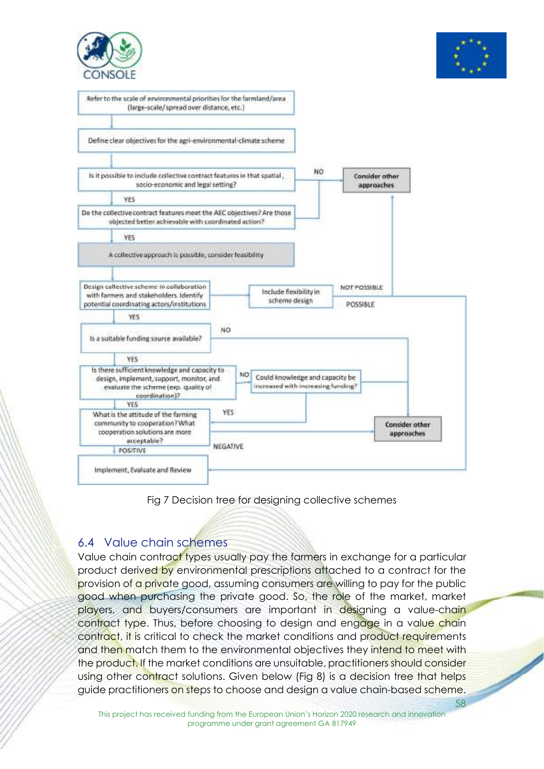Refer to the scale of environmental priorities for the farmland/area (large-scale/spread over distance, etc.)

Define clear objectives for the agri-environmental-climate scheme

Is it possible to include collective contract features in that spatial, socio-economic and legal setting?

NO → Consider other approaches

YES

Do the collective contract features meet the AEC objectives? Are those objected better achievable with coordinated action?

YES

A collective approach is possible, consider feasibility

Design collective scheme in collaboration with farmers and stakeholders. Identify potential coordinating actors/institutions

Include flexibility in scheme design

NOT POSSIBLE

POSSIBLE

YES

Is a suitable funding source available?

NO

YES

Is there sufficient knowledge and capacity to design, implement, support, monitor, and evaluate the scheme (exp. quality of coordination)?

NO → Could knowledge and capacity be increased with increasing funding?

YES

What is the attitude of the farming community to cooperation? What cooperation solutions are more acceptable?

YES

NEGATIVE

Consider other approaches

POSITIVE

Implement, Evaluate and Review

Fig 7 Decision tree for designing collective schemes

## 6.4 Value chain schemes

Value chain contract types usually pay the farmers in exchange for a particular product derived by environmental prescriptions attached to a contract for the provision of a private good, assuming consumers are willing to pay for the public good when purchasing the private good. So, the role of the market, market players, and buyers/consumers are important in designing a value-chain contract type. Thus, before choosing to design and engage in a value chain contract, it is critical to check the market conditions and product requirements and then match them to the environmental objectives they intend to meet with the product. If the market conditions are unsuitable, practitioners should consider using other contract solutions. Given below (Fig 8) is a decision tree that helps guide practitioners on steps to choose and design a value chain-based scheme.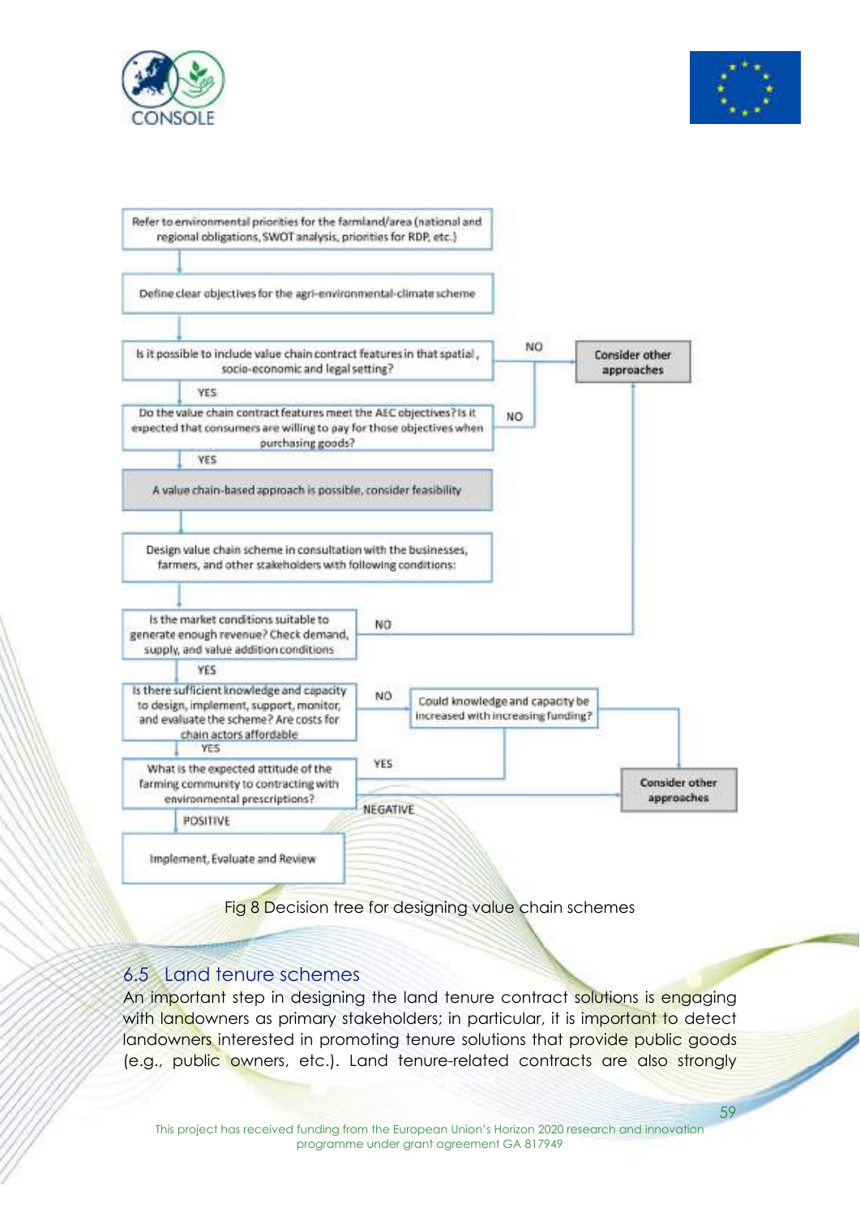Refer to environmental priorities for the farmland/area (national and regional obligations, SWOT analysis, priorities for RDP, etc.)

Define clear objectives for the agri-environmental-climate scheme

Is it possible to include value chain contract features in that spatial, socio-economic and legal setting?

NO → Consider other approaches

YES

Do the value chain contract features meet the AEC objectives? Is it expected that consumers are willing to pay for those objectives when purchasing goods?

NO → Consider other approaches

YES

A value chain-based approach is possible, consider feasibility

Design value chain scheme in consultation with the businesses, farmers, and other stakeholders with following conditions:

Is the market conditions suitable to generate enough revenue? Check demand, supply, and value addition conditions

NO → Consider other approaches

YES

Is there sufficient knowledge and capacity to design, implement, support, monitor, and evaluate the scheme? Are costs for chain actors affordable

NO → Could knowledge and capacity be increased with increasing funding? → Consider other approaches

YES

What is the expected attitude of the farming community to contracting with environmental prescriptions?

NEGATIVE → Consider other approaches

POSITIVE

Implement, Evaluate and Review

Fig 8 Decision tree for designing value chain schemes

## 6.5 Land tenure schemes

An important step in designing the land tenure contract solutions is engaging with landowners as primary stakeholders; in particular, it is important to detect landowners interested in promoting tenure solutions that provide public goods (e.g., public owners, etc.). Land tenure-related contracts are also strongly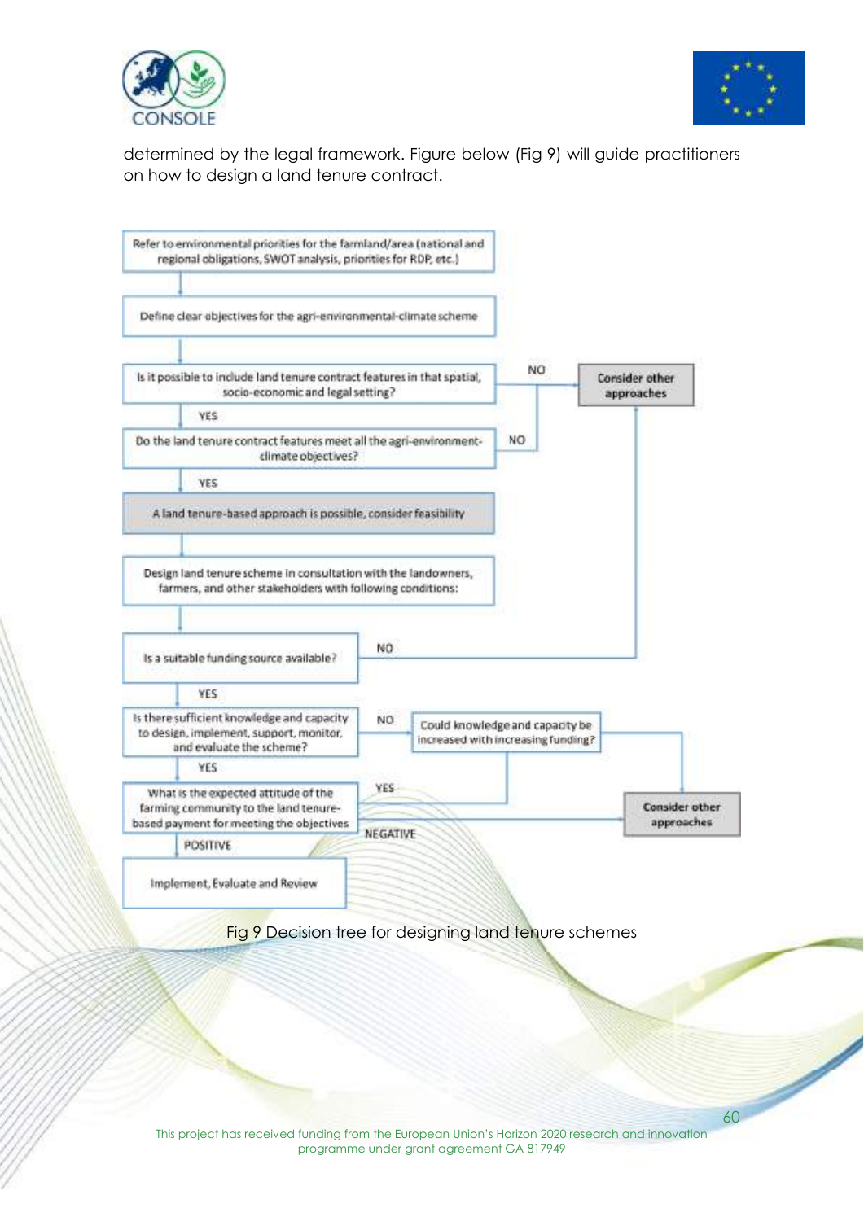determined by the legal framework. Figure below (Fig 9) will guide practitioners on how to design a land tenure contract.

Refer to environmental priorities for the farmland/area (national and regional obligations, SWOT analysis, priorities for RDP, etc.)

Define clear objectives for the agri-environmental-climate scheme

Is it possible to include land tenure contract features in that spatial, socio-economic and legal setting?

NO

Consider other approaches

YES

Do the land tenure contract features meet all the agri-environment-climate objectives?

NO

YES

A land tenure-based approach is possible, consider feasibility

Design land tenure scheme in consultation with the landowners, farmers, and other stakeholders with following conditions:

Is a suitable funding source available?

NO

YES

Is there sufficient knowledge and capacity to design, implement, support, monitor, and evaluate the scheme?

NO

Could knowledge and capacity be increased with increasing funding?

YES

What is the expected attitude of the farming community to the land tenure-based payment for meeting the objectives

YES

NEGATIVE

Consider other approaches

POSITIVE

Implement, Evaluate and Review

Fig 9 Decision tree for designing land tenure schemes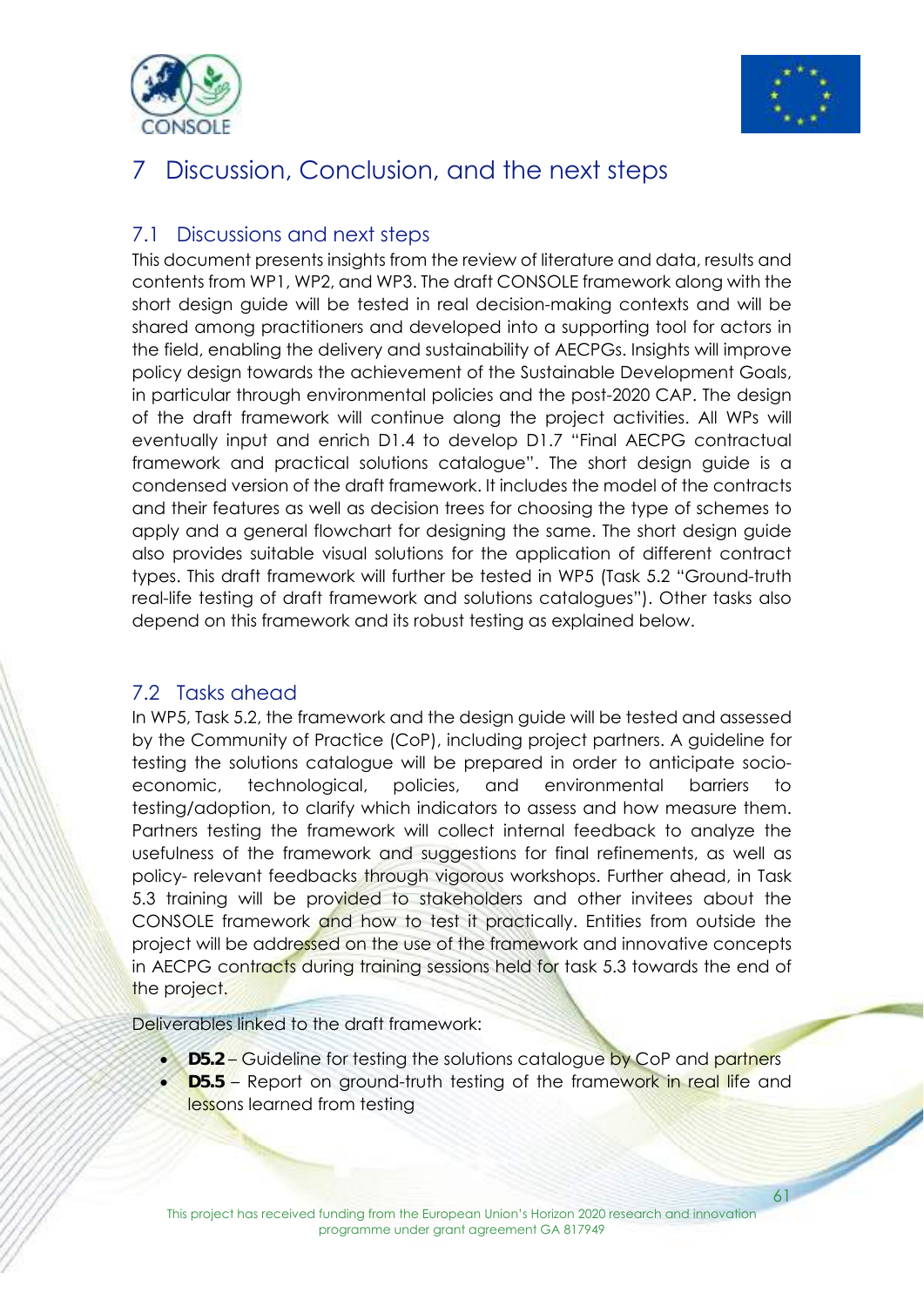# 7 Discussion, Conclusion, and the next steps

## 7.1 Discussions and next steps

This document presents insights from the review of literature and data, results and contents from WP1, WP2, and WP3. The draft CONSOLE framework along with the short design guide will be tested in real decision-making contexts and will be shared among practitioners and developed into a supporting tool for actors in the field, enabling the delivery and sustainability of AECPGs. Insights will improve policy design towards the achievement of the Sustainable Development Goals, in particular through environmental policies and the post-2020 CAP. The design of the draft framework will continue along the project activities. All WPs will eventually input and enrich D1.4 to develop D1.7 "Final AECPG contractual framework and practical solutions catalogue". The short design guide is a condensed version of the draft framework. It includes the model of the contracts and their features as well as decision trees for choosing the type of schemes to apply and a general flowchart for designing the same. The short design guide also provides suitable visual solutions for the application of different contract types. This draft framework will further be tested in WP5 (Task 5.2 "Ground-truth real-life testing of draft framework and solutions catalogues"). Other tasks also depend on this framework and its robust testing as explained below.

## 7.2 Tasks ahead

In WP5, Task 5.2, the framework and the design guide will be tested and assessed by the Community of Practice (CoP), including project partners. A guideline for testing the solutions catalogue will be prepared in order to anticipate socio-economic, technological, policies, and environmental barriers to testing/adoption, to clarify which indicators to assess and how measure them. Partners testing the framework will collect internal feedback to analyze the usefulness of the framework and suggestions for final refinements, as well as policy- relevant feedbacks through vigorous workshops. Further ahead, in Task 5.3 training will be provided to stakeholders and other invitees about the CONSOLE framework and how to test it practically. Entities from outside the project will be addressed on the use of the framework and innovative concepts in AECPG contracts during training sessions held for task 5.3 towards the end of the project.

Deliverables linked to the draft framework:

- **D5.2** – Guideline for testing the solutions catalogue by CoP and partners
- **D5.5** – Report on ground-truth testing of the framework in real life and lessons learned from testing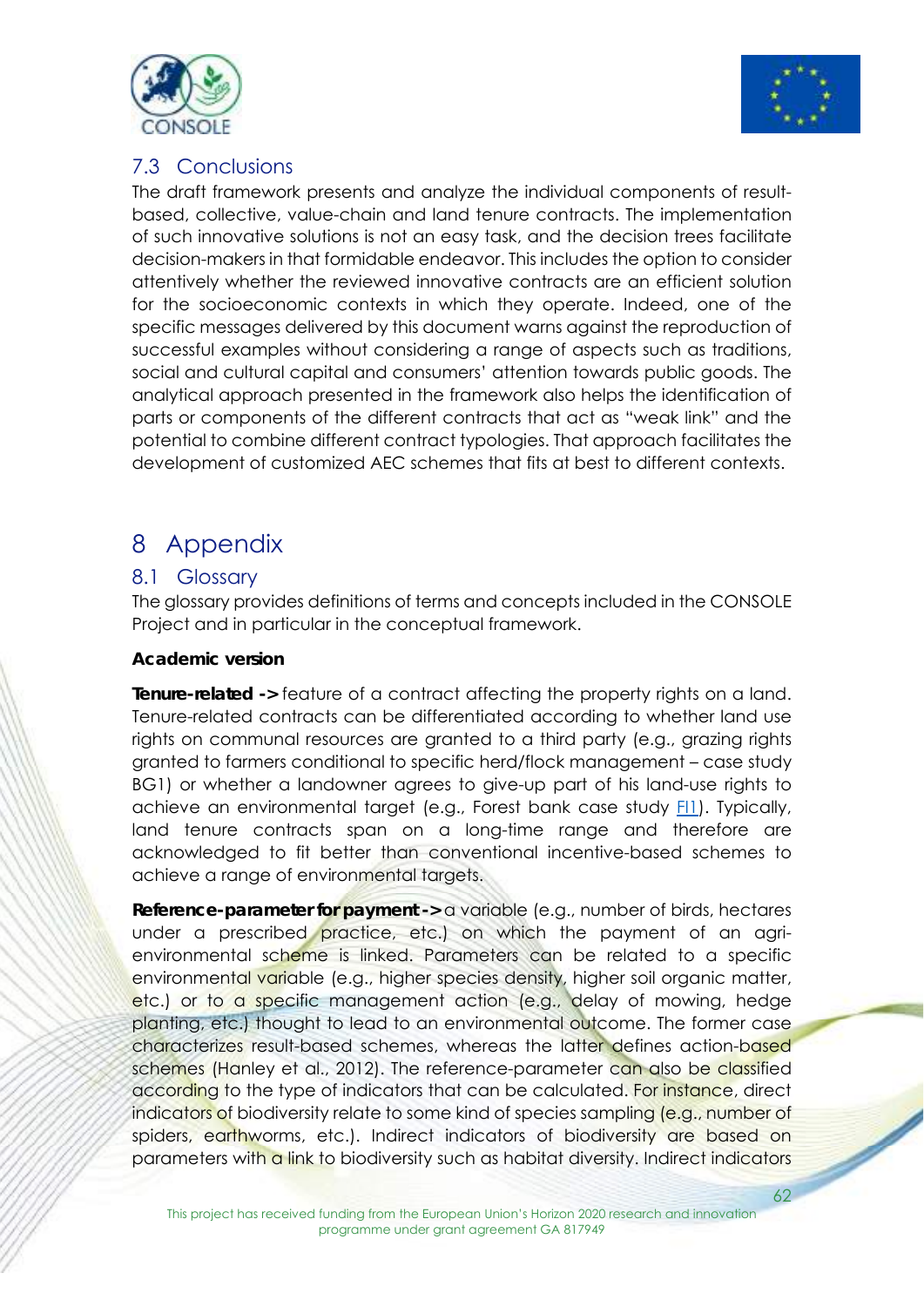## 7.3 Conclusions

The draft framework presents and analyze the individual components of result-based, collective, value-chain and land tenure contracts. The implementation of such innovative solutions is not an easy task, and the decision trees facilitate decision-makers in that formidable endeavor. This includes the option to consider attentively whether the reviewed innovative contracts are an efficient solution for the socioeconomic contexts in which they operate. Indeed, one of the specific messages delivered by this document warns against the reproduction of successful examples without considering a range of aspects such as traditions, social and cultural capital and consumers' attention towards public goods. The analytical approach presented in the framework also helps the identification of parts or components of the different contracts that act as "weak link" and the potential to combine different contract typologies. That approach facilitates the development of customized AEC schemes that fits at best to different contexts.

# 8 Appendix

## 8.1 Glossary

The glossary provides definitions of terms and concepts included in the CONSOLE Project and in particular in the conceptual framework.

**Academic version**

**Tenure-related ->** feature of a contract affecting the property rights on a land. Tenure-related contracts can be differentiated according to whether land use rights on communal resources are granted to a third party (e.g., grazing rights granted to farmers conditional to specific herd/flock management – case study BG1) or whether a landowner agrees to give-up part of his land-use rights to achieve an environmental target (e.g., Forest bank case study FI1). Typically, land tenure contracts span on a long-time range and therefore are acknowledged to fit better than conventional incentive-based schemes to achieve a range of environmental targets.

**Reference-parameter for payment ->** a variable (e.g., number of birds, hectares under a prescribed practice, etc.) on which the payment of an agri-environmental scheme is linked. Parameters can be related to a specific environmental variable (e.g., higher species density, higher soil organic matter, etc.) or to a specific management action (e.g., delay of mowing, hedge planting, etc.) thought to lead to an environmental outcome. The former case characterizes result-based schemes, whereas the latter defines action-based schemes (Hanley et al., 2012). The reference-parameter can also be classified according to the type of indicators that can be calculated. For instance, direct indicators of biodiversity relate to some kind of species sampling (e.g., number of spiders, earthworms, etc.). Indirect indicators of biodiversity are based on parameters with a link to biodiversity such as habitat diversity. Indirect indicators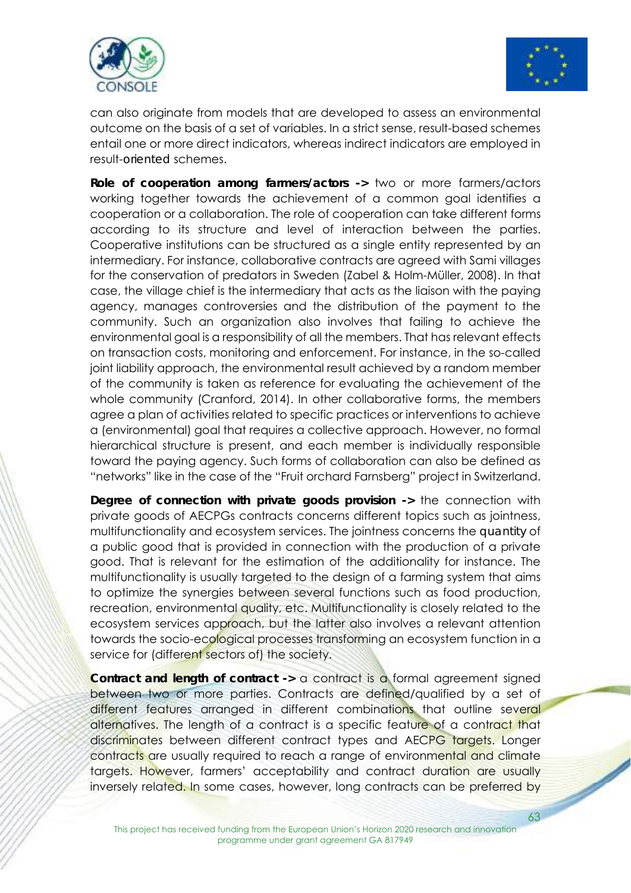can also originate from models that are developed to assess an environmental outcome on the basis of a set of variables. In a strict sense, result-based schemes entail one or more direct indicators, whereas indirect indicators are employed in result-oriented schemes.

**Role of cooperation among farmers/actors ->** two or more farmers/actors working together towards the achievement of a common goal identifies a cooperation or a collaboration. The role of cooperation can take different forms according to its structure and level of interaction between the parties. Cooperative institutions can be structured as a single entity represented by an intermediary. For instance, collaborative contracts are agreed with Sami villages for the conservation of predators in Sweden (Zabel & Holm-Müller, 2008). In that case, the village chief is the intermediary that acts as the liaison with the paying agency, manages controversies and the distribution of the payment to the community. Such an organization also involves that failing to achieve the environmental goal is a responsibility of all the members. That has relevant effects on transaction costs, monitoring and enforcement. For instance, in the so-called joint liability approach, the environmental result achieved by a random member of the community is taken as reference for evaluating the achievement of the whole community (Cranford, 2014). In other collaborative forms, the members agree a plan of activities related to specific practices or interventions to achieve a (environmental) goal that requires a collective approach. However, no formal hierarchical structure is present, and each member is individually responsible toward the paying agency. Such forms of collaboration can also be defined as "networks" like in the case of the "Fruit orchard Farnsberg" project in Switzerland.

**Degree of connection with private goods provision ->** the connection with private goods of AECPGs contracts concerns different topics such as jointness, multifunctionality and ecosystem services. The jointness concerns the quantity of a public good that is provided in connection with the production of a private good. That is relevant for the estimation of the additionality for instance. The multifunctionality is usually targeted to the design of a farming system that aims to optimize the synergies between several functions such as food production, recreation, environmental quality, etc. Multifunctionality is closely related to the ecosystem services approach, but the latter also involves a relevant attention towards the socio-ecological processes transforming an ecosystem function in a service for (different sectors of) the society.

**Contract and length of contract ->** a contract is a formal agreement signed between two or more parties. Contracts are defined/qualified by a set of different features arranged in different combinations that outline several alternatives. The length of a contract is a specific feature of a contract that discriminates between different contract types and AECPG targets. Longer contracts are usually required to reach a range of environmental and climate targets. However, farmers' acceptability and contract duration are usually inversely related. In some cases, however, long contracts can be preferred by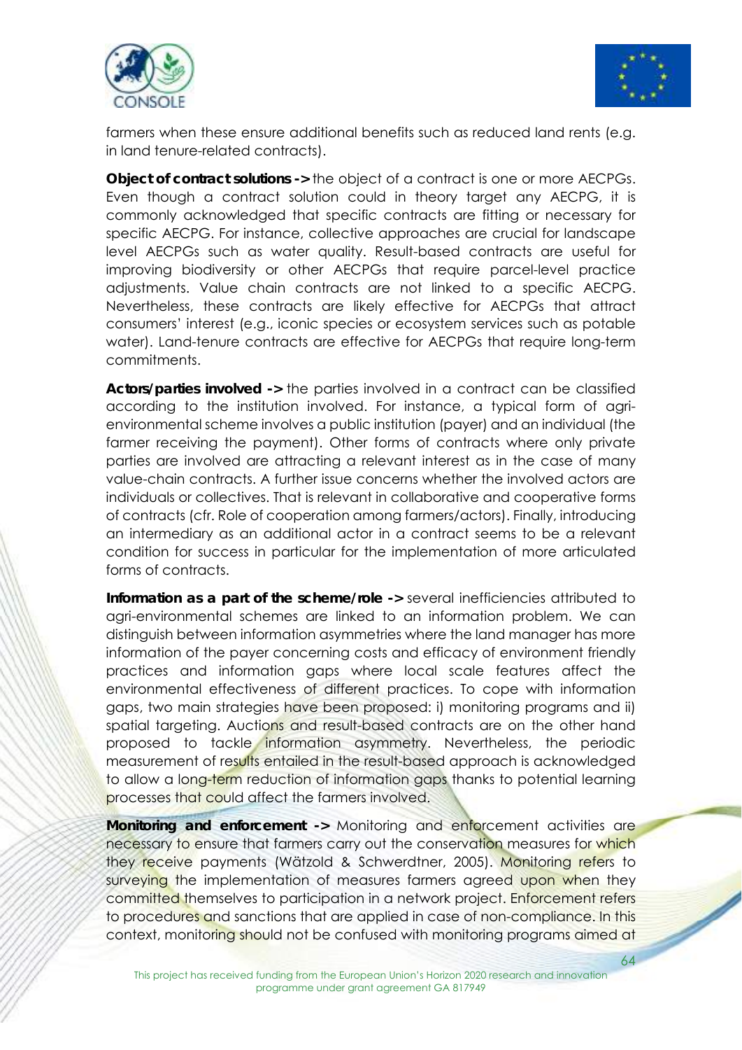farmers when these ensure additional benefits such as reduced land rents (e.g. in land tenure-related contracts).

**Object of contract solutions ->** the object of a contract is one or more AECPGs. Even though a contract solution could in theory target any AECPG, it is commonly acknowledged that specific contracts are fitting or necessary for specific AECPG. For instance, collective approaches are crucial for landscape level AECPGs such as water quality. Result-based contracts are useful for improving biodiversity or other AECPGs that require parcel-level practice adjustments. Value chain contracts are not linked to a specific AECPG. Nevertheless, these contracts are likely effective for AECPGs that attract consumers' interest (e.g., iconic species or ecosystem services such as potable water). Land-tenure contracts are effective for AECPGs that require long-term commitments.

**Actors/parties involved ->** the parties involved in a contract can be classified according to the institution involved. For instance, a typical form of agri-environmental scheme involves a public institution (payer) and an individual (the farmer receiving the payment). Other forms of contracts where only private parties are involved are attracting a relevant interest as in the case of many value-chain contracts. A further issue concerns whether the involved actors are individuals or collectives. That is relevant in collaborative and cooperative forms of contracts (cfr. Role of cooperation among farmers/actors). Finally, introducing an intermediary as an additional actor in a contract seems to be a relevant condition for success in particular for the implementation of more articulated forms of contracts.

**Information as a part of the scheme/role ->** several inefficiencies attributed to agri-environmental schemes are linked to an information problem. We can distinguish between information asymmetries where the land manager has more information of the payer concerning costs and efficacy of environment friendly practices and information gaps where local scale features affect the environmental effectiveness of different practices. To cope with information gaps, two main strategies have been proposed: i) monitoring programs and ii) spatial targeting. Auctions and result-based contracts are on the other hand proposed to tackle information asymmetry. Nevertheless, the periodic measurement of results entailed in the result-based approach is acknowledged to allow a long-term reduction of information gaps thanks to potential learning processes that could affect the farmers involved.

**Monitoring and enforcement ->** Monitoring and enforcement activities are necessary to ensure that farmers carry out the conservation measures for which they receive payments (Wätzold & Schwerdtner, 2005). Monitoring refers to surveying the implementation of measures farmers agreed upon when they committed themselves to participation in a network project. Enforcement refers to procedures and sanctions that are applied in case of non-compliance. In this context, monitoring should not be confused with monitoring programs aimed at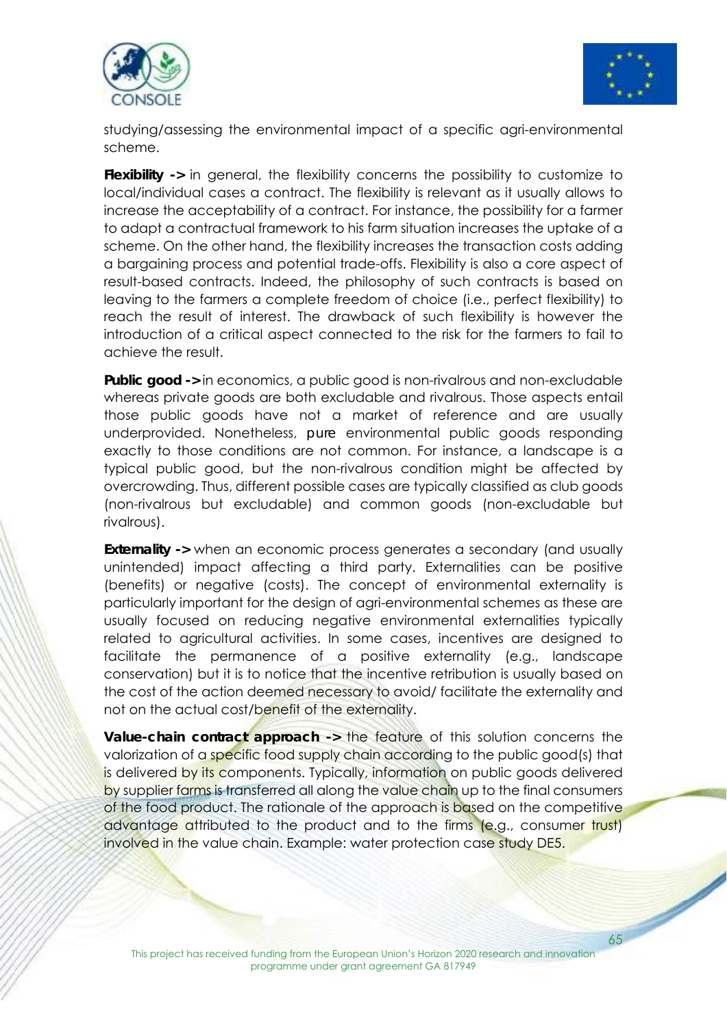studying/assessing the environmental impact of a specific agri-environmental scheme.

**Flexibility ->** in general, the flexibility concerns the possibility to customize to local/individual cases a contract. The flexibility is relevant as it usually allows to increase the acceptability of a contract. For instance, the possibility for a farmer to adapt a contractual framework to his farm situation increases the uptake of a scheme. On the other hand, the flexibility increases the transaction costs adding a bargaining process and potential trade-offs. Flexibility is also a core aspect of result-based contracts. Indeed, the philosophy of such contracts is based on leaving to the farmers a complete freedom of choice (i.e., perfect flexibility) to reach the result of interest. The drawback of such flexibility is however the introduction of a critical aspect connected to the risk for the farmers to fail to achieve the result.

**Public good ->** in economics, a public good is non-rivalrous and non-excludable whereas private goods are both excludable and rivalrous. Those aspects entail those public goods have not a market of reference and are usually underprovided. Nonetheless, *pure* environmental public goods responding exactly to those conditions are not common. For instance, a landscape is a typical public good, but the non-rivalrous condition might be affected by overcrowding. Thus, different possible cases are typically classified as club goods (non-rivalrous but excludable) and common goods (non-excludable but rivalrous).

**Externality ->** when an economic process generates a secondary (and usually unintended) impact affecting a third party. Externalities can be positive (benefits) or negative (costs). The concept of environmental externality is particularly important for the design of agri-environmental schemes as these are usually focused on reducing negative environmental externalities typically related to agricultural activities. In some cases, incentives are designed to facilitate the permanence of a positive externality (e.g., landscape conservation) but it is to notice that the incentive retribution is usually based on the cost of the action deemed necessary to avoid/ facilitate the externality and not on the actual cost/benefit of the externality.

**Value-chain contract approach ->** the feature of this solution concerns the valorization of a specific food supply chain according to the public good(s) that is delivered by its components. Typically, information on public goods delivered by supplier farms is transferred all along the value chain up to the final consumers of the food product. The rationale of the approach is based on the competitive advantage attributed to the product and to the firms (e.g., consumer trust) involved in the value chain. Example: water protection case study DE5.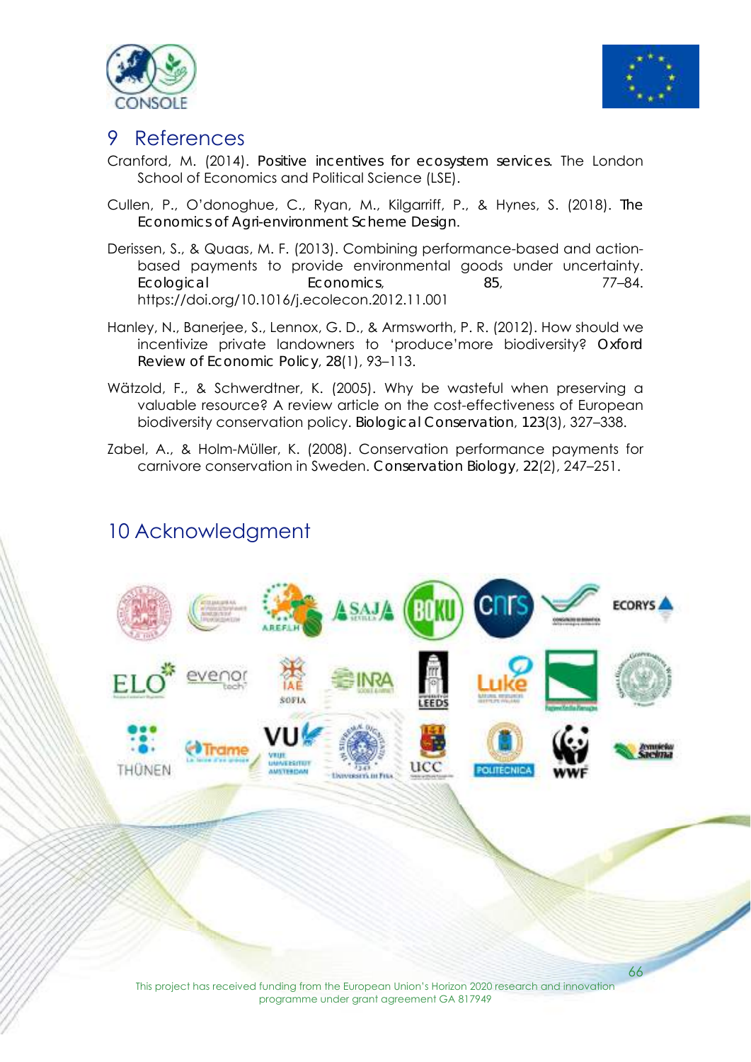# 9 References

Cranford, M. (2014). *Positive incentives for ecosystem services*. The London School of Economics and Political Science (LSE).

Cullen, P., O'donoghue, C., Ryan, M., Kilgarriff, P., & Hynes, S. (2018). *The Economics of Agri-environment Scheme Design*.

Derissen, S., & Quaas, M. F. (2013). Combining performance-based and action-based payments to provide environmental goods under uncertainty. *Ecological Economics*, *85*, 77–84. https://doi.org/10.1016/j.ecolecon.2012.11.001

Hanley, N., Banerjee, S., Lennox, G. D., & Armsworth, P. R. (2012). How should we incentivize private landowners to 'produce'more biodiversity? *Oxford Review of Economic Policy*, *28*(1), 93–113.

Wätzold, F., & Schwerdtner, K. (2005). Why be wasteful when preserving a valuable resource? A review article on the cost-effectiveness of European biodiversity conservation policy. *Biological Conservation*, *123*(3), 327–338.

Zabel, A., & Holm-Müller, K. (2008). Conservation performance payments for carnivore conservation in Sweden. *Conservation Biology*, *22*(2), 247–251.

# 10 Acknowledgment

This project has received funding from the European Union's Horizon 2020 research and innovation programme under grant agreement GA 817949